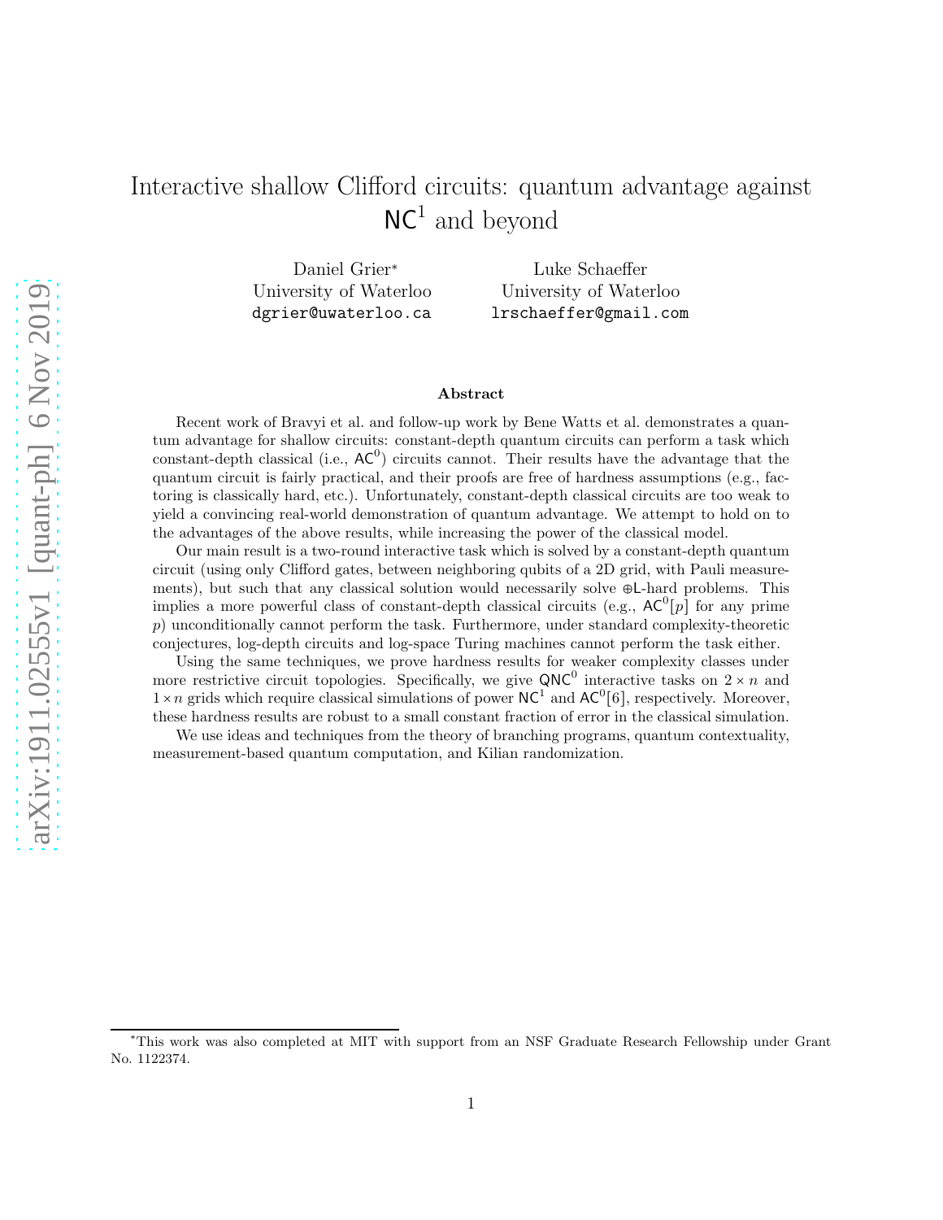# Interactive shallow Clifford circuits: quantum advantage against $\mathsf{NC}^1$ and beyond

Daniel Grier[*]
University of Waterloo
dgrier@uwaterloo.ca

Luke Schaeffer
University of Waterloo
lrschaeffer@gmail.com

**Abstract**

Recent work of Bravyi et al. and follow-up work by Bene Watts et al. demonstrates a quantum advantage for shallow circuits: constant-depth quantum circuits can perform a task which constant-depth classical (i.e., $\mathsf{AC}^0$) circuits cannot. Their results have the advantage that the quantum circuit is fairly practical, and their proofs are free of hardness assumptions (e.g., factoring is classically hard, etc.). Unfortunately, constant-depth classical circuits are too weak to yield a convincing real-world demonstration of quantum advantage. We attempt to hold on to the advantages of the above results, while increasing the power of the classical model.

Our main result is a two-round interactive task which is solved by a constant-depth quantum circuit (using only Clifford gates, between neighboring qubits of a 2D grid, with Pauli measurements), but such that any classical solution would necessarily solve $\oplus\mathsf{L}$-hard problems. This implies a more powerful class of constant-depth classical circuits (e.g., $\mathsf{AC}^0[p]$ for any prime $p$) unconditionally cannot perform the task. Furthermore, under standard complexity-theoretic conjectures, log-depth circuits and log-space Turing machines cannot perform the task either.

Using the same techniques, we prove hardness results for weaker complexity classes under more restrictive circuit topologies. Specifically, we give $\mathsf{QNC}^0$ interactive tasks on $2 \times n$ and $1 \times n$ grids which require classical simulations of power $\mathsf{NC}^1$ and $\mathsf{AC}^0[6]$, respectively. Moreover, these hardness results are robust to a small constant fraction of error in the classical simulation.

We use ideas and techniques from the theory of branching programs, quantum contextuality, measurement-based quantum computation, and Kilian randomization.

[*] This work was also completed at MIT with support from an NSF Graduate Research Fellowship under Grant No. 1122374.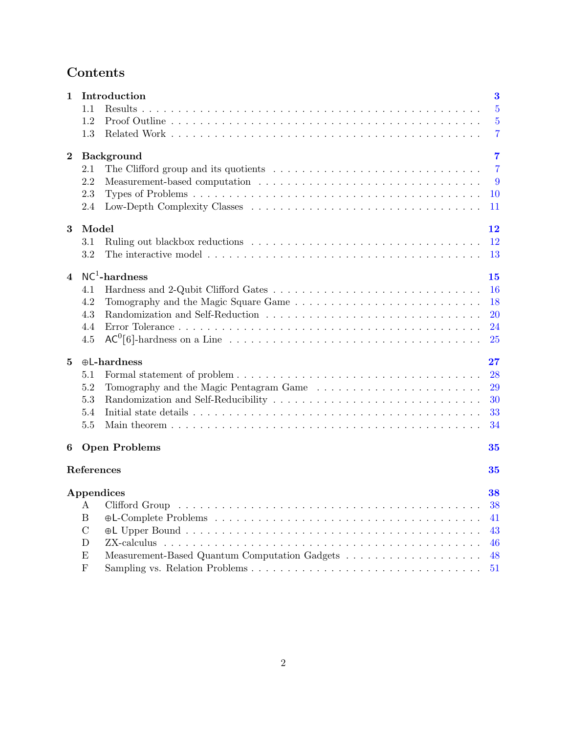# Contents

**1 Introduction** — 3
- 1.1 Results — 5
- 1.2 Proof Outline — 5
- 1.3 Related Work — 7

**2 Background** — 7
- 2.1 The Clifford group and its quotients — 7
- 2.2 Measurement-based computation — 9
- 2.3 Types of Problems — 10
- 2.4 Low-Depth Complexity Classes — 11

**3 Model** — 12
- 3.1 Ruling out blackbox reductions — 12
- 3.2 The interactive model — 13

**4 $\mathsf{NC}^1$-hardness** — 15
- 4.1 Hardness and 2-Qubit Clifford Gates — 16
- 4.2 Tomography and the Magic Square Game — 18
- 4.3 Randomization and Self-Reduction — 20
- 4.4 Error Tolerance — 24
- 4.5 $\mathsf{AC}^0[6]$-hardness on a Line — 25

**5 $\oplus\mathsf{L}$-hardness** — 27
- 5.1 Formal statement of problem — 28
- 5.2 Tomography and the Magic Pentagram Game — 29
- 5.3 Randomization and Self-Reducibility — 30
- 5.4 Initial state details — 33
- 5.5 Main theorem — 34

**6 Open Problems** — 35

**References** — 35

**Appendices** — 38
- A Clifford Group — 38
- B $\oplus\mathsf{L}$-Complete Problems — 41
- C $\oplus\mathsf{L}$ Upper Bound — 43
- D ZX-calculus — 46
- E Measurement-Based Quantum Computation Gadgets — 48
- F Sampling vs. Relation Problems — 51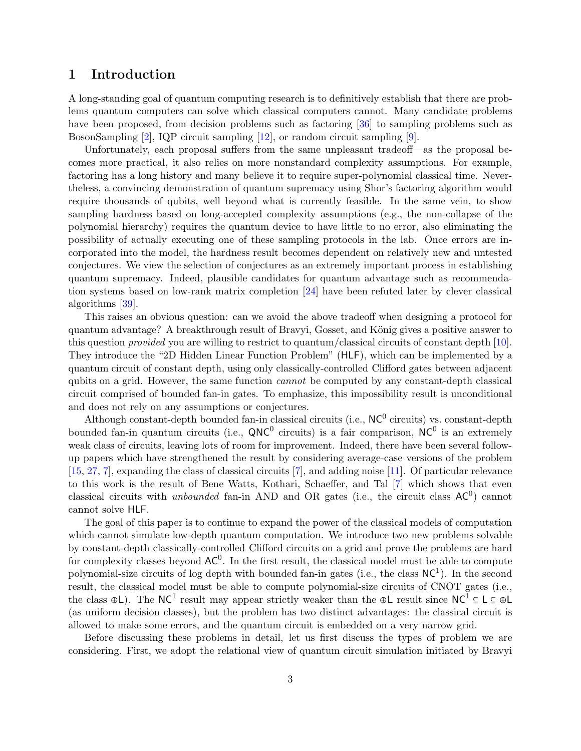## 1 Introduction

A long-standing goal of quantum computing research is to definitively establish that there are problems quantum computers can solve which classical computers cannot. Many candidate problems have been proposed, from decision problems such as factoring [36] to sampling problems such as BosonSampling [2], IQP circuit sampling [12], or random circuit sampling [9].

Unfortunately, each proposal suffers from the same unpleasant tradeoff—as the proposal becomes more practical, it also relies on more nonstandard complexity assumptions. For example, factoring has a long history and many believe it to require super-polynomial classical time. Nevertheless, a convincing demonstration of quantum supremacy using Shor's factoring algorithm would require thousands of qubits, well beyond what is currently feasible. In the same vein, to show sampling hardness based on long-accepted complexity assumptions (e.g., the non-collapse of the polynomial hierarchy) requires the quantum device to have little to no error, also eliminating the possibility of actually executing one of these sampling protocols in the lab. Once errors are incorporated into the model, the hardness result becomes dependent on relatively new and untested conjectures. We view the selection of conjectures as an extremely important process in establishing quantum supremacy. Indeed, plausible candidates for quantum advantage such as recommendation systems based on low-rank matrix completion [24] have been refuted later by clever classical algorithms [39].

This raises an obvious question: can we avoid the above tradeoff when designing a protocol for quantum advantage? A breakthrough result of Bravyi, Gosset, and König gives a positive answer to this question *provided* you are willing to restrict to quantum/classical circuits of constant depth [10]. They introduce the "2D Hidden Linear Function Problem" (HLF), which can be implemented by a quantum circuit of constant depth, using only classically-controlled Clifford gates between adjacent qubits on a grid. However, the same function *cannot* be computed by any constant-depth classical circuit comprised of bounded fan-in gates. To emphasize, this impossibility result is unconditional and does not rely on any assumptions or conjectures.

Although constant-depth bounded fan-in classical circuits (i.e., $\mathsf{NC}^0$ circuits) vs. constant-depth bounded fan-in quantum circuits (i.e., $\mathsf{QNC}^0$ circuits) is a fair comparison, $\mathsf{NC}^0$ is an extremely weak class of circuits, leaving lots of room for improvement. Indeed, there have been several follow-up papers which have strengthened the result by considering average-case versions of the problem [15, 27, 7], expanding the class of classical circuits [7], and adding noise [11]. Of particular relevance to this work is the result of Bene Watts, Kothari, Schaeffer, and Tal [7] which shows that even classical circuits with *unbounded* fan-in AND and OR gates (i.e., the circuit class $\mathsf{AC}^0$) cannot cannot solve HLF.

The goal of this paper is to continue to expand the power of the classical models of computation which cannot simulate low-depth quantum computation. We introduce two new problems solvable by constant-depth classically-controlled Clifford circuits on a grid and prove the problems are hard for complexity classes beyond $\mathsf{AC}^0$. In the first result, the classical model must be able to compute polynomial-size circuits of log depth with bounded fan-in gates (i.e., the class $\mathsf{NC}^1$). In the second result, the classical model must be able to compute polynomial-size circuits of CNOT gates (i.e., the class $\oplus\mathsf{L}$). The $\mathsf{NC}^1$ result may appear strictly weaker than the $\oplus\mathsf{L}$ result since $\mathsf{NC}^1 \subseteq \mathsf{L} \subseteq \oplus\mathsf{L}$ (as uniform decision classes), but the problem has two distinct advantages: the classical circuit is allowed to make some errors, and the quantum circuit is embedded on a very narrow grid.

Before discussing these problems in detail, let us first discuss the types of problem we are considering. First, we adopt the relational view of quantum circuit simulation initiated by Bravyi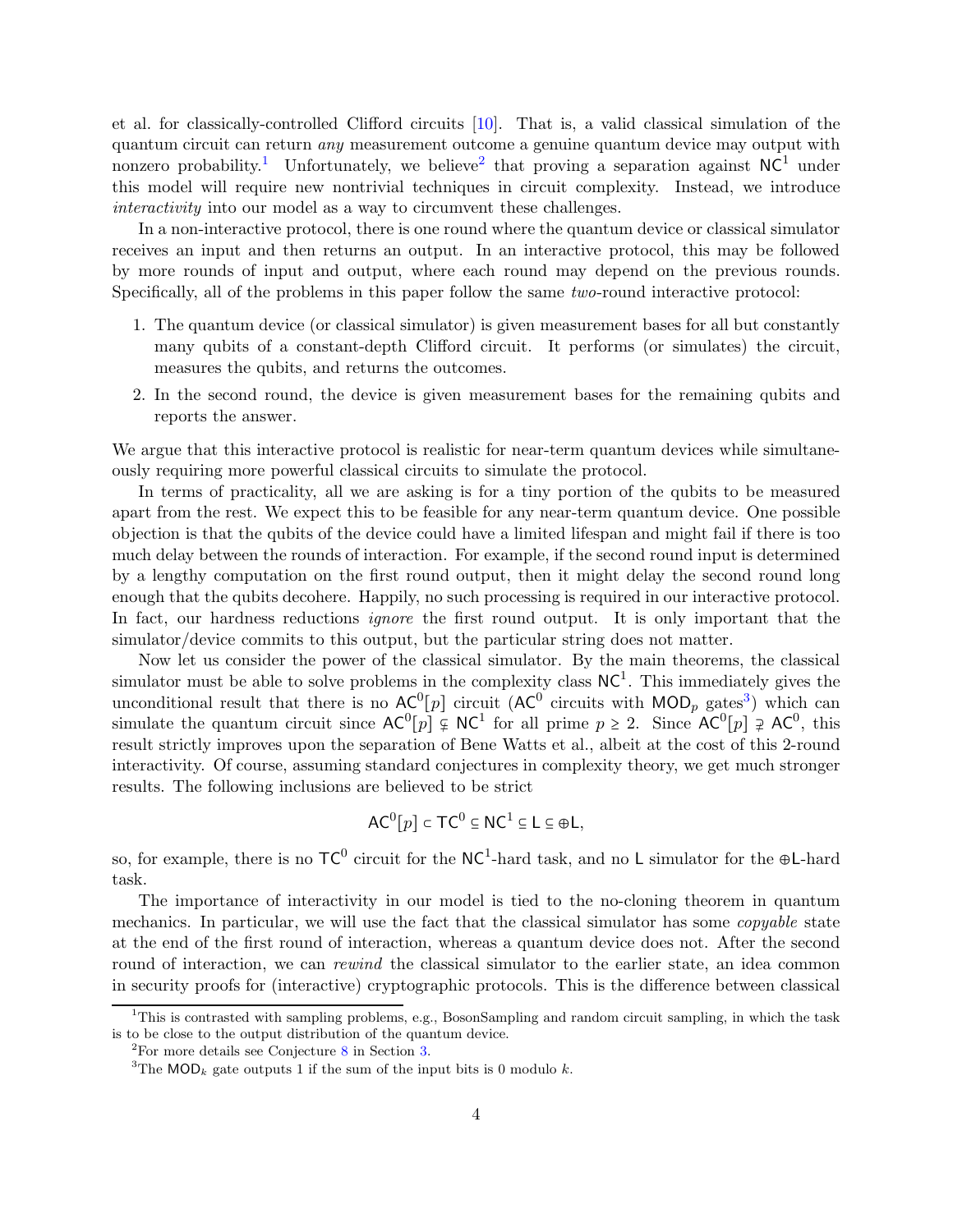et al. for classically-controlled Clifford circuits [10]. That is, a valid classical simulation of the quantum circuit can return *any* measurement outcome a genuine quantum device may output with nonzero probability.[1] Unfortunately, we believe[2] that proving a separation against $\mathsf{NC}^1$ under this model will require new nontrivial techniques in circuit complexity. Instead, we introduce *interactivity* into our model as a way to circumvent these challenges.

In a non-interactive protocol, there is one round where the quantum device or classical simulator receives an input and then returns an output. In an interactive protocol, this may be followed by more rounds of input and output, where each round may depend on the previous rounds. Specifically, all of the problems in this paper follow the same *two*-round interactive protocol:

1. The quantum device (or classical simulator) is given measurement bases for all but constantly many qubits of a constant-depth Clifford circuit. It performs (or simulates) the circuit, measures the qubits, and returns the outcomes.
2. In the second round, the device is given measurement bases for the remaining qubits and reports the answer.

We argue that this interactive protocol is realistic for near-term quantum devices while simultaneously requiring more powerful classical circuits to simulate the protocol.

In terms of practicality, all we are asking is for a tiny portion of the qubits to be measured apart from the rest. We expect this to be feasible for any near-term quantum device. One possible objection is that the qubits of the device could have a limited lifespan and might fail if there is too much delay between the rounds of interaction. For example, if the second round input is determined by a lengthy computation on the first round output, then it might delay the second round long enough that the qubits decohere. Happily, no such processing is required in our interactive protocol. In fact, our hardness reductions *ignore* the first round output. It is only important that the simulator/device commits to this output, but the particular string does not matter.

Now let us consider the power of the classical simulator. By the main theorems, the classical simulator must be able to solve problems in the complexity class $\mathsf{NC}^1$. This immediately gives the unconditional result that there is no $\mathsf{AC}^0[p]$ circuit ($\mathsf{AC}^0$ circuits with $\mathsf{MOD}_p$ gates[3]) which can simulate the quantum circuit since $\mathsf{AC}^0[p] \subsetneq \mathsf{NC}^1$ for all prime $p \geq 2$. Since $\mathsf{AC}^0[p] \supsetneq \mathsf{AC}^0$, this result strictly improves upon the separation of Bene Watts et al., albeit at the cost of this 2-round interactivity. Of course, assuming standard conjectures in complexity theory, we get much stronger results. The following inclusions are believed to be strict

$$\mathsf{AC}^0[p] \subset \mathsf{TC}^0 \subseteq \mathsf{NC}^1 \subseteq \mathsf{L} \subseteq \oplus\mathsf{L},$$

so, for example, there is no $\mathsf{TC}^0$ circuit for the $\mathsf{NC}^1$-hard task, and no $\mathsf{L}$ simulator for the $\oplus\mathsf{L}$-hard task.

The importance of interactivity in our model is tied to the no-cloning theorem in quantum mechanics. In particular, we will use the fact that the classical simulator has some *copyable* state at the end of the first round of interaction, whereas a quantum device does not. After the second round of interaction, we can *rewind* the classical simulator to the earlier state, an idea common in security proofs for (interactive) cryptographic protocols. This is the difference between classical

[1] This is contrasted with sampling problems, e.g., BosonSampling and random circuit sampling, in which the task is to be close to the output distribution of the quantum device.

[2] For more details see Conjecture 8 in Section 3.

[3] The $\mathsf{MOD}_k$ gate outputs 1 if the sum of the input bits is 0 modulo $k$.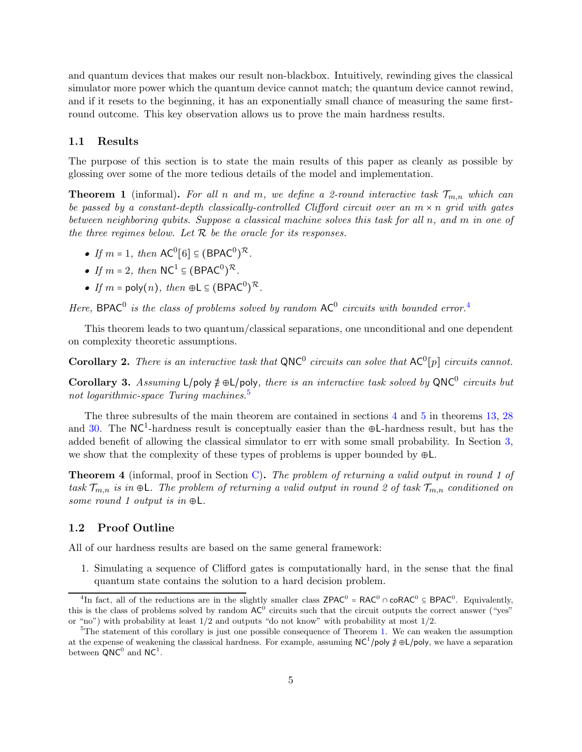and quantum devices that makes our result non-blackbox. Intuitively, rewinding gives the classical simulator more power which the quantum device cannot match; the quantum device cannot rewind, and if it resets to the beginning, it has an exponentially small chance of measuring the same first-round outcome. This key observation allows us to prove the main hardness results.

## 1.1 Results

The purpose of this section is to state the main results of this paper as cleanly as possible by glossing over some of the more tedious details of the model and implementation.

**Theorem 1** (informal)**.** *For all $n$ and $m$, we define a 2-round interactive task $\mathcal{T}_{m,n}$ which can be passed by a constant-depth classically-controlled Clifford circuit over an $m \times n$ grid with gates between neighboring qubits. Suppose a classical machine solves this task for all $n$, and $m$ in one of the three regimes below. Let $\mathcal{R}$ be the oracle for its responses.*

- *If $m = 1$, then $\mathsf{AC}^0[6] \subseteq (\mathsf{BPAC}^0)^{\mathcal{R}}$.*
- *If $m = 2$, then $\mathsf{NC}^1 \subseteq (\mathsf{BPAC}^0)^{\mathcal{R}}$.*
- *If $m = \mathsf{poly}(n)$, then $\oplus\mathsf{L} \subseteq (\mathsf{BPAC}^0)^{\mathcal{R}}$.*

*Here, $\mathsf{BPAC}^0$ is the class of problems solved by random $\mathsf{AC}^0$ circuits with bounded error.*[4]

This theorem leads to two quantum/classical separations, one unconditional and one dependent on complexity theoretic assumptions.

**Corollary 2.** *There is an interactive task that $\mathsf{QNC}^0$ circuits can solve that $\mathsf{AC}^0[p]$ circuits cannot.*

**Corollary 3.** *Assuming $\mathsf{L/poly} \nsupseteq \oplus\mathsf{L/poly}$, there is an interactive task solved by $\mathsf{QNC}^0$ circuits but not logarithmic-space Turing machines.*[5]

The three subresults of the main theorem are contained in sections 4 and 5 in theorems 13, 28 and 30. The $\mathsf{NC}^1$-hardness result is conceptually easier than the $\oplus\mathsf{L}$-hardness result, but has the added benefit of allowing the classical simulator to err with some small probability. In Section 3, we show that the complexity of these types of problems is upper bounded by $\oplus\mathsf{L}$.

**Theorem 4** (informal, proof in Section C)**.** *The problem of returning a valid output in round 1 of task $\mathcal{T}_{m,n}$ is in $\oplus\mathsf{L}$. The problem of returning a valid output in round 2 of task $\mathcal{T}_{m,n}$ conditioned on some round 1 output is in $\oplus\mathsf{L}$.*

## 1.2 Proof Outline

All of our hardness results are based on the same general framework:

1. Simulating a sequence of Clifford gates is computationally hard, in the sense that the final quantum state contains the solution to a hard decision problem.

---

[4] In fact, all of the reductions are in the slightly smaller class $\mathsf{ZPAC}^0 = \mathsf{RAC}^0 \cap \mathsf{coRAC}^0 \subseteq \mathsf{BPAC}^0$. Equivalently, this is the class of problems solved by random $\mathsf{AC}^0$ circuits such that the circuit outputs the correct answer ("yes" or "no") with probability at least 1/2 and outputs "do not know" with probability at most 1/2.

[5] The statement of this corollary is just one possible consequence of Theorem 1. We can weaken the assumption at the expense of weakening the classical hardness. For example, assuming $\mathsf{NC}^1/\mathsf{poly} \nsupseteq \oplus\mathsf{L/poly}$, we have a separation between $\mathsf{QNC}^0$ and $\mathsf{NC}^1$.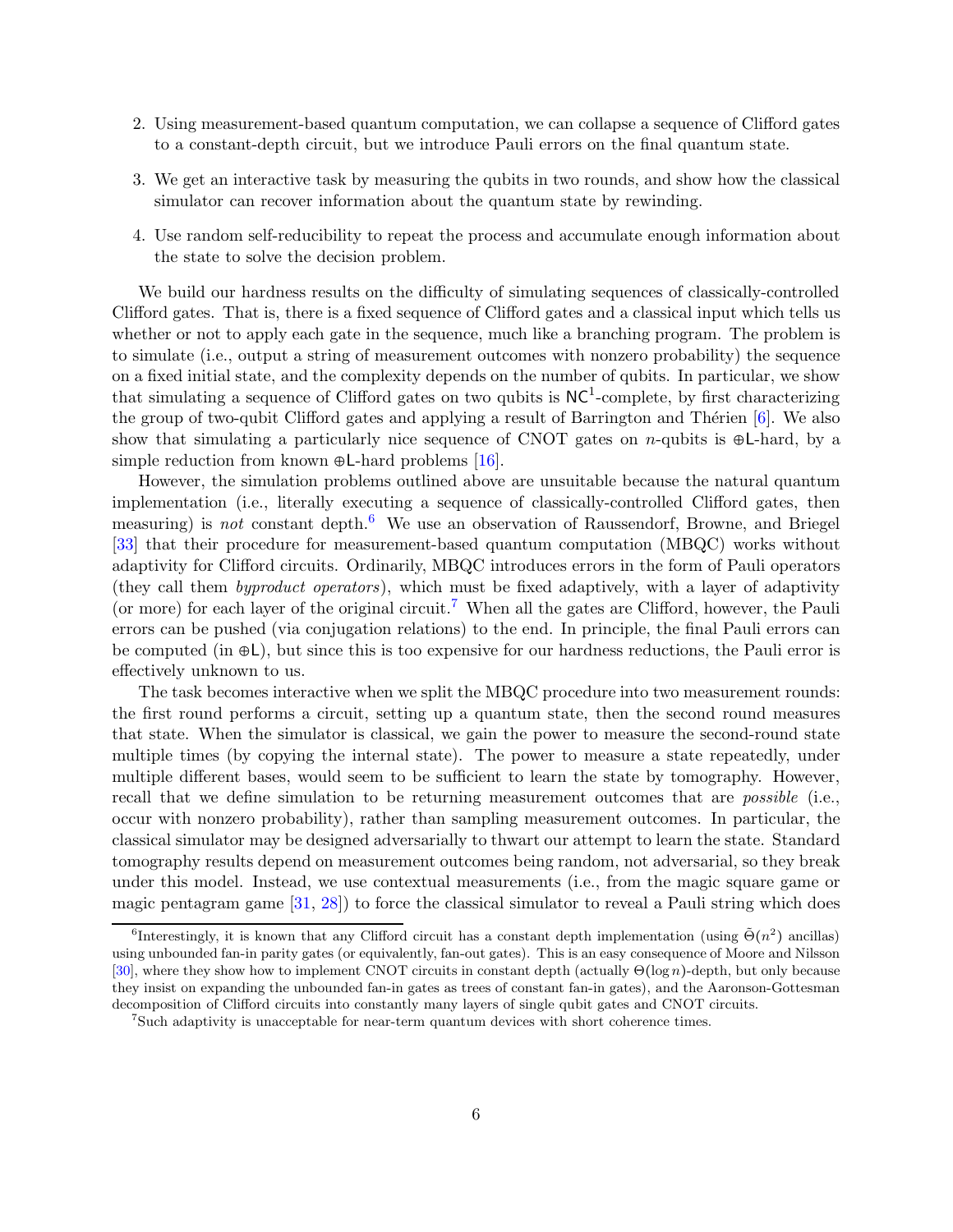2. Using measurement-based quantum computation, we can collapse a sequence of Clifford gates to a constant-depth circuit, but we introduce Pauli errors on the final quantum state.

3. We get an interactive task by measuring the qubits in two rounds, and show how the classical simulator can recover information about the quantum state by rewinding.

4. Use random self-reducibility to repeat the process and accumulate enough information about the state to solve the decision problem.

We build our hardness results on the difficulty of simulating sequences of classically-controlled Clifford gates. That is, there is a fixed sequence of Clifford gates and a classical input which tells us whether or not to apply each gate in the sequence, much like a branching program. The problem is to simulate (i.e., output a string of measurement outcomes with nonzero probability) the sequence on a fixed initial state, and the complexity depends on the number of qubits. In particular, we show that simulating a sequence of Clifford gates on two qubits is $\mathsf{NC}^1$-complete, by first characterizing the group of two-qubit Clifford gates and applying a result of Barrington and Thérien [6]. We also show that simulating a particularly nice sequence of CNOT gates on $n$-qubits is $\oplus\mathsf{L}$-hard, by a simple reduction from known $\oplus\mathsf{L}$-hard problems [16].

However, the simulation problems outlined above are unsuitable because the natural quantum implementation (i.e., literally executing a sequence of classically-controlled Clifford gates, then measuring) is *not* constant depth.[6] We use an observation of Raussendorf, Browne, and Briegel [33] that their procedure for measurement-based quantum computation (MBQC) works without adaptivity for Clifford circuits. Ordinarily, MBQC introduces errors in the form of Pauli operators (they call them *byproduct operators*), which must be fixed adaptively, with a layer of adaptivity (or more) for each layer of the original circuit.[7] When all the gates are Clifford, however, the Pauli errors can be pushed (via conjugation relations) to the end. In principle, the final Pauli errors can be computed (in $\oplus\mathsf{L}$), but since this is too expensive for our hardness reductions, the Pauli error is effectively unknown to us.

The task becomes interactive when we split the MBQC procedure into two measurement rounds: the first round performs a circuit, setting up a quantum state, then the second round measures that state. When the simulator is classical, we gain the power to measure the second-round state multiple times (by copying the internal state). The power to measure a state repeatedly, under multiple different bases, would seem to be sufficient to learn the state by tomography. However, recall that we define simulation to be returning measurement outcomes that are *possible* (i.e., occur with nonzero probability), rather than sampling measurement outcomes. In particular, the classical simulator may be designed adversarially to thwart our attempt to learn the state. Standard tomography results depend on measurement outcomes being random, not adversarial, so they break under this model. Instead, we use contextual measurements (i.e., from the magic square game or magic pentagram game [31, 28]) to force the classical simulator to reveal a Pauli string which does

---

[6] Interestingly, it is known that any Clifford circuit has a constant depth implementation (using $\tilde{\Theta}(n^2)$ ancillas) using unbounded fan-in parity gates (or equivalently, fan-out gates). This is an easy consequence of Moore and Nilsson [30], where they show how to implement CNOT circuits in constant depth (actually $\Theta(\log n)$-depth, but only because they insist on expanding the unbounded fan-in gates as trees of constant fan-in gates), and the Aaronson-Gottesman decomposition of Clifford circuits into constantly many layers of single qubit gates and CNOT circuits.

[7] Such adaptivity is unacceptable for near-term quantum devices with short coherence times.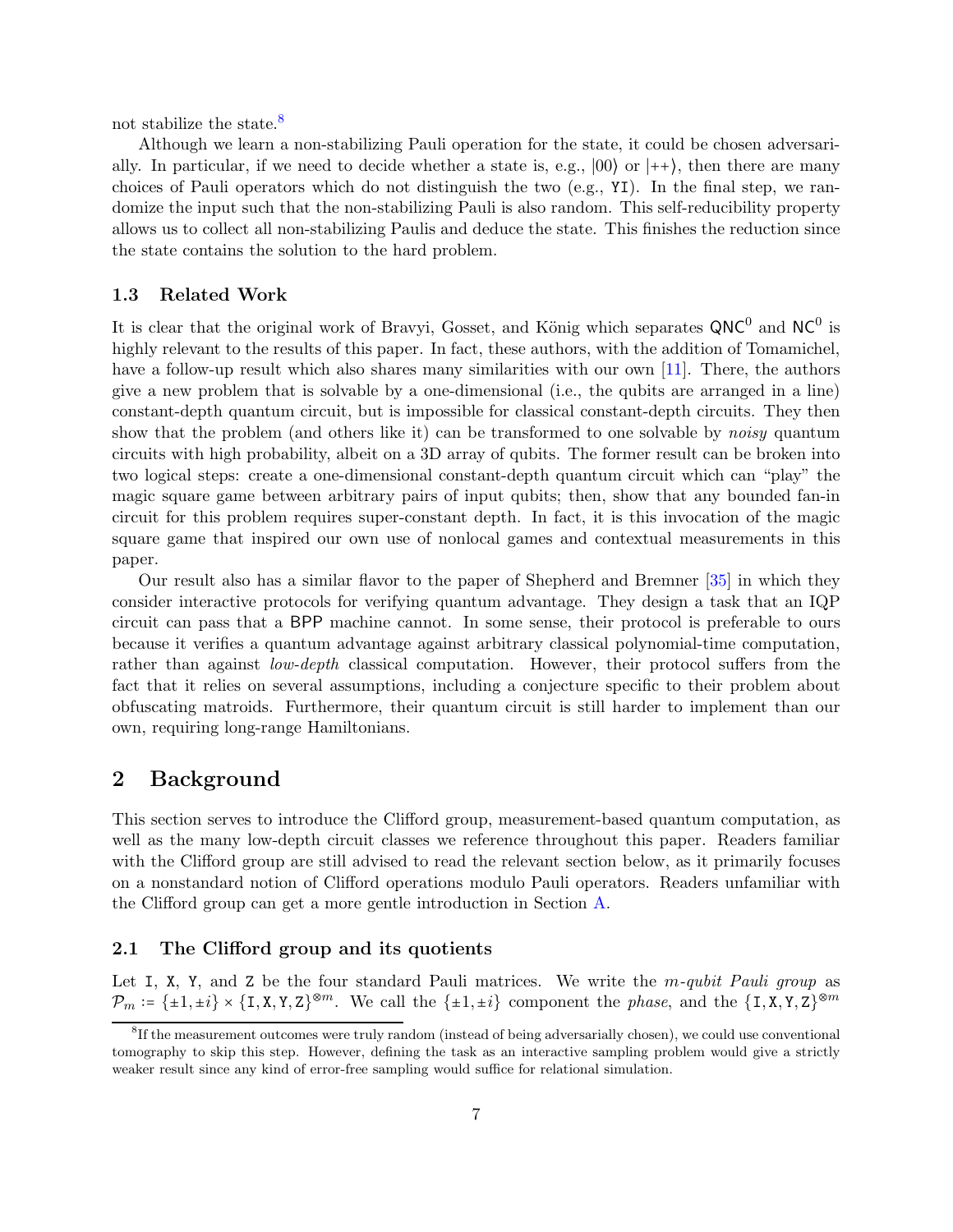not stabilize the state.[8]

Although we learn a non-stabilizing Pauli operation for the state, it could be chosen adversarially. In particular, if we need to decide whether a state is, e.g., $|00\rangle$ or $|{+}{+}\rangle$, then there are many choices of Pauli operators which do not distinguish the two (e.g., $\mathtt{YI}$). In the final step, we randomize the input such that the non-stabilizing Pauli is also random. This self-reducibility property allows us to collect all non-stabilizing Paulis and deduce the state. This finishes the reduction since the state contains the solution to the hard problem.

### 1.3 Related Work

It is clear that the original work of Bravyi, Gosset, and König which separates $\mathsf{QNC}^0$ and $\mathsf{NC}^0$ is highly relevant to the results of this paper. In fact, these authors, with the addition of Tomamichel, have a follow-up result which also shares many similarities with our own [11]. There, the authors give a new problem that is solvable by a one-dimensional (i.e., the qubits are arranged in a line) constant-depth quantum circuit, but is impossible for classical constant-depth circuits. They then show that the problem (and others like it) can be transformed to one solvable by *noisy* quantum circuits with high probability, albeit on a 3D array of qubits. The former result can be broken into two logical steps: create a one-dimensional constant-depth quantum circuit which can "play" the magic square game between arbitrary pairs of input qubits; then, show that any bounded fan-in circuit for this problem requires super-constant depth. In fact, it is this invocation of the magic square game that inspired our own use of nonlocal games and contextual measurements in this paper.

Our result also has a similar flavor to the paper of Shepherd and Bremner [35] in which they consider interactive protocols for verifying quantum advantage. They design a task that an IQP circuit can pass that a $\mathsf{BPP}$ machine cannot. In some sense, their protocol is preferable to ours because it verifies a quantum advantage against arbitrary classical polynomial-time computation, rather than against *low-depth* classical computation. However, their protocol suffers from the fact that it relies on several assumptions, including a conjecture specific to their problem about obfuscating matroids. Furthermore, their quantum circuit is still harder to implement than our own, requiring long-range Hamiltonians.

## 2 Background

This section serves to introduce the Clifford group, measurement-based quantum computation, as well as the many low-depth circuit classes we reference throughout this paper. Readers familiar with the Clifford group are still advised to read the relevant section below, as it primarily focuses on a nonstandard notion of Clifford operations modulo Pauli operators. Readers unfamiliar with the Clifford group can get a more gentle introduction in Section A.

### 2.1 The Clifford group and its quotients

Let $\mathtt{I}$, $\mathtt{X}$, $\mathtt{Y}$, and $\mathtt{Z}$ be the four standard Pauli matrices. We write the *m-qubit Pauli group* as $\mathcal{P}_m := \{\pm 1, \pm i\} \times \{\mathtt{I}, \mathtt{X}, \mathtt{Y}, \mathtt{Z}\}^{\otimes m}$. We call the $\{\pm 1, \pm i\}$ component the *phase*, and the $\{\mathtt{I}, \mathtt{X}, \mathtt{Y}, \mathtt{Z}\}^{\otimes m}$

[8] If the measurement outcomes were truly random (instead of being adversarially chosen), we could use conventional tomography to skip this step. However, defining the task as an interactive sampling problem would give a strictly weaker result since any kind of error-free sampling would suffice for relational simulation.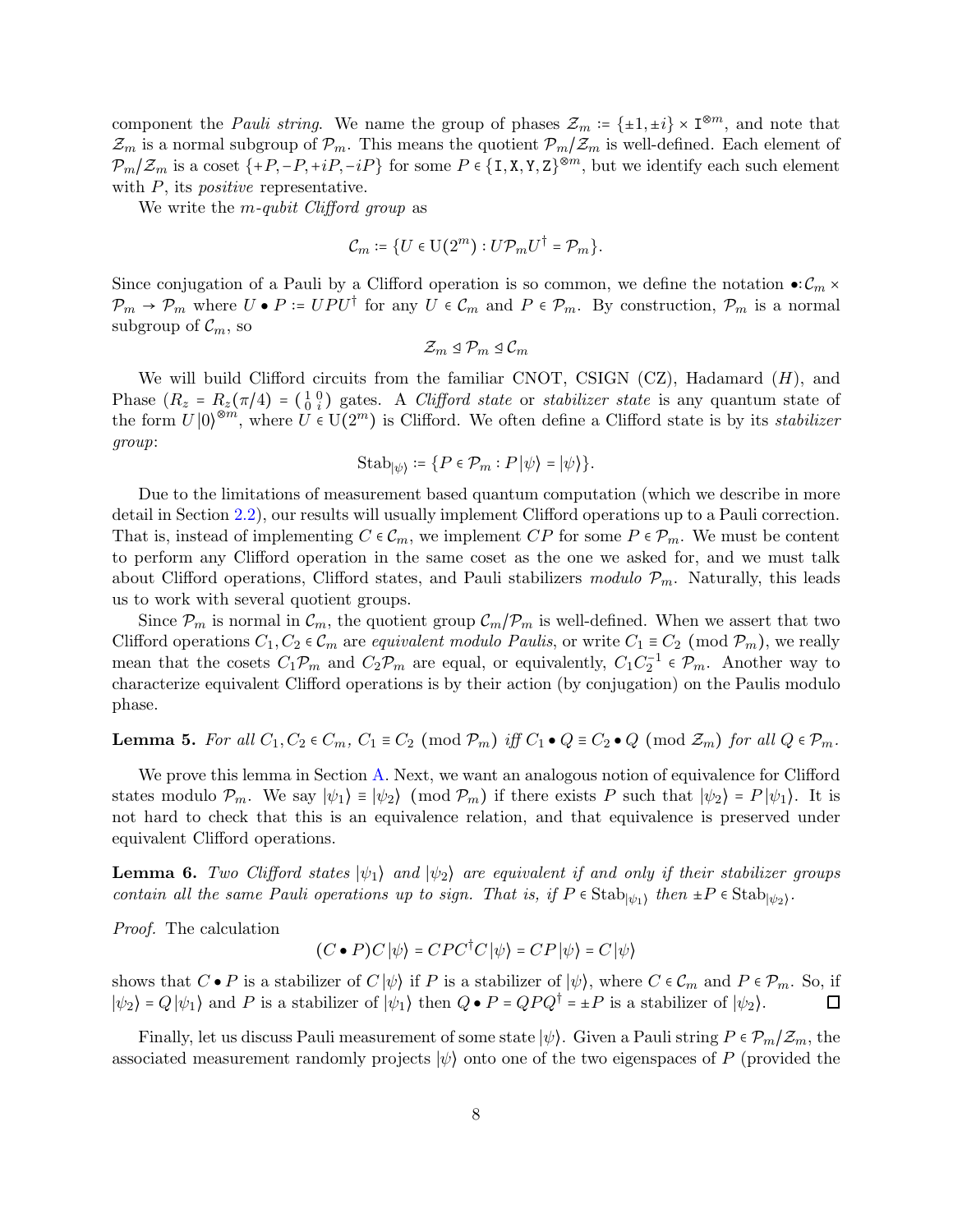component the *Pauli string*. We name the group of phases $\mathcal{Z}_m := \{\pm 1, \pm i\} \times \mathtt{I}^{\otimes m}$, and note that $\mathcal{Z}_m$ is a normal subgroup of $\mathcal{P}_m$. This means the quotient $\mathcal{P}_m/\mathcal{Z}_m$ is well-defined. Each element of $\mathcal{P}_m/\mathcal{Z}_m$ is a coset $\{+P, -P, +iP, -iP\}$ for some $P \in \{\mathtt{I}, \mathtt{X}, \mathtt{Y}, \mathtt{Z}\}^{\otimes m}$, but we identify each such element with $P$, its *positive* representative.

We write the *m-qubit Clifford group* as

$$\mathcal{C}_m := \{U \in \mathrm{U}(2^m) : U\mathcal{P}_m U^\dagger = \mathcal{P}_m\}.$$

Since conjugation of a Pauli by a Clifford operation is so common, we define the notation $\bullet : \mathcal{C}_m \times \mathcal{P}_m \to \mathcal{P}_m$ where $U \bullet P := UPU^\dagger$ for any $U \in \mathcal{C}_m$ and $P \in \mathcal{P}_m$. By construction, $\mathcal{P}_m$ is a normal subgroup of $\mathcal{C}_m$, so

$$\mathcal{Z}_m \trianglelefteq \mathcal{P}_m \trianglelefteq \mathcal{C}_m$$

We will build Clifford circuits from the familiar CNOT, CSIGN (CZ), Hadamard ($H$), and Phase ($R_z = R_z(\pi/4) = \left(\begin{smallmatrix} 1 & 0 \\ 0 & i \end{smallmatrix}\right)$) gates. A *Clifford state* or *stabilizer state* is any quantum state of the form $U|0\rangle^{\otimes m}$, where $U \in \mathrm{U}(2^m)$ is Clifford. We often define a Clifford state is by its *stabilizer group*:

$$\mathrm{Stab}_{|\psi\rangle} := \{P \in \mathcal{P}_m : P|\psi\rangle = |\psi\rangle\}.$$

Due to the limitations of measurement based quantum computation (which we describe in more detail in Section 2.2), our results will usually implement Clifford operations up to a Pauli correction. That is, instead of implementing $C \in \mathcal{C}_m$, we implement $CP$ for some $P \in \mathcal{P}_m$. We must be content to perform any Clifford operation in the same coset as the one we asked for, and we must talk about Clifford operations, Clifford states, and Pauli stabilizers *modulo* $\mathcal{P}_m$. Naturally, this leads us to work with several quotient groups.

Since $\mathcal{P}_m$ is normal in $\mathcal{C}_m$, the quotient group $\mathcal{C}_m/\mathcal{P}_m$ is well-defined. When we assert that two Clifford operations $C_1, C_2 \in \mathcal{C}_m$ are *equivalent modulo Paulis*, or write $C_1 \equiv C_2 \pmod{\mathcal{P}_m}$, we really mean that the cosets $C_1\mathcal{P}_m$ and $C_2\mathcal{P}_m$ are equal, or equivalently, $C_1 C_2^{-1} \in \mathcal{P}_m$. Another way to characterize equivalent Clifford operations is by their action (by conjugation) on the Paulis modulo phase.

**Lemma 5.** *For all $C_1, C_2 \in C_m$, $C_1 \equiv C_2 \pmod{\mathcal{P}_m}$ iff $C_1 \bullet Q \equiv C_2 \bullet Q \pmod{\mathcal{Z}_m}$ for all $Q \in \mathcal{P}_m$.*

We prove this lemma in Section A. Next, we want an analogous notion of equivalence for Clifford states modulo $\mathcal{P}_m$. We say $|\psi_1\rangle \equiv |\psi_2\rangle \pmod{\mathcal{P}_m}$ if there exists $P$ such that $|\psi_2\rangle = P|\psi_1\rangle$. It is not hard to check that this is an equivalence relation, and that equivalence is preserved under equivalent Clifford operations.

**Lemma 6.** *Two Clifford states $|\psi_1\rangle$ and $|\psi_2\rangle$ are equivalent if and only if their stabilizer groups contain all the same Pauli operations up to sign. That is, if $P \in \mathrm{Stab}_{|\psi_1\rangle}$ then $\pm P \in \mathrm{Stab}_{|\psi_2\rangle}$.*

*Proof.* The calculation

$$(C \bullet P)C|\psi\rangle = CPC^\dagger C|\psi\rangle = CP|\psi\rangle = C|\psi\rangle$$

shows that $C \bullet P$ is a stabilizer of $C|\psi\rangle$ if $P$ is a stabilizer of $|\psi\rangle$, where $C \in \mathcal{C}_m$ and $P \in \mathcal{P}_m$. So, if $|\psi_2\rangle = Q|\psi_1\rangle$ and $P$ is a stabilizer of $|\psi_1\rangle$ then $Q \bullet P = QPQ^\dagger = \pm P$ is a stabilizer of $|\psi_2\rangle$. ◻

Finally, let us discuss Pauli measurement of some state $|\psi\rangle$. Given a Pauli string $P \in \mathcal{P}_m/\mathcal{Z}_m$, the associated measurement randomly projects $|\psi\rangle$ onto one of the two eigenspaces of $P$ (provided the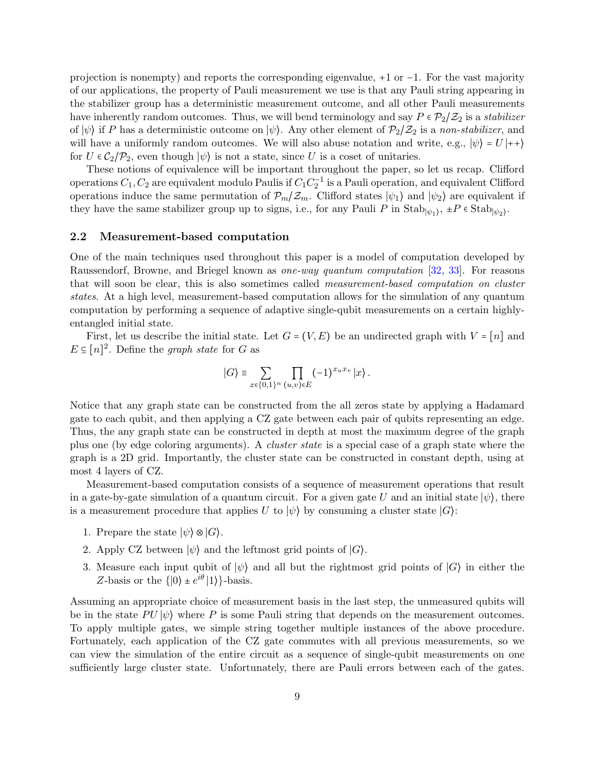projection is nonempty) and reports the corresponding eigenvalue, +1 or −1. For the vast majority of our applications, the property of Pauli measurement we use is that any Pauli string appearing in the stabilizer group has a deterministic measurement outcome, and all other Pauli measurements have inherently random outcomes. Thus, we will bend terminology and say $P \in \mathcal{P}_2/\mathcal{Z}_2$ is a *stabilizer* of $|\psi\rangle$ if $P$ has a deterministic outcome on $|\psi\rangle$. Any other element of $\mathcal{P}_2/\mathcal{Z}_2$ is a *non-stabilizer*, and will have a uniformly random outcomes. We will also abuse notation and write, e.g., $|\psi\rangle = U|{+}{+}\rangle$ for $U \in \mathcal{C}_2/\mathcal{P}_2$, even though $|\psi\rangle$ is not a state, since $U$ is a coset of unitaries.

These notions of equivalence will be important throughout the paper, so let us recap. Clifford operations $C_1, C_2$ are equivalent modulo Paulis if $C_1 C_2^{-1}$ is a Pauli operation, and equivalent Clifford operations induce the same permutation of $\mathcal{P}_m/\mathcal{Z}_m$. Clifford states $|\psi_1\rangle$ and $|\psi_2\rangle$ are equivalent if they have the same stabilizer group up to signs, i.e., for any Pauli $P$ in $\mathrm{Stab}_{|\psi_1\rangle}$, $\pm P \in \mathrm{Stab}_{|\psi_2\rangle}$.

### 2.2 Measurement-based computation

One of the main techniques used throughout this paper is a model of computation developed by Raussendorf, Browne, and Briegel known as *one-way quantum computation* [32, 33]. For reasons that will soon be clear, this is also sometimes called *measurement-based computation on cluster states*. At a high level, measurement-based computation allows for the simulation of any quantum computation by performing a sequence of adaptive single-qubit measurements on a certain highly-entangled initial state.

First, let us describe the initial state. Let $G = (V, E)$ be an undirected graph with $V = [n]$ and $E \subseteq [n]^2$. Define the *graph state* for $G$ as

$$|G\rangle \equiv \sum_{x \in \{0,1\}^n} \prod_{(u,v) \in E} (-1)^{x_u x_v} |x\rangle .$$

Notice that any graph state can be constructed from the all zeros state by applying a Hadamard gate to each qubit, and then applying a CZ gate between each pair of qubits representing an edge. Thus, the any graph state can be constructed in depth at most the maximum degree of the graph plus one (by edge coloring arguments). A *cluster state* is a special case of a graph state where the graph is a 2D grid. Importantly, the cluster state can be constructed in constant depth, using at most 4 layers of CZ.

Measurement-based computation consists of a sequence of measurement operations that result in a gate-by-gate simulation of a quantum circuit. For a given gate $U$ and an initial state $|\psi\rangle$, there is a measurement procedure that applies $U$ to $|\psi\rangle$ by consuming a cluster state $|G\rangle$:

1. Prepare the state $|\psi\rangle \otimes |G\rangle$.
2. Apply CZ between $|\psi\rangle$ and the leftmost grid points of $|G\rangle$.
3. Measure each input qubit of $|\psi\rangle$ and all but the rightmost grid points of $|G\rangle$ in either the $Z$-basis or the $\{|0\rangle \pm e^{i\theta}|1\rangle\}$-basis.

Assuming an appropriate choice of measurement basis in the last step, the unmeasured qubits will be in the state $PU|\psi\rangle$ where $P$ is some Pauli string that depends on the measurement outcomes. To apply multiple gates, we simple string together multiple instances of the above procedure. Fortunately, each application of the CZ gate commutes with all previous measurements, so we can view the simulation of the entire circuit as a sequence of single-qubit measurements on one sufficiently large cluster state. Unfortunately, there are Pauli errors between each of the gates.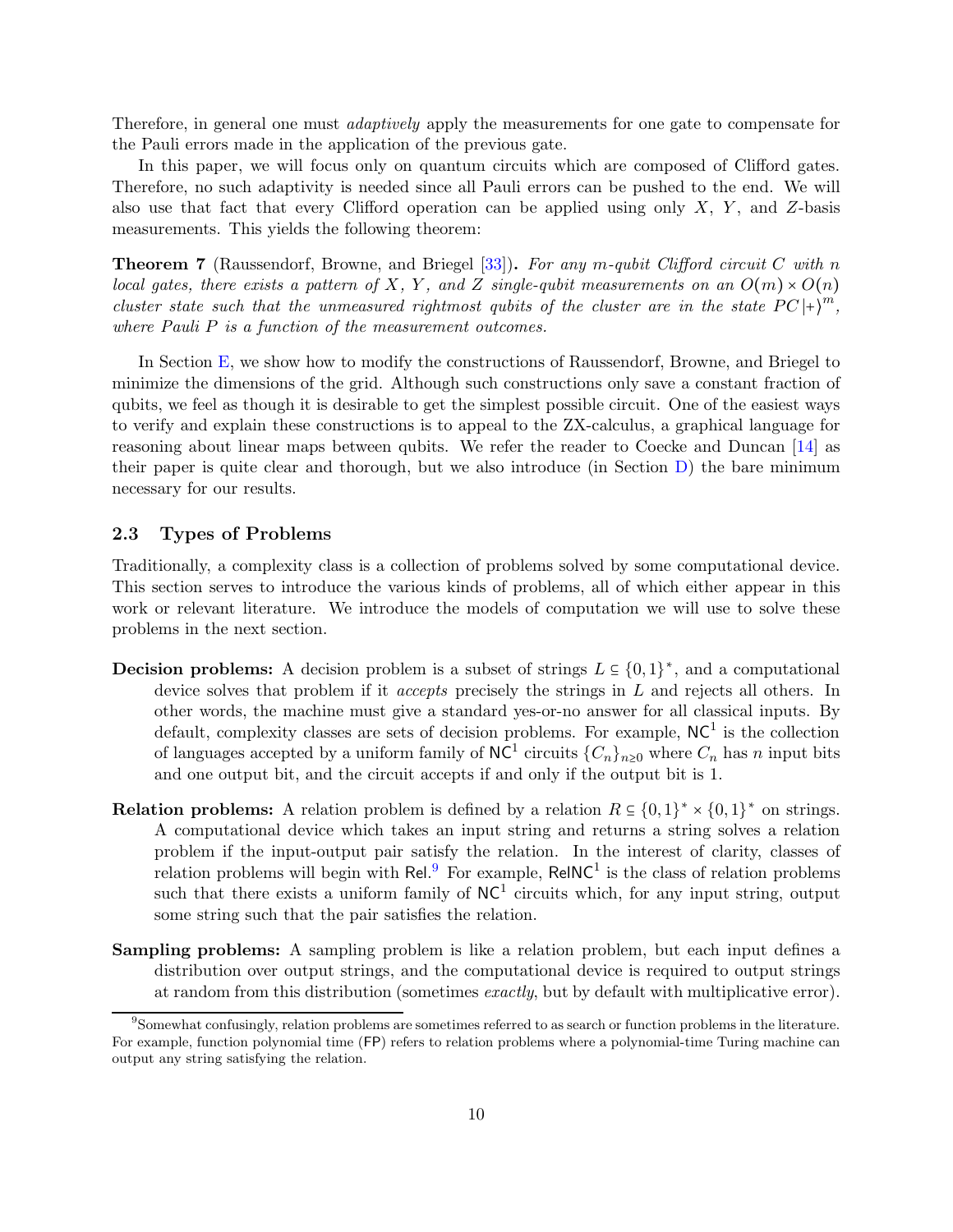Therefore, in general one must *adaptively* apply the measurements for one gate to compensate for the Pauli errors made in the application of the previous gate.

In this paper, we will focus only on quantum circuits which are composed of Clifford gates. Therefore, no such adaptivity is needed since all Pauli errors can be pushed to the end. We will also use that fact that every Clifford operation can be applied using only $X$, $Y$, and $Z$-basis measurements. This yields the following theorem:

**Theorem 7** (Raussendorf, Browne, and Briegel [33])**.** *For any $m$-qubit Clifford circuit $C$ with $n$ local gates, there exists a pattern of $X$, $Y$, and $Z$ single-qubit measurements on an $O(m) \times O(n)$ cluster state such that the unmeasured rightmost qubits of the cluster are in the state $PC\left|+\right\rangle^m$, where Pauli $P$ is a function of the measurement outcomes.*

In Section E, we show how to modify the constructions of Raussendorf, Browne, and Briegel to minimize the dimensions of the grid. Although such constructions only save a constant fraction of qubits, we feel as though it is desirable to get the simplest possible circuit. One of the easiest ways to verify and explain these constructions is to appeal to the ZX-calculus, a graphical language for reasoning about linear maps between qubits. We refer the reader to Coecke and Duncan [14] as their paper is quite clear and thorough, but we also introduce (in Section D) the bare minimum necessary for our results.

### 2.3 Types of Problems

Traditionally, a complexity class is a collection of problems solved by some computational device. This section serves to introduce the various kinds of problems, all of which either appear in this work or relevant literature. We introduce the models of computation we will use to solve these problems in the next section.

**Decision problems:** A decision problem is a subset of strings $L \subseteq \{0,1\}^*$, and a computational device solves that problem if it *accepts* precisely the strings in $L$ and rejects all others. In other words, the machine must give a standard yes-or-no answer for all classical inputs. By default, complexity classes are sets of decision problems. For example, $\mathsf{NC}^1$ is the collection of languages accepted by a uniform family of $\mathsf{NC}^1$ circuits $\{C_n\}_{n \geq 0}$ where $C_n$ has $n$ input bits and one output bit, and the circuit accepts if and only if the output bit is 1.

**Relation problems:** A relation problem is defined by a relation $R \subseteq \{0,1\}^* \times \{0,1\}^*$ on strings. A computational device which takes an input string and returns a string solves a relation problem if the input-output pair satisfy the relation. In the interest of clarity, classes of relation problems will begin with $\mathsf{Rel}$.[9] For example, $\mathsf{RelNC}^1$ is the class of relation problems such that there exists a uniform family of $\mathsf{NC}^1$ circuits which, for any input string, output some string such that the pair satisfies the relation.

**Sampling problems:** A sampling problem is like a relation problem, but each input defines a distribution over output strings, and the computational device is required to output strings at random from this distribution (sometimes *exactly*, but by default with multiplicative error).

[9] Somewhat confusingly, relation problems are sometimes referred to as search or function problems in the literature. For example, function polynomial time ($\mathsf{FP}$) refers to relation problems where a polynomial-time Turing machine can output any string satisfying the relation.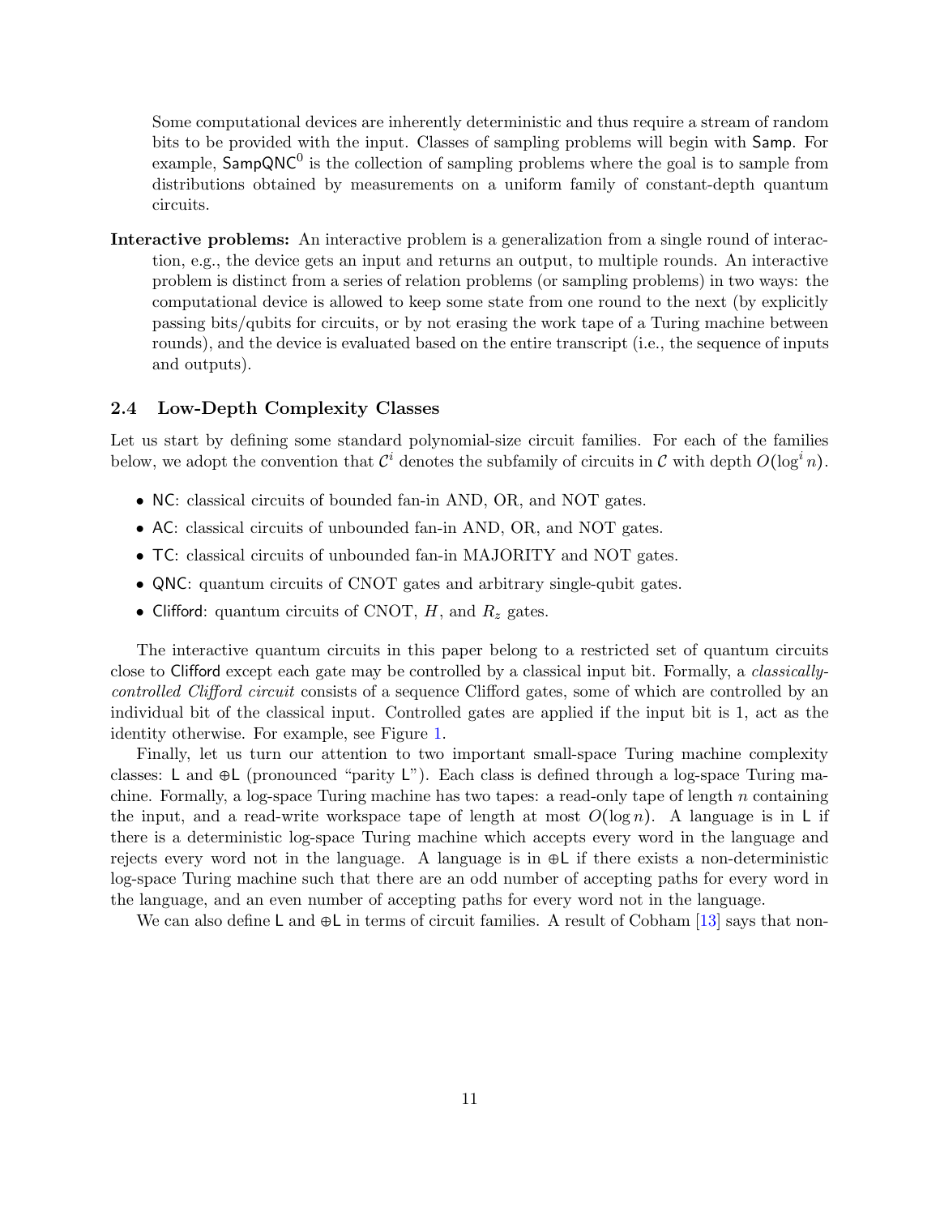Some computational devices are inherently deterministic and thus require a stream of random bits to be provided with the input. Classes of sampling problems will begin with Samp. For example, $\mathsf{SampQNC}^0$ is the collection of sampling problems where the goal is to sample from distributions obtained by measurements on a uniform family of constant-depth quantum circuits.

**Interactive problems:** An interactive problem is a generalization from a single round of interaction, e.g., the device gets an input and returns an output, to multiple rounds. An interactive problem is distinct from a series of relation problems (or sampling problems) in two ways: the computational device is allowed to keep some state from one round to the next (by explicitly passing bits/qubits for circuits, or by not erasing the work tape of a Turing machine between rounds), and the device is evaluated based on the entire transcript (i.e., the sequence of inputs and outputs).

### 2.4 Low-Depth Complexity Classes

Let us start by defining some standard polynomial-size circuit families. For each of the families below, we adopt the convention that $\mathcal{C}^i$ denotes the subfamily of circuits in $\mathcal{C}$ with depth $O(\log^i n)$.

- NC: classical circuits of bounded fan-in AND, OR, and NOT gates.
- AC: classical circuits of unbounded fan-in AND, OR, and NOT gates.
- TC: classical circuits of unbounded fan-in MAJORITY and NOT gates.
- QNC: quantum circuits of CNOT gates and arbitrary single-qubit gates.
- Clifford: quantum circuits of CNOT, $H$, and $R_z$ gates.

The interactive quantum circuits in this paper belong to a restricted set of quantum circuits close to Clifford except each gate may be controlled by a classical input bit. Formally, a *classically-controlled Clifford circuit* consists of a sequence Clifford gates, some of which are controlled by an individual bit of the classical input. Controlled gates are applied if the input bit is 1, act as the identity otherwise. For example, see Figure 1.

Finally, let us turn our attention to two important small-space Turing machine complexity classes: L and ⊕L (pronounced "parity L"). Each class is defined through a log-space Turing machine. Formally, a log-space Turing machine has two tapes: a read-only tape of length $n$ containing the input, and a read-write workspace tape of length at most $O(\log n)$. A language is in L if there is a deterministic log-space Turing machine which accepts every word in the language and rejects every word not in the language. A language is in ⊕L if there exists a non-deterministic log-space Turing machine such that there are an odd number of accepting paths for every word in the language, and an even number of accepting paths for every word not in the language.

We can also define L and ⊕L in terms of circuit families. A result of Cobham [13] says that non-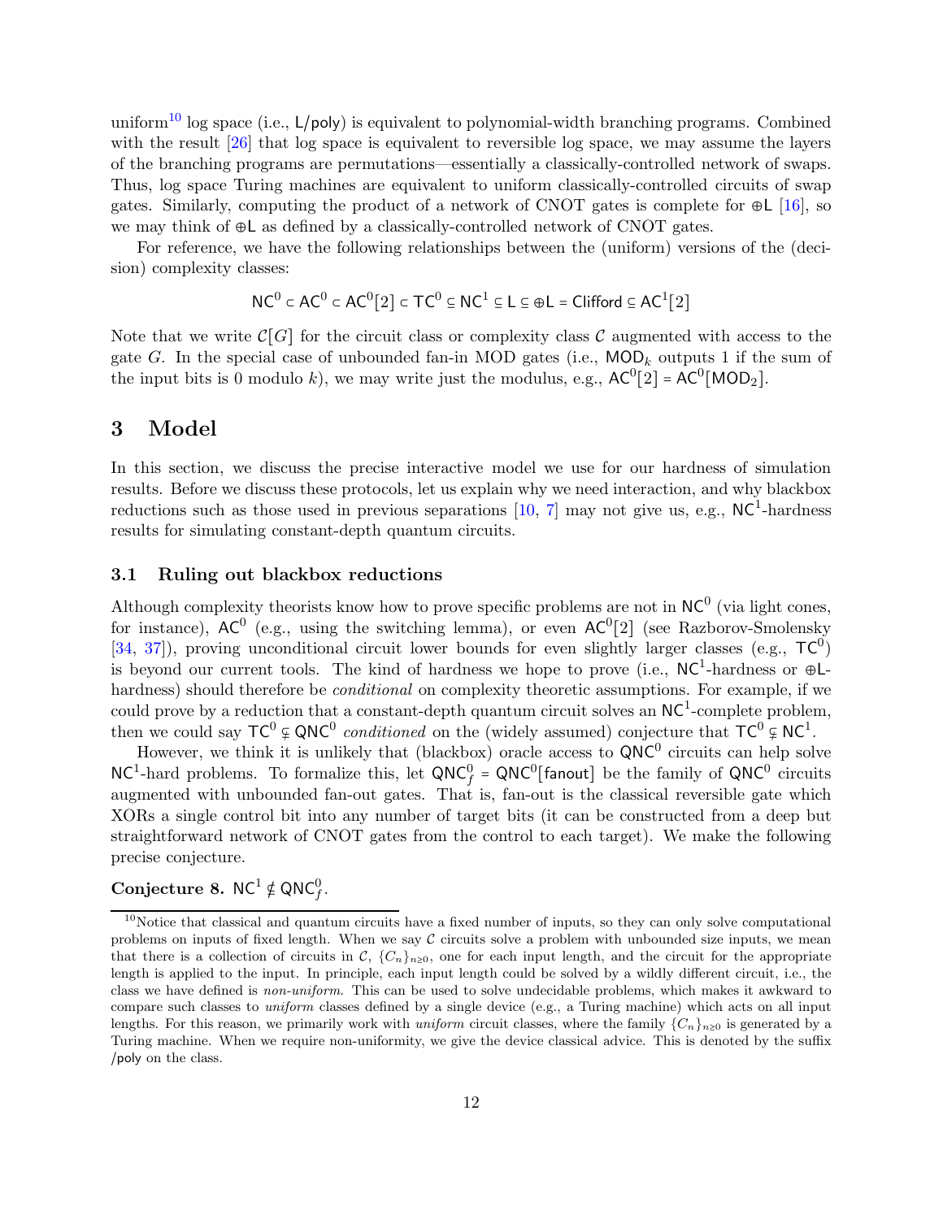uniform[10] log space (i.e., $\mathsf{L/poly}$) is equivalent to polynomial-width branching programs. Combined with the result [26] that log space is equivalent to reversible log space, we may assume the layers of the branching programs are permutations—essentially a classically-controlled network of swaps. Thus, log space Turing machines are equivalent to uniform classically-controlled circuits of swap gates. Similarly, computing the product of a network of CNOT gates is complete for $\oplus\mathsf{L}$ [16], so we may think of $\oplus\mathsf{L}$ as defined by a classically-controlled network of CNOT gates.

For reference, we have the following relationships between the (uniform) versions of the (decision) complexity classes:

$$\mathsf{NC}^0 \subset \mathsf{AC}^0 \subset \mathsf{AC}^0[2] \subset \mathsf{TC}^0 \subseteq \mathsf{NC}^1 \subseteq \mathsf{L} \subseteq \oplus\mathsf{L} = \mathsf{Clifford} \subseteq \mathsf{AC}^1[2]$$

Note that we write $\mathcal{C}[G]$ for the circuit class or complexity class $\mathcal{C}$ augmented with access to the gate $G$. In the special case of unbounded fan-in MOD gates (i.e., $\mathsf{MOD}_k$ outputs 1 if the sum of the input bits is 0 modulo $k$), we may write just the modulus, e.g., $\mathsf{AC}^0[2] = \mathsf{AC}^0[\mathsf{MOD}_2]$.

# 3 Model

In this section, we discuss the precise interactive model we use for our hardness of simulation results. Before we discuss these protocols, let us explain why we need interaction, and why blackbox reductions such as those used in previous separations [10, 7] may not give us, e.g., $\mathsf{NC}^1$-hardness results for simulating constant-depth quantum circuits.

## 3.1 Ruling out blackbox reductions

Although complexity theorists know how to prove specific problems are not in $\mathsf{NC}^0$ (via light cones, for instance), $\mathsf{AC}^0$ (e.g., using the switching lemma), or even $\mathsf{AC}^0[2]$ (see Razborov-Smolensky [34, 37]), proving unconditional circuit lower bounds for even slightly larger classes (e.g., $\mathsf{TC}^0$) is beyond our current tools. The kind of hardness we hope to prove (i.e., $\mathsf{NC}^1$-hardness or $\oplus\mathsf{L}$-hardness) should therefore be *conditional* on complexity theoretic assumptions. For example, if we could prove by a reduction that a constant-depth quantum circuit solves an $\mathsf{NC}^1$-complete problem, then we could say $\mathsf{TC}^0 \subsetneq \mathsf{QNC}^0$ *conditioned* on the (widely assumed) conjecture that $\mathsf{TC}^0 \subsetneq \mathsf{NC}^1$.

However, we think it is unlikely that (blackbox) oracle access to $\mathsf{QNC}^0$ circuits can help solve $\mathsf{NC}^1$-hard problems. To formalize this, let $\mathsf{QNC}^0_f = \mathsf{QNC}^0[\mathsf{fanout}]$ be the family of $\mathsf{QNC}^0$ circuits augmented with unbounded fan-out gates. That is, fan-out is the classical reversible gate which XORs a single control bit into any number of target bits (it can be constructed from a deep but straightforward network of CNOT gates from the control to each target). We make the following precise conjecture.

**Conjecture 8.** $\mathsf{NC}^1 \notin \mathsf{QNC}^0_f$.

[10] Notice that classical and quantum circuits have a fixed number of inputs, so they can only solve computational problems on inputs of fixed length. When we say $\mathcal{C}$ circuits solve a problem with unbounded size inputs, we mean that there is a collection of circuits in $\mathcal{C}$, $\{C_n\}_{n\geq 0}$, one for each input length, and the circuit for the appropriate length is applied to the input. In principle, each input length could be solved by a wildly different circuit, i.e., the class we have defined is *non-uniform*. This can be used to solve undecidable problems, which makes it awkward to compare such classes to *uniform* classes defined by a single device (e.g., a Turing machine) which acts on all input lengths. For this reason, we primarily work with *uniform* circuit classes, where the family $\{C_n\}_{n\geq 0}$ is generated by a Turing machine. When we require non-uniformity, we give the device classical advice. This is denoted by the suffix $\mathsf{/poly}$ on the class.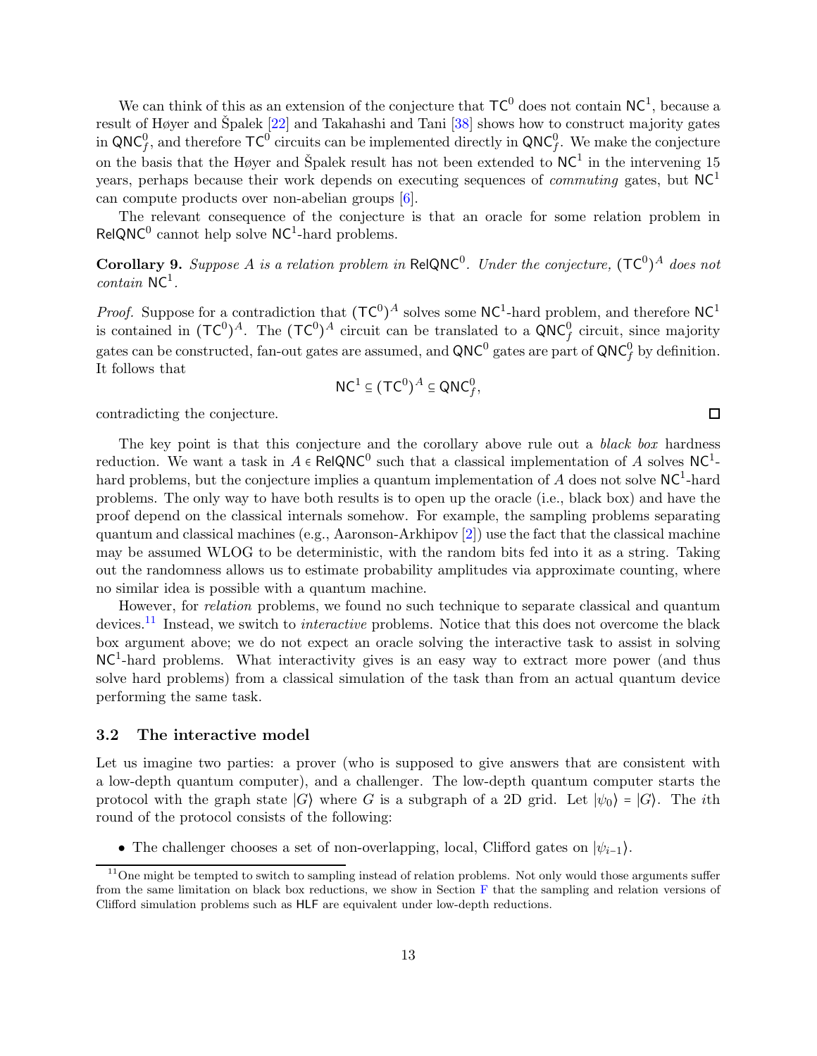We can think of this as an extension of the conjecture that $\mathsf{TC}^0$ does not contain $\mathsf{NC}^1$, because a result of Høyer and Špalek [22] and Takahashi and Tani [38] shows how to construct majority gates in $\mathsf{QNC}^0_f$, and therefore $\mathsf{TC}^0$ circuits can be implemented directly in $\mathsf{QNC}^0_f$. We make the conjecture on the basis that the Høyer and Špalek result has not been extended to $\mathsf{NC}^1$ in the intervening 15 years, perhaps because their work depends on executing sequences of *commuting* gates, but $\mathsf{NC}^1$ can compute products over non-abelian groups [6].

The relevant consequence of the conjecture is that an oracle for some relation problem in $\mathsf{RelQNC}^0$ cannot help solve $\mathsf{NC}^1$-hard problems.

**Corollary 9.** *Suppose $A$ is a relation problem in $\mathsf{RelQNC}^0$. Under the conjecture, $(\mathsf{TC}^0)^A$ does not contain $\mathsf{NC}^1$.*

*Proof.* Suppose for a contradiction that $(\mathsf{TC}^0)^A$ solves some $\mathsf{NC}^1$-hard problem, and therefore $\mathsf{NC}^1$ is contained in $(\mathsf{TC}^0)^A$. The $(\mathsf{TC}^0)^A$ circuit can be translated to a $\mathsf{QNC}^0_f$ circuit, since majority gates can be constructed, fan-out gates are assumed, and $\mathsf{QNC}^0$ gates are part of $\mathsf{QNC}^0_f$ by definition. It follows that

$$\mathsf{NC}^1 \subseteq (\mathsf{TC}^0)^A \subseteq \mathsf{QNC}^0_f,$$

contradicting the conjecture. □

The key point is that this conjecture and the corollary above rule out a *black box* hardness reduction. We want a task in $A \in \mathsf{RelQNC}^0$ such that a classical implementation of $A$ solves $\mathsf{NC}^1$-hard problems, but the conjecture implies a quantum implementation of $A$ does not solve $\mathsf{NC}^1$-hard problems. The only way to have both results is to open up the oracle (i.e., black box) and have the proof depend on the classical internals somehow. For example, the sampling problems separating quantum and classical machines (e.g., Aaronson-Arkhipov [2]) use the fact that the classical machine may be assumed WLOG to be deterministic, with the random bits fed into it as a string. Taking out the randomness allows us to estimate probability amplitudes via approximate counting, where no similar idea is possible with a quantum machine.

However, for *relation* problems, we found no such technique to separate classical and quantum devices.[11] Instead, we switch to *interactive* problems. Notice that this does not overcome the black box argument above; we do not expect an oracle solving the interactive task to assist in solving $\mathsf{NC}^1$-hard problems. What interactivity gives is an easy way to extract more power (and thus solve hard problems) from a classical simulation of the task than from an actual quantum device performing the same task.

### 3.2 The interactive model

Let us imagine two parties: a prover (who is supposed to give answers that are consistent with a low-depth quantum computer), and a challenger. The low-depth quantum computer starts the protocol with the graph state $|G\rangle$ where $G$ is a subgraph of a 2D grid. Let $|\psi_0\rangle = |G\rangle$. The $i$th round of the protocol consists of the following:

- The challenger chooses a set of non-overlapping, local, Clifford gates on $|\psi_{i-1}\rangle$.

[11] One might be tempted to switch to sampling instead of relation problems. Not only would those arguments suffer from the same limitation on black box reductions, we show in Section F that the sampling and relation versions of Clifford simulation problems such as $\mathsf{HLF}$ are equivalent under low-depth reductions.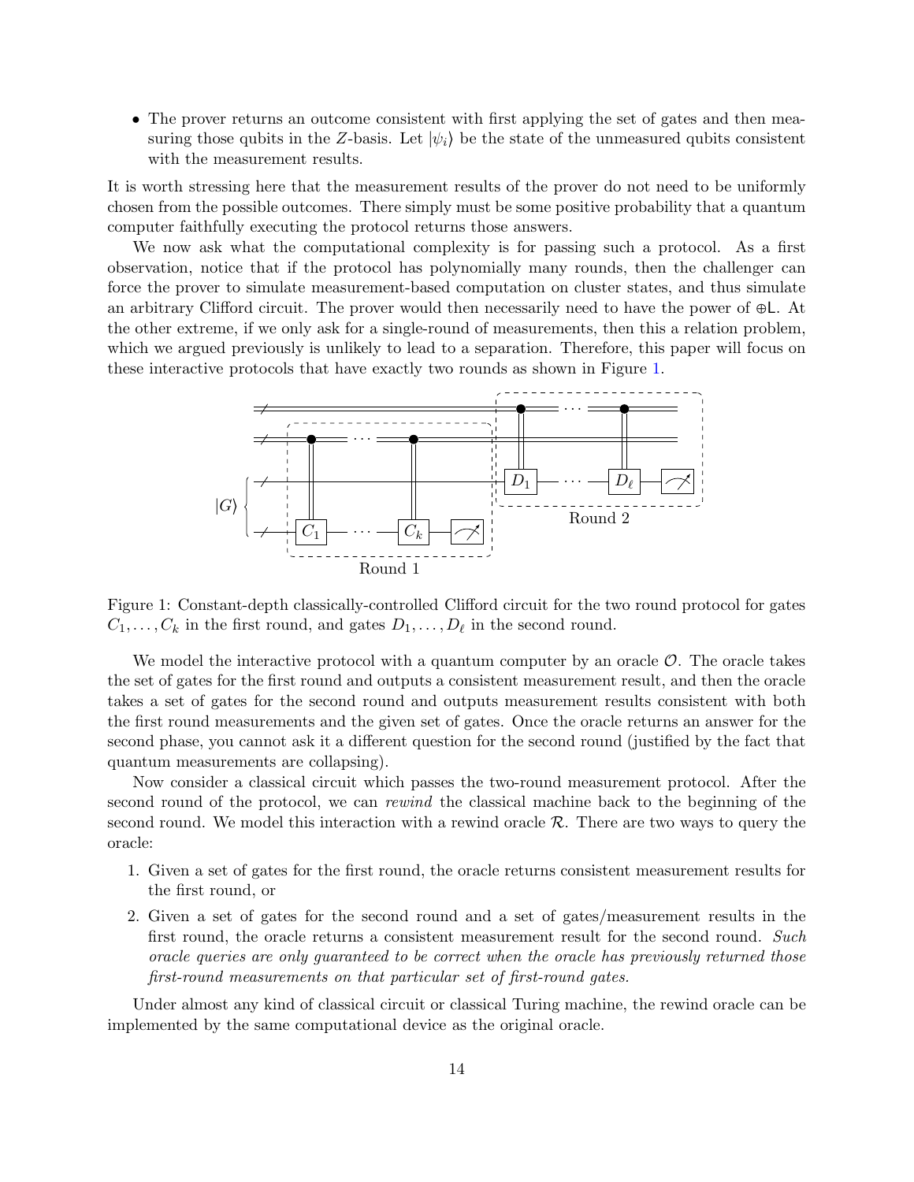- The prover returns an outcome consistent with first applying the set of gates and then measuring those qubits in the $Z$-basis. Let $|\psi_i\rangle$ be the state of the unmeasured qubits consistent with the measurement results.

It is worth stressing here that the measurement results of the prover do not need to be uniformly chosen from the possible outcomes. There simply must be some positive probability that a quantum computer faithfully executing the protocol returns those answers.

We now ask what the computational complexity is for passing such a protocol. As a first observation, notice that if the protocol has polynomially many rounds, then the challenger can force the prover to simulate measurement-based computation on cluster states, and thus simulate an arbitrary Clifford circuit. The prover would then necessarily need to have the power of $\oplus\mathsf{L}$. At the other extreme, if we only ask for a single-round of measurements, then this a relation problem, which we argued previously is unlikely to lead to a separation. Therefore, this paper will focus on these interactive protocols that have exactly two rounds as shown in Figure 1.

Figure 1: Constant-depth classically-controlled Clifford circuit for the two round protocol for gates $C_1, \ldots, C_k$ in the first round, and gates $D_1, \ldots, D_\ell$ in the second round.

We model the interactive protocol with a quantum computer by an oracle $\mathcal{O}$. The oracle takes the set of gates for the first round and outputs a consistent measurement result, and then the oracle takes a set of gates for the second round and outputs measurement results consistent with both the first round measurements and the given set of gates. Once the oracle returns an answer for the second phase, you cannot ask it a different question for the second round (justified by the fact that quantum measurements are collapsing).

Now consider a classical circuit which passes the two-round measurement protocol. After the second round of the protocol, we can *rewind* the classical machine back to the beginning of the second round. We model this interaction with a rewind oracle $\mathcal{R}$. There are two ways to query the oracle:

1. Given a set of gates for the first round, the oracle returns consistent measurement results for the first round, or
2. Given a set of gates for the second round and a set of gates/measurement results in the first round, the oracle returns a consistent measurement result for the second round. *Such oracle queries are only guaranteed to be correct when the oracle has previously returned those first-round measurements on that particular set of first-round gates.*

Under almost any kind of classical circuit or classical Turing machine, the rewind oracle can be implemented by the same computational device as the original oracle.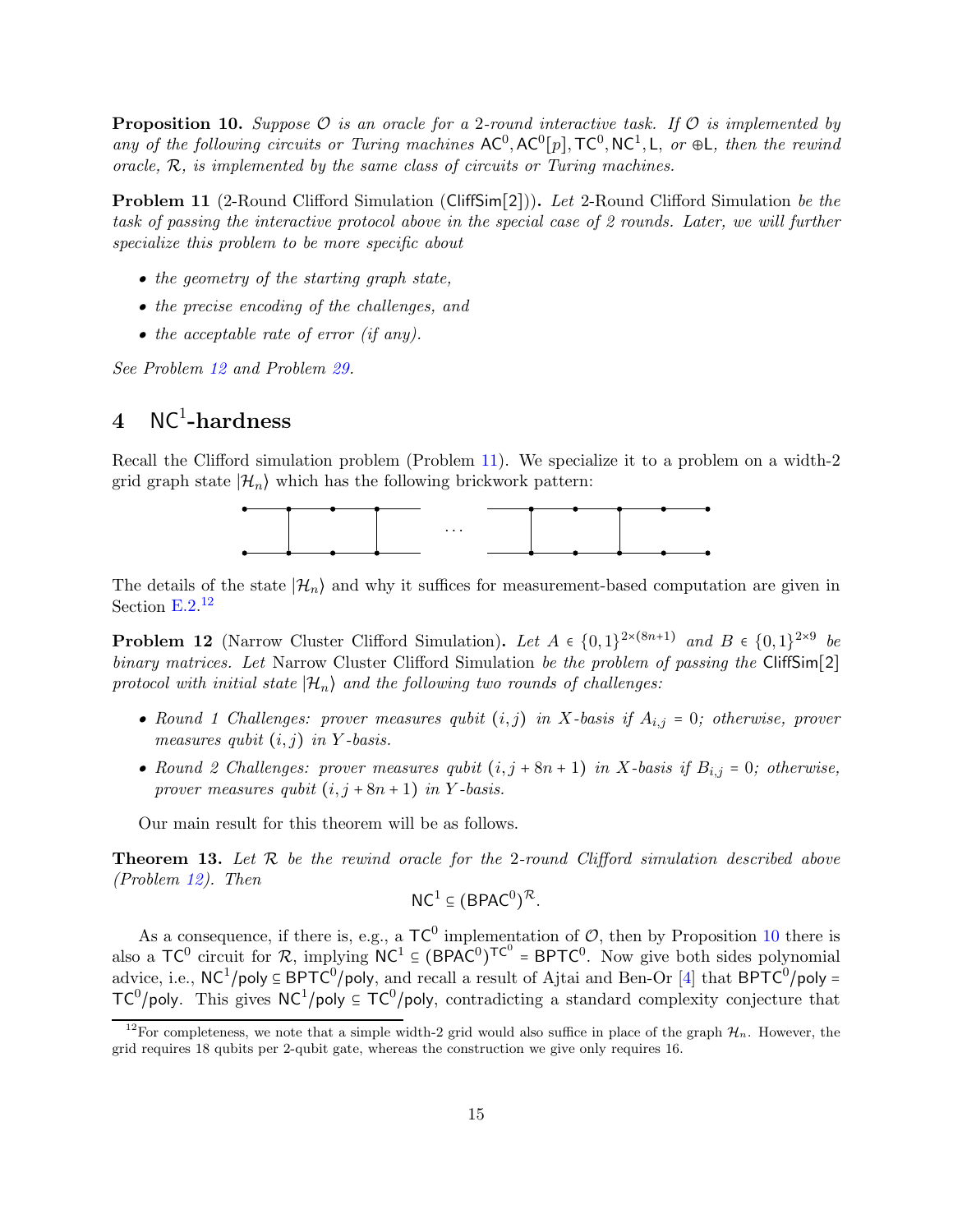**Proposition 10.** *Suppose $\mathcal{O}$ is an oracle for a 2-round interactive task. If $\mathcal{O}$ is implemented by any of the following circuits or Turing machines $\mathsf{AC}^0, \mathsf{AC}^0[p], \mathsf{TC}^0, \mathsf{NC}^1, \mathsf{L}$, or $\oplus\mathsf{L}$, then the rewind oracle, $\mathcal{R}$, is implemented by the same class of circuits or Turing machines.*

**Problem 11** (2-Round Clifford Simulation ($\mathsf{CliffSim}[2]$))**.** *Let* 2-Round Clifford Simulation *be the task of passing the interactive protocol above in the special case of 2 rounds. Later, we will further specialize this problem to be more specific about*

- *the geometry of the starting graph state,*
- *the precise encoding of the challenges, and*
- *the acceptable rate of error (if any).*

*See Problem 12 and Problem 29.*

# 4 $\mathsf{NC}^1$-hardness

Recall the Clifford simulation problem (Problem 11). We specialize it to a problem on a width-2 grid graph state $|\mathcal{H}_n\rangle$ which has the following brickwork pattern:

The details of the state $|\mathcal{H}_n\rangle$ and why it suffices for measurement-based computation are given in Section E.2.[12]

**Problem 12** (Narrow Cluster Clifford Simulation)**.** *Let $A \in \{0,1\}^{2\times(8n+1)}$ and $B \in \{0,1\}^{2\times 9}$ be binary matrices. Let* Narrow Cluster Clifford Simulation *be the problem of passing the $\mathsf{CliffSim}[2]$ protocol with initial state $|\mathcal{H}_n\rangle$ and the following two rounds of challenges:*

- *Round 1 Challenges: prover measures qubit $(i,j)$ in $X$-basis if $A_{i,j} = 0$; otherwise, prover measures qubit $(i,j)$ in $Y$-basis.*
- *Round 2 Challenges: prover measures qubit $(i, j+8n+1)$ in $X$-basis if $B_{i,j} = 0$; otherwise, prover measures qubit $(i, j+8n+1)$ in $Y$-basis.*

Our main result for this theorem will be as follows.

**Theorem 13.** *Let $\mathcal{R}$ be the rewind oracle for the 2-round Clifford simulation described above (Problem 12). Then*

$$\mathsf{NC}^1 \subseteq (\mathsf{BPAC}^0)^{\mathcal{R}}.$$

As a consequence, if there is, e.g., a $\mathsf{TC}^0$ implementation of $\mathcal{O}$, then by Proposition 10 there is also a $\mathsf{TC}^0$ circuit for $\mathcal{R}$, implying $\mathsf{NC}^1 \subseteq (\mathsf{BPAC}^0)^{\mathsf{TC}^0} = \mathsf{BPTC}^0$. Now give both sides polynomial advice, i.e., $\mathsf{NC}^1/\mathsf{poly} \subseteq \mathsf{BPTC}^0/\mathsf{poly}$, and recall a result of Ajtai and Ben-Or [4] that $\mathsf{BPTC}^0/\mathsf{poly} = \mathsf{TC}^0/\mathsf{poly}$. This gives $\mathsf{NC}^1/\mathsf{poly} \subseteq \mathsf{TC}^0/\mathsf{poly}$, contradicting a standard complexity conjecture that

[12] For completeness, we note that a simple width-2 grid would also suffice in place of the graph $\mathcal{H}_n$. However, the grid requires 18 qubits per 2-qubit gate, whereas the construction we give only requires 16.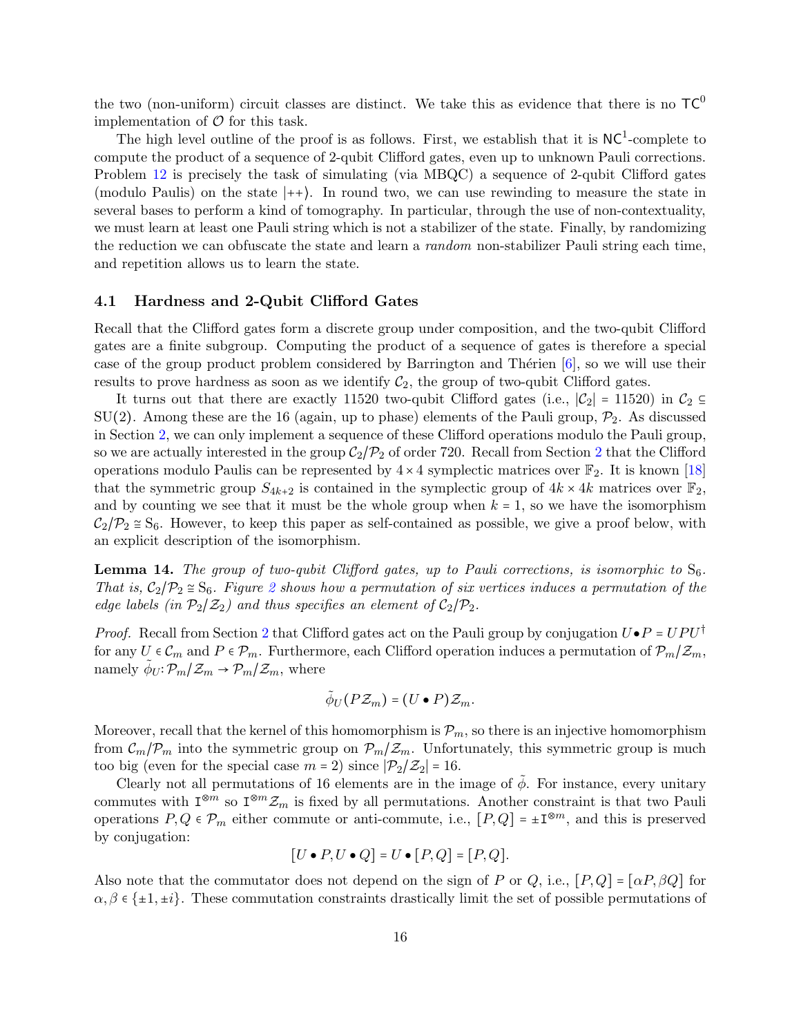the two (non-uniform) circuit classes are distinct. We take this as evidence that there is no $\mathsf{TC}^0$ implementation of $\mathcal{O}$ for this task.

The high level outline of the proof is as follows. First, we establish that it is $\mathsf{NC}^1$-complete to compute the product of a sequence of 2-qubit Clifford gates, even up to unknown Pauli corrections. Problem 12 is precisely the task of simulating (via MBQC) a sequence of 2-qubit Clifford gates (modulo Paulis) on the state $|{++}\rangle$. In round two, we can use rewinding to measure the state in several bases to perform a kind of tomography. In particular, through the use of non-contextuality, we must learn at least one Pauli string which is not a stabilizer of the state. Finally, by randomizing the reduction we can obfuscate the state and learn a *random* non-stabilizer Pauli string each time, and repetition allows us to learn the state.

### 4.1 Hardness and 2-Qubit Clifford Gates

Recall that the Clifford gates form a discrete group under composition, and the two-qubit Clifford gates are a finite subgroup. Computing the product of a sequence of gates is therefore a special case of the group product problem considered by Barrington and Thérien [6], so we will use their results to prove hardness as soon as we identify $\mathcal{C}_2$, the group of two-qubit Clifford gates.

It turns out that there are exactly 11520 two-qubit Clifford gates (i.e., $|\mathcal{C}_2| = 11520$) in $\mathcal{C}_2 \subseteq \mathrm{SU}(2)$. Among these are the 16 (again, up to phase) elements of the Pauli group, $\mathcal{P}_2$. As discussed in Section 2, we can only implement a sequence of these Clifford operations modulo the Pauli group, so we are actually interested in the group $\mathcal{C}_2/\mathcal{P}_2$ of order 720. Recall from Section 2 that the Clifford operations modulo Paulis can be represented by $4 \times 4$ symplectic matrices over $\mathbb{F}_2$. It is known [18] that the symmetric group $S_{4k+2}$ is contained in the symplectic group of $4k \times 4k$ matrices over $\mathbb{F}_2$, and by counting we see that it must be the whole group when $k = 1$, so we have the isomorphism $\mathcal{C}_2/\mathcal{P}_2 \cong \mathrm{S}_6$. However, to keep this paper as self-contained as possible, we give a proof below, with an explicit description of the isomorphism.

**Lemma 14.** *The group of two-qubit Clifford gates, up to Pauli corrections, is isomorphic to* $\mathrm{S}_6$*. That is,* $\mathcal{C}_2/\mathcal{P}_2 \cong \mathrm{S}_6$*. Figure 2 shows how a permutation of six vertices induces a permutation of the edge labels (in* $\mathcal{P}_2/\mathcal{Z}_2$*) and thus specifies an element of* $\mathcal{C}_2/\mathcal{P}_2$*.*

*Proof.* Recall from Section 2 that Clifford gates act on the Pauli group by conjugation $U \bullet P = UPU^\dagger$ for any $U \in \mathcal{C}_m$ and $P \in \mathcal{P}_m$. Furthermore, each Clifford operation induces a permutation of $\mathcal{P}_m/\mathcal{Z}_m$, namely $\tilde{\phi}_U : \mathcal{P}_m/\mathcal{Z}_m \to \mathcal{P}_m/\mathcal{Z}_m$, where

$$\tilde{\phi}_U(P\mathcal{Z}_m) = (U \bullet P)\mathcal{Z}_m.$$

Moreover, recall that the kernel of this homomorphism is $\mathcal{P}_m$, so there is an injective homomorphism from $\mathcal{C}_m/\mathcal{P}_m$ into the symmetric group on $\mathcal{P}_m/\mathcal{Z}_m$. Unfortunately, this symmetric group is much too big (even for the special case $m = 2$) since $|\mathcal{P}_2/\mathcal{Z}_2| = 16$.

Clearly not all permutations of 16 elements are in the image of $\tilde{\phi}$. For instance, every unitary commutes with $\mathtt{I}^{\otimes m}$ so $\mathtt{I}^{\otimes m}\mathcal{Z}_m$ is fixed by all permutations. Another constraint is that two Pauli operations $P, Q \in \mathcal{P}_m$ either commute or anti-commute, i.e., $[P, Q] = \pm \mathtt{I}^{\otimes m}$, and this is preserved by conjugation:

$$[U \bullet P, U \bullet Q] = U \bullet [P, Q] = [P, Q].$$

Also note that the commutator does not depend on the sign of $P$ or $Q$, i.e., $[P, Q] = [\alpha P, \beta Q]$ for $\alpha, \beta \in \{\pm 1, \pm i\}$. These commutation constraints drastically limit the set of possible permutations of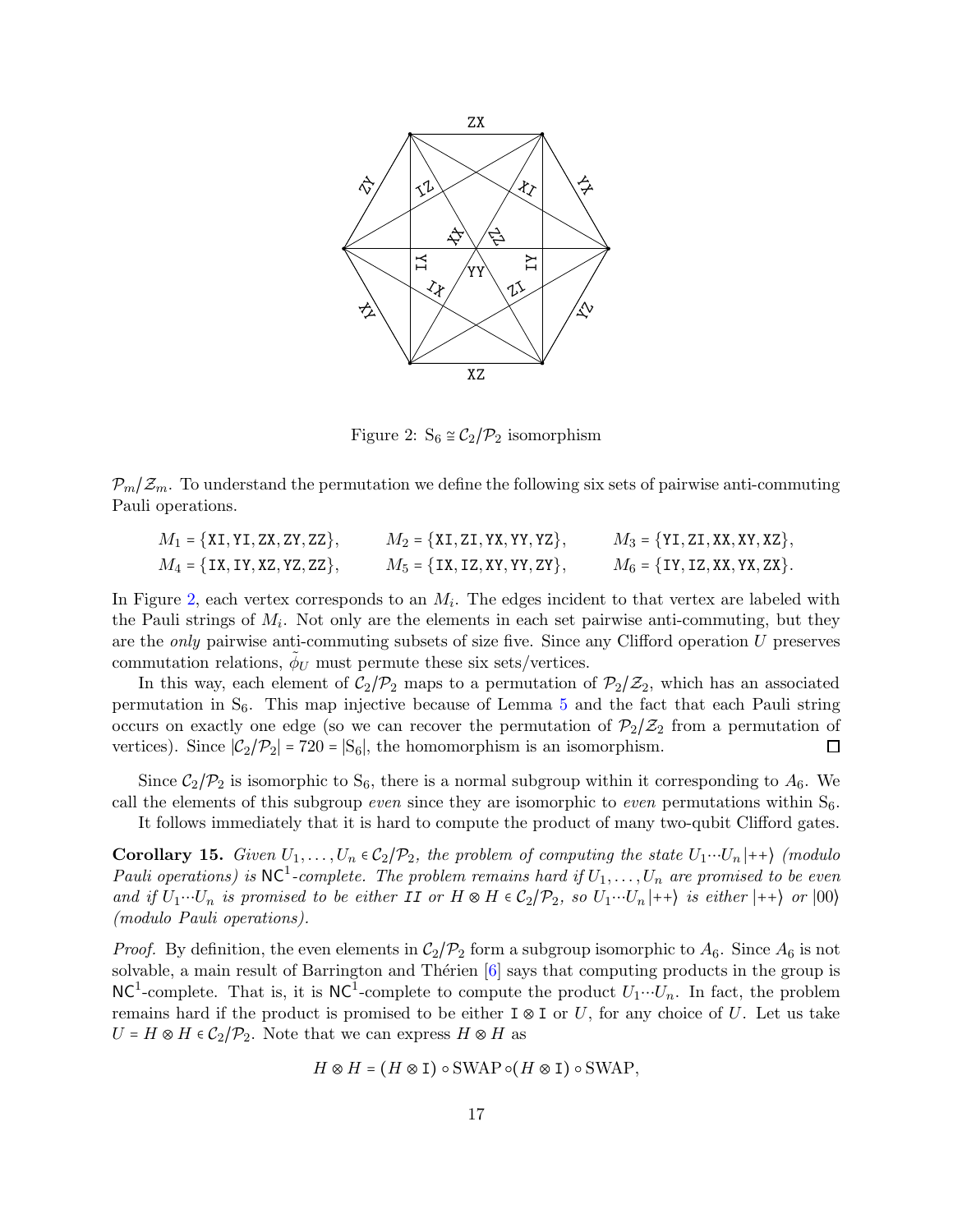Figure 2: $S_6 \cong \mathcal{C}_2/\mathcal{P}_2$ isomorphism

$\mathcal{P}_m/\mathcal{Z}_m$. To understand the permutation we define the following six sets of pairwise anti-commuting Pauli operations.

$$M_1 = \{\texttt{XI}, \texttt{YI}, \texttt{ZX}, \texttt{ZY}, \texttt{ZZ}\}, \qquad M_2 = \{\texttt{XI}, \texttt{ZI}, \texttt{YX}, \texttt{YY}, \texttt{YZ}\}, \qquad M_3 = \{\texttt{YI}, \texttt{ZI}, \texttt{XX}, \texttt{XY}, \texttt{XZ}\},$$
$$M_4 = \{\texttt{IX}, \texttt{IY}, \texttt{XZ}, \texttt{YZ}, \texttt{ZZ}\}, \qquad M_5 = \{\texttt{IX}, \texttt{IZ}, \texttt{XY}, \texttt{YY}, \texttt{ZY}\}, \qquad M_6 = \{\texttt{IY}, \texttt{IZ}, \texttt{XX}, \texttt{YX}, \texttt{ZX}\}.$$

In Figure 2, each vertex corresponds to an $M_i$. The edges incident to that vertex are labeled with the Pauli strings of $M_i$. Not only are the elements in each set pairwise anti-commuting, but they are the *only* pairwise anti-commuting subsets of size five. Since any Clifford operation $U$ preserves commutation relations, $\tilde{\phi}_U$ must permute these six sets/vertices.

In this way, each element of $\mathcal{C}_2/\mathcal{P}_2$ maps to a permutation of $\mathcal{P}_2/\mathcal{Z}_2$, which has an associated permutation in $S_6$. This map injective because of Lemma 5 and the fact that each Pauli string occurs on exactly one edge (so we can recover the permutation of $\mathcal{P}_2/\mathcal{Z}_2$ from a permutation of vertices). Since $|\mathcal{C}_2/\mathcal{P}_2| = 720 = |S_6|$, the homomorphism is an isomorphism. ◻

Since $\mathcal{C}_2/\mathcal{P}_2$ is isomorphic to $S_6$, there is a normal subgroup within it corresponding to $A_6$. We call the elements of this subgroup *even* since they are isomorphic to *even* permutations within $S_6$.

It follows immediately that it is hard to compute the product of many two-qubit Clifford gates.

**Corollary 15.** *Given $U_1, \ldots, U_n \in \mathcal{C}_2/\mathcal{P}_2$, the problem of computing the state $U_1 \cdots U_n |{++}\rangle$ (modulo Pauli operations) is $\mathsf{NC}^1$-complete. The problem remains hard if $U_1, \ldots, U_n$ are promised to be even and if $U_1 \cdots U_n$ is promised to be either* II *or $H \otimes H \in \mathcal{C}_2/\mathcal{P}_2$, so $U_1 \cdots U_n |{++}\rangle$ is either $|{++}\rangle$ or $|00\rangle$ (modulo Pauli operations).*

*Proof.* By definition, the even elements in $\mathcal{C}_2/\mathcal{P}_2$ form a subgroup isomorphic to $A_6$. Since $A_6$ is not solvable, a main result of Barrington and Thérien [6] says that computing products in the group is $\mathsf{NC}^1$-complete. That is, it is $\mathsf{NC}^1$-complete to compute the product $U_1 \cdots U_n$. In fact, the problem remains hard if the product is promised to be either $\texttt{I} \otimes \texttt{I}$ or $U$, for any choice of $U$. Let us take $U = H \otimes H \in \mathcal{C}_2/\mathcal{P}_2$. Note that we can express $H \otimes H$ as

$$H \otimes H = (H \otimes \texttt{I}) \circ \mathrm{SWAP} \circ (H \otimes \texttt{I}) \circ \mathrm{SWAP},$$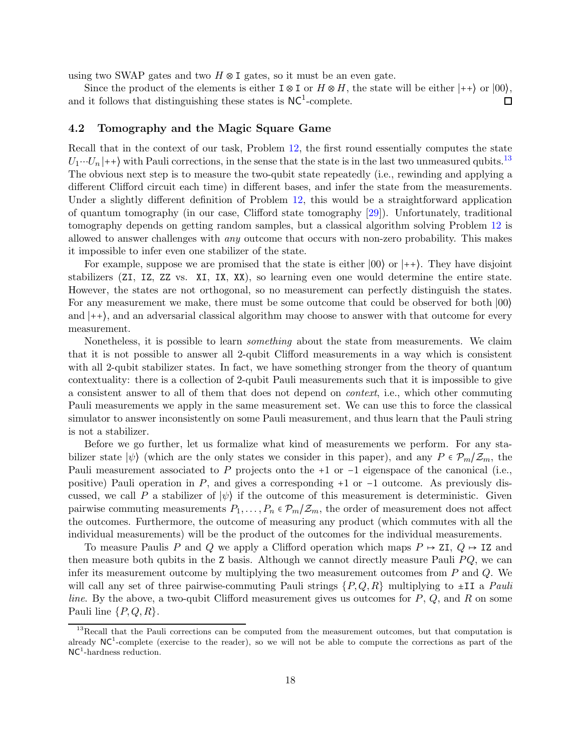using two SWAP gates and two $H \otimes \mathtt{I}$ gates, so it must be an even gate.

Since the product of the elements is either $\mathtt{I} \otimes \mathtt{I}$ or $H \otimes H$, the state will be either $|{++}\rangle$ or $|00\rangle$, and it follows that distinguishing these states is $\mathsf{NC}^1$-complete. $\square$

### 4.2 Tomography and the Magic Square Game

Recall that in the context of our task, Problem 12, the first round essentially computes the state $U_1 \cdots U_n |{++}\rangle$ with Pauli corrections, in the sense that the state is in the last two unmeasured qubits.[13] The obvious next step is to measure the two-qubit state repeatedly (i.e., rewinding and applying a different Clifford circuit each time) in different bases, and infer the state from the measurements. Under a slightly different definition of Problem 12, this would be a straightforward application of quantum tomography (in our case, Clifford state tomography [29]). Unfortunately, traditional tomography depends on getting random samples, but a classical algorithm solving Problem 12 is allowed to answer challenges with *any* outcome that occurs with non-zero probability. This makes it impossible to infer even one stabilizer of the state.

For example, suppose we are promised that the state is either $|00\rangle$ or $|{++}\rangle$. They have disjoint stabilizers (ZI, IZ, ZZ vs. XI, IX, XX), so learning even one would determine the entire state. However, the states are not orthogonal, so no measurement can perfectly distinguish the states. For any measurement we make, there must be some outcome that could be observed for both $|00\rangle$ and $|{++}\rangle$, and an adversarial classical algorithm may choose to answer with that outcome for every measurement.

Nonetheless, it is possible to learn *something* about the state from measurements. We claim that it is not possible to answer all 2-qubit Clifford measurements in a way which is consistent with all 2-qubit stabilizer states. In fact, we have something stronger from the theory of quantum contextuality: there is a collection of 2-qubit Pauli measurements such that it is impossible to give a consistent answer to all of them that does not depend on *context*, i.e., which other commuting Pauli measurements we apply in the same measurement set. We can use this to force the classical simulator to answer inconsistently on some Pauli measurement, and thus learn that the Pauli string is not a stabilizer.

Before we go further, let us formalize what kind of measurements we perform. For any stabilizer state $|\psi\rangle$ (which are the only states we consider in this paper), and any $P \in \mathcal{P}_m / \mathcal{Z}_m$, the Pauli measurement associated to $P$ projects onto the $+1$ or $-1$ eigenspace of the canonical (i.e., positive) Pauli operation in $P$, and gives a corresponding $+1$ or $-1$ outcome. As previously discussed, we call $P$ a stabilizer of $|\psi\rangle$ if the outcome of this measurement is deterministic. Given pairwise commuting measurements $P_1, \ldots, P_n \in \mathcal{P}_m / \mathcal{Z}_m$, the order of measurement does not affect the outcomes. Furthermore, the outcome of measuring any product (which commutes with all the individual measurements) will be the product of the outcomes for the individual measurements.

To measure Paulis $P$ and $Q$ we apply a Clifford operation which maps $P \mapsto \mathtt{ZI}$, $Q \mapsto \mathtt{IZ}$ and then measure both qubits in the Z basis. Although we cannot directly measure Pauli $PQ$, we can infer its measurement outcome by multiplying the two measurement outcomes from $P$ and $Q$. We will call any set of three pairwise-commuting Pauli strings $\{P, Q, R\}$ multiplying to $\pm\mathtt{II}$ a *Pauli line*. By the above, a two-qubit Clifford measurement gives us outcomes for $P$, $Q$, and $R$ on some Pauli line $\{P, Q, R\}$.

[13] Recall that the Pauli corrections can be computed from the measurement outcomes, but that computation is already $\mathsf{NC}^1$-complete (exercise to the reader), so we will not be able to compute the corrections as part of the $\mathsf{NC}^1$-hardness reduction.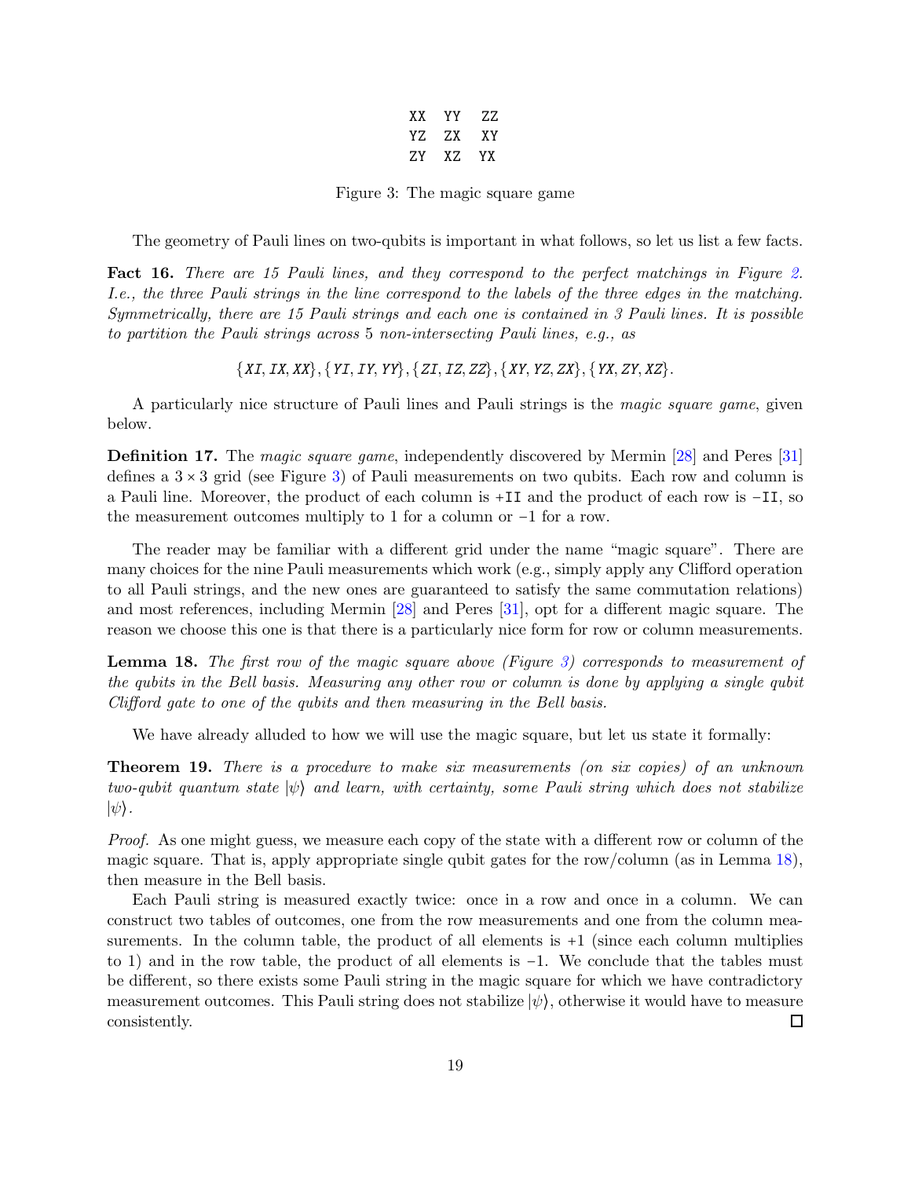```
XX  YY  ZZ
YZ  ZX  XY
ZY  XZ  YX
```

Figure 3: The magic square game

The geometry of Pauli lines on two-qubits is important in what follows, so let us list a few facts.

**Fact 16.** *There are 15 Pauli lines, and they correspond to the perfect matchings in Figure 2. I.e., the three Pauli strings in the line correspond to the labels of the three edges in the matching. Symmetrically, there are 15 Pauli strings and each one is contained in 3 Pauli lines. It is possible to partition the Pauli strings across* 5 *non-intersecting Pauli lines, e.g., as*

$$\{XI, IX, XX\}, \{YI, IY, YY\}, \{ZI, IZ, ZZ\}, \{XY, YZ, ZX\}, \{YX, ZY, XZ\}.$$

A particularly nice structure of Pauli lines and Pauli strings is the *magic square game*, given below.

**Definition 17.** The *magic square game*, independently discovered by Mermin [28] and Peres [31] defines a $3 \times 3$ grid (see Figure 3) of Pauli measurements on two qubits. Each row and column is a Pauli line. Moreover, the product of each column is $+II$ and the product of each row is $-II$, so the measurement outcomes multiply to 1 for a column or $-1$ for a row.

The reader may be familiar with a different grid under the name "magic square". There are many choices for the nine Pauli measurements which work (e.g., simply apply any Clifford operation to all Pauli strings, and the new ones are guaranteed to satisfy the same commutation relations) and most references, including Mermin [28] and Peres [31], opt for a different magic square. The reason we choose this one is that there is a particularly nice form for row or column measurements.

**Lemma 18.** *The first row of the magic square above (Figure 3) corresponds to measurement of the qubits in the Bell basis. Measuring any other row or column is done by applying a single qubit Clifford gate to one of the qubits and then measuring in the Bell basis.*

We have already alluded to how we will use the magic square, but let us state it formally:

**Theorem 19.** *There is a procedure to make six measurements (on six copies) of an unknown two-qubit quantum state $|\psi\rangle$ and learn, with certainty, some Pauli string which does not stabilize $|\psi\rangle$.*

*Proof.* As one might guess, we measure each copy of the state with a different row or column of the magic square. That is, apply appropriate single qubit gates for the row/column (as in Lemma 18), then measure in the Bell basis.

Each Pauli string is measured exactly twice: once in a row and once in a column. We can construct two tables of outcomes, one from the row measurements and one from the column measurements. In the column table, the product of all elements is $+1$ (since each column multiplies to 1) and in the row table, the product of all elements is $-1$. We conclude that the tables must be different, so there exists some Pauli string in the magic square for which we have contradictory measurement outcomes. This Pauli string does not stabilize $|\psi\rangle$, otherwise it would have to measure consistently. $\square$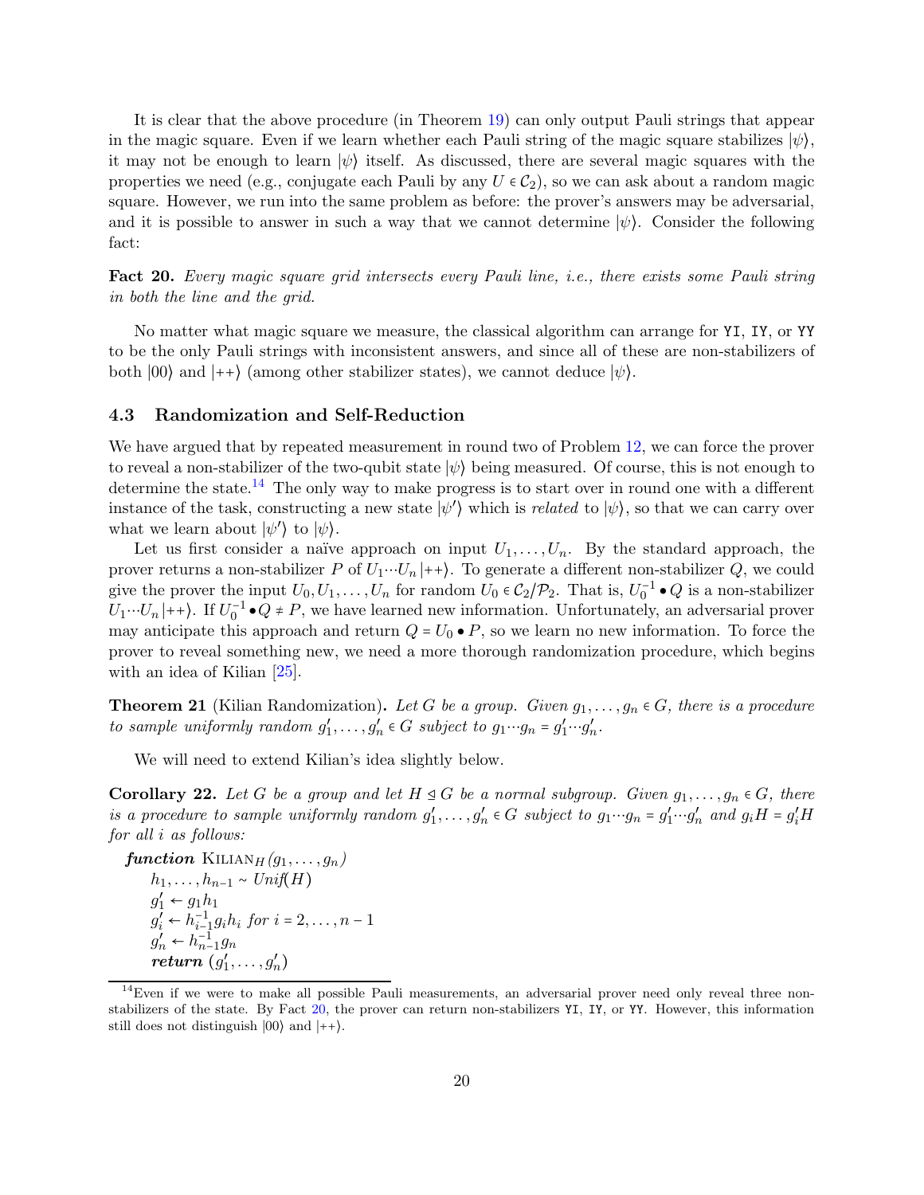It is clear that the above procedure (in Theorem 19) can only output Pauli strings that appear in the magic square. Even if we learn whether each Pauli string of the magic square stabilizes $|\psi\rangle$, it may not be enough to learn $|\psi\rangle$ itself. As discussed, there are several magic squares with the properties we need (e.g., conjugate each Pauli by any $U \in \mathcal{C}_2$), so we can ask about a random magic square. However, we run into the same problem as before: the prover's answers may be adversarial, and it is possible to answer in such a way that we cannot determine $|\psi\rangle$. Consider the following fact:

**Fact 20.** *Every magic square grid intersects every Pauli line, i.e., there exists some Pauli string in both the line and the grid.*

No matter what magic square we measure, the classical algorithm can arrange for `YI`, `IY`, or `YY` to be the only Pauli strings with inconsistent answers, and since all of these are non-stabilizers of both $|00\rangle$ and $|{++}\rangle$ (among other stabilizer states), we cannot deduce $|\psi\rangle$.

### 4.3 Randomization and Self-Reduction

We have argued that by repeated measurement in round two of Problem 12, we can force the prover to reveal a non-stabilizer of the two-qubit state $|\psi\rangle$ being measured. Of course, this is not enough to determine the state.[14] The only way to make progress is to start over in round one with a different instance of the task, constructing a new state $|\psi'\rangle$ which is *related* to $|\psi\rangle$, so that we can carry over what we learn about $|\psi'\rangle$ to $|\psi\rangle$.

Let us first consider a naïve approach on input $U_1, \ldots, U_n$. By the standard approach, the prover returns a non-stabilizer $P$ of $U_1 \cdots U_n |{++}\rangle$. To generate a different non-stabilizer $Q$, we could give the prover the input $U_0, U_1, \ldots, U_n$ for random $U_0 \in \mathcal{C}_2/\mathcal{P}_2$. That is, $U_0^{-1} \bullet Q$ is a non-stabilizer $U_1 \cdots U_n |{++}\rangle$. If $U_0^{-1} \bullet Q \neq P$, we have learned new information. Unfortunately, an adversarial prover may anticipate this approach and return $Q = U_0 \bullet P$, so we learn no new information. To force the prover to reveal something new, we need a more thorough randomization procedure, which begins with an idea of Kilian [25].

**Theorem 21** (Kilian Randomization)**.** *Let $G$ be a group. Given $g_1, \ldots, g_n \in G$, there is a procedure to sample uniformly random $g'_1, \ldots, g'_n \in G$ subject to $g_1 \cdots g_n = g'_1 \cdots g'_n$.*

We will need to extend Kilian's idea slightly below.

**Corollary 22.** *Let $G$ be a group and let $H \trianglelefteq G$ be a normal subgroup. Given $g_1, \ldots, g_n \in G$, there is a procedure to sample uniformly random $g'_1, \ldots, g'_n \in G$ subject to $g_1 \cdots g_n = g'_1 \cdots g'_n$ and $g_i H = g'_i H$ for all $i$ as follows:*

***function*** $\textsc{Kilian}_H(g_1, \ldots, g_n)$
  $h_1, \ldots, h_{n-1} \sim \mathit{Unif}(H)$
  $g'_1 \leftarrow g_1 h_1$
  $g'_i \leftarrow h_{i-1}^{-1} g_i h_i$ *for* $i = 2, \ldots, n-1$
  $g'_n \leftarrow h_{n-1}^{-1} g_n$
  ***return*** $(g'_1, \ldots, g'_n)$

[14] Even if we were to make all possible Pauli measurements, an adversarial prover need only reveal three non-stabilizers of the state. By Fact 20, the prover can return non-stabilizers `YI`, `IY`, or `YY`. However, this information still does not distinguish $|00\rangle$ and $|{++}\rangle$.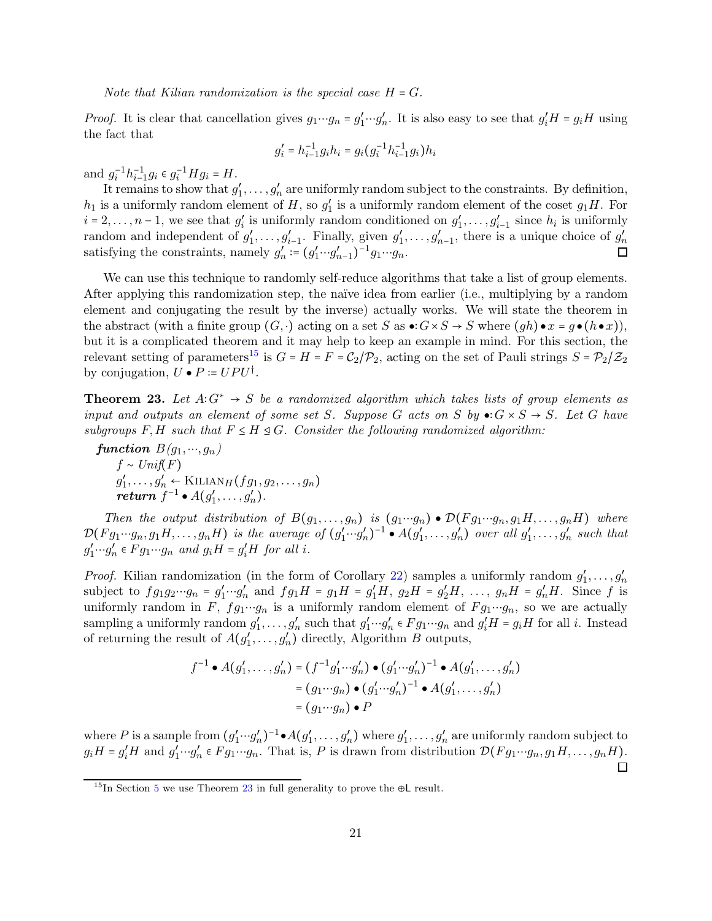*Note that Kilian randomization is the special case $H = G$.*

*Proof.* It is clear that cancellation gives $g_1 \cdots g_n = g_1' \cdots g_n'$. It is also easy to see that $g_i' H = g_i H$ using the fact that

$$g_i' = h_{i-1}^{-1} g_i h_i = g_i (g_i^{-1} h_{i-1}^{-1} g_i) h_i$$

and $g_i^{-1} h_{i-1}^{-1} g_i \in g_i^{-1} H g_i = H$.

It remains to show that $g_1', \ldots, g_n'$ are uniformly random subject to the constraints. By definition, $h_1$ is a uniformly random element of $H$, so $g_1'$ is a uniformly random element of the coset $g_1 H$. For $i = 2, \ldots, n-1$, we see that $g_i'$ is uniformly random conditioned on $g_1', \ldots, g_{i-1}'$ since $h_i$ is uniformly random and independent of $g_1', \ldots, g_{i-1}'$. Finally, given $g_1', \ldots, g_{n-1}'$, there is a unique choice of $g_n'$ satisfying the constraints, namely $g_n' := (g_1' \cdots g_{n-1}')^{-1} g_1 \cdots g_n$. ◻

We can use this technique to randomly self-reduce algorithms that take a list of group elements. After applying this randomization step, the naïve idea from earlier (i.e., multiplying by a random element and conjugating the result by the inverse) actually works. We will state the theorem in the abstract (with a finite group $(G, \cdot)$ acting on a set $S$ as $\bullet : G \times S \to S$ where $(gh) \bullet x = g \bullet (h \bullet x)$), but it is a complicated theorem and it may help to keep an example in mind. For this section, the relevant setting of parameters[15] is $G = H = F = \mathcal{C}_2 / \mathcal{P}_2$, acting on the set of Pauli strings $S = \mathcal{P}_2 / \mathcal{Z}_2$ by conjugation, $U \bullet P := U P U^\dagger$.

**Theorem 23.** *Let $A : G^* \to S$ be a randomized algorithm which takes lists of group elements as input and outputs an element of some set $S$. Suppose $G$ acts on $S$ by $\bullet : G \times S \to S$. Let $G$ have subgroups $F, H$ such that $F \leq H \trianglelefteq G$. Consider the following randomized algorithm:*

> ***function*** $B(g_1, \cdots, g_n)$
>   $f \sim \mathit{Unif}(F)$
>   $g_1', \ldots, g_n' \leftarrow \text{KILIAN}_H(f g_1, g_2, \ldots, g_n)$
>   ***return*** $f^{-1} \bullet A(g_1', \ldots, g_n')$.

*Then the output distribution of $B(g_1, \ldots, g_n)$ is $(g_1 \cdots g_n) \bullet \mathcal{D}(F g_1 \cdots g_n, g_1 H, \ldots, g_n H)$ where $\mathcal{D}(F g_1 \cdots g_n, g_1 H, \ldots, g_n H)$ is the average of $(g_1' \cdots g_n')^{-1} \bullet A(g_1', \ldots, g_n')$ over all $g_1', \ldots, g_n'$ such that $g_1' \cdots g_n' \in F g_1 \cdots g_n$ and $g_i H = g_i' H$ for all $i$.*

*Proof.* Kilian randomization (in the form of Corollary 22) samples a uniformly random $g_1', \ldots, g_n'$ subject to $f g_1 g_2 \cdots g_n = g_1' \cdots g_n'$ and $f g_1 H = g_1 H = g_1' H$, $g_2 H = g_2' H$, $\ldots$, $g_n H = g_n' H$. Since $f$ is uniformly random in $F$, $f g_1 \cdots g_n$ is a uniformly random element of $F g_1 \cdots g_n$, so we are actually sampling a uniformly random $g_1', \ldots, g_n'$ such that $g_1' \cdots g_n' \in F g_1 \cdots g_n$ and $g_i' H = g_i H$ for all $i$. Instead of returning the result of $A(g_1', \ldots, g_n')$ directly, Algorithm $B$ outputs,

$$\begin{aligned}
f^{-1} \bullet A(g_1', \ldots, g_n') &= (f^{-1} g_1' \cdots g_n') \bullet (g_1' \cdots g_n')^{-1} \bullet A(g_1', \ldots, g_n') \\
&= (g_1 \cdots g_n) \bullet (g_1' \cdots g_n')^{-1} \bullet A(g_1', \ldots, g_n') \\
&= (g_1 \cdots g_n) \bullet P
\end{aligned}$$

where $P$ is a sample from $(g_1' \cdots g_n')^{-1} \bullet A(g_1', \ldots, g_n')$ where $g_1', \ldots, g_n'$ are uniformly random subject to $g_i H = g_i' H$ and $g_1' \cdots g_n' \in F g_1 \cdots g_n$. That is, $P$ is drawn from distribution $\mathcal{D}(F g_1 \cdots g_n, g_1 H, \ldots, g_n H)$. ◻

[15] In Section 5 we use Theorem 23 in full generality to prove the $\oplus\mathsf{L}$ result.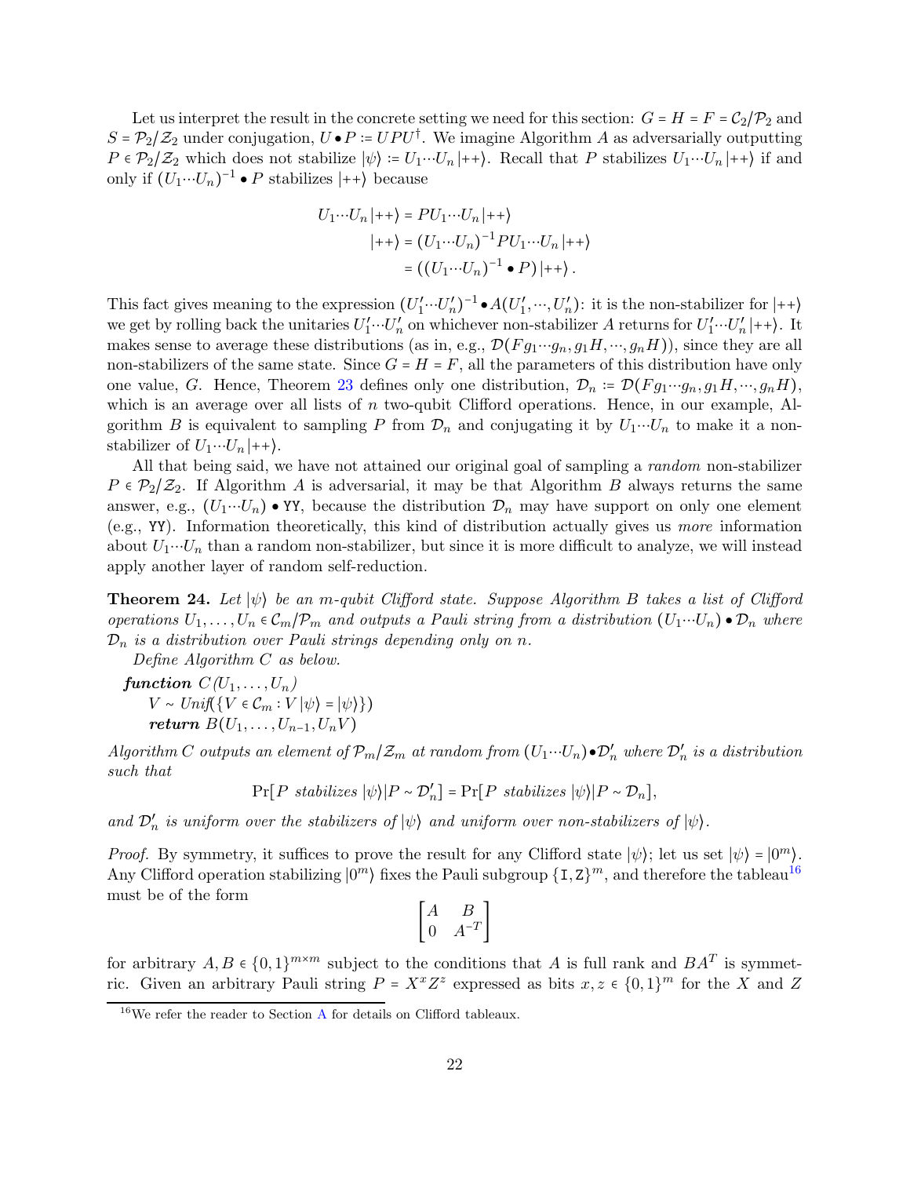Let us interpret the result in the concrete setting we need for this section: $G = H = F = \mathcal{C}_2/\mathcal{P}_2$ and $S = \mathcal{P}_2/\mathcal{Z}_2$ under conjugation, $U \bullet P \coloneqq UPU^\dagger$. We imagine Algorithm $A$ as adversarially outputting $P \in \mathcal{P}_2/\mathcal{Z}_2$ which does not stabilize $|\psi\rangle \coloneqq U_1 \cdots U_n |{++}\rangle$. Recall that $P$ stabilizes $U_1 \cdots U_n |{++}\rangle$ if and only if $(U_1 \cdots U_n)^{-1} \bullet P$ stabilizes $|{++}\rangle$ because

$$
\begin{aligned}
U_1 \cdots U_n |{++}\rangle &= P U_1 \cdots U_n |{++}\rangle \\
|{++}\rangle &= (U_1 \cdots U_n)^{-1} P U_1 \cdots U_n |{++}\rangle \\
&= ((U_1 \cdots U_n)^{-1} \bullet P) |{++}\rangle .
\end{aligned}
$$

This fact gives meaning to the expression $(U_1' \cdots U_n')^{-1} \bullet A(U_1', \cdots, U_n')$: it is the non-stabilizer for $|{++}\rangle$ we get by rolling back the unitaries $U_1' \cdots U_n'$ on whichever non-stabilizer $A$ returns for $U_1' \cdots U_n' |{++}\rangle$. It makes sense to average these distributions (as in, e.g., $\mathcal{D}(Fg_1 \cdots g_n, g_1 H, \cdots, g_n H)$), since they are all non-stabilizers of the same state. Since $G = H = F$, all the parameters of this distribution have only one value, $G$. Hence, Theorem 23 defines only one distribution, $\mathcal{D}_n \coloneqq \mathcal{D}(Fg_1 \cdots g_n, g_1 H, \cdots, g_n H)$, which is an average over all lists of $n$ two-qubit Clifford operations. Hence, in our example, Algorithm $B$ is equivalent to sampling $P$ from $\mathcal{D}_n$ and conjugating it by $U_1 \cdots U_n$ to make it a non-stabilizer of $U_1 \cdots U_n |{++}\rangle$.

All that being said, we have not attained our original goal of sampling a *random* non-stabilizer $P \in \mathcal{P}_2/\mathcal{Z}_2$. If Algorithm $A$ is adversarial, it may be that Algorithm $B$ always returns the same answer, e.g., $(U_1 \cdots U_n) \bullet \mathtt{YY}$, because the distribution $\mathcal{D}_n$ may have support on only one element (e.g., $\mathtt{YY}$). Information theoretically, this kind of distribution actually gives us *more* information about $U_1 \cdots U_n$ than a random non-stabilizer, but since it is more difficult to analyze, we will instead apply another layer of random self-reduction.

**Theorem 24.** *Let $|\psi\rangle$ be an $m$-qubit Clifford state. Suppose Algorithm $B$ takes a list of Clifford operations $U_1, \ldots, U_n \in \mathcal{C}_m/\mathcal{P}_m$ and outputs a Pauli string from a distribution $(U_1 \cdots U_n) \bullet \mathcal{D}_n$ where $\mathcal{D}_n$ is a distribution over Pauli strings depending only on $n$.*

*Define Algorithm $C$ as below.*

> ***function*** $C(U_1, \ldots, U_n)$
> 　　$V \sim \mathit{Unif}(\{V \in \mathcal{C}_m : V|\psi\rangle = |\psi\rangle\})$
> 　　***return*** $B(U_1, \ldots, U_{n-1}, U_n V)$

*Algorithm $C$ outputs an element of $\mathcal{P}_m/\mathcal{Z}_m$ at random from $(U_1 \cdots U_n) \bullet \mathcal{D}_n'$ where $\mathcal{D}_n'$ is a distribution such that*

$$
\Pr[P \text{ stabilizes } |\psi\rangle | P \sim \mathcal{D}_n'] = \Pr[P \text{ stabilizes } |\psi\rangle | P \sim \mathcal{D}_n],
$$

*and $\mathcal{D}_n'$ is uniform over the stabilizers of $|\psi\rangle$ and uniform over non-stabilizers of $|\psi\rangle$.*

*Proof.* By symmetry, it suffices to prove the result for any Clifford state $|\psi\rangle$; let us set $|\psi\rangle = |0^m\rangle$. Any Clifford operation stabilizing $|0^m\rangle$ fixes the Pauli subgroup $\{\mathtt{I}, \mathtt{Z}\}^m$, and therefore the tableau[16] must be of the form

$$
\begin{bmatrix} A & B \\ 0 & A^{-T} \end{bmatrix}
$$

for arbitrary $A, B \in \{0,1\}^{m \times m}$ subject to the conditions that $A$ is full rank and $BA^T$ is symmetric. Given an arbitrary Pauli string $P = X^x Z^z$ expressed as bits $x, z \in \{0,1\}^m$ for the $X$ and $Z$

[16] We refer the reader to Section A for details on Clifford tableaux.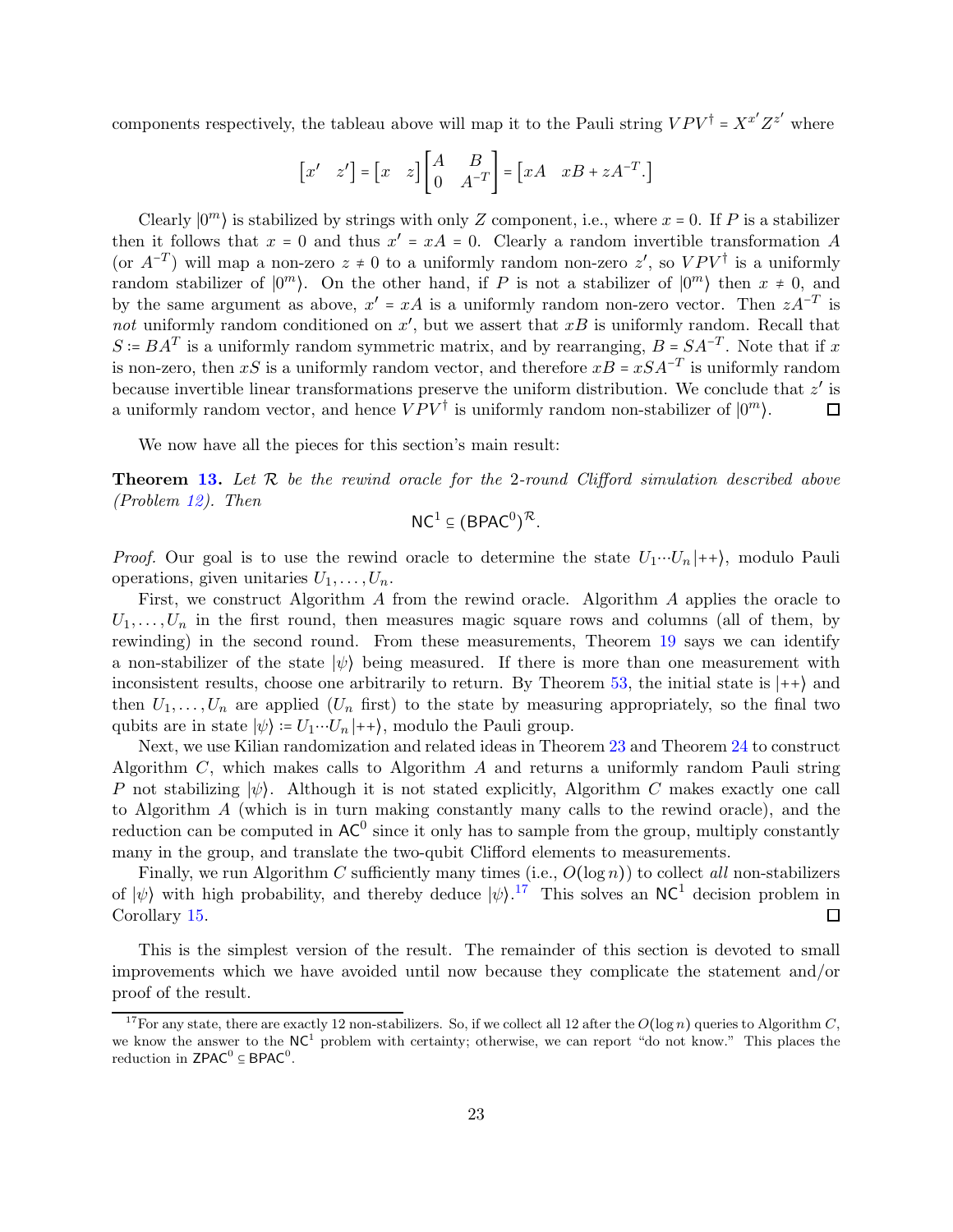components respectively, the tableau above will map it to the Pauli string $VPV^\dagger = X^{x'}Z^{z'}$ where

$$\begin{bmatrix} x' & z' \end{bmatrix} = \begin{bmatrix} x & z \end{bmatrix} \begin{bmatrix} A & B \\ 0 & A^{-T} \end{bmatrix} = \begin{bmatrix} xA & xB + zA^{-T}. \end{bmatrix}$$

Clearly $|0^m\rangle$ is stabilized by strings with only $Z$ component, i.e., where $x = 0$. If $P$ is a stabilizer then it follows that $x = 0$ and thus $x' = xA = 0$. Clearly a random invertible transformation $A$ (or $A^{-T}$) will map a non-zero $z \neq 0$ to a uniformly random non-zero $z'$, so $VPV^\dagger$ is a uniformly random stabilizer of $|0^m\rangle$. On the other hand, if $P$ is not a stabilizer of $|0^m\rangle$ then $x \neq 0$, and by the same argument as above, $x' = xA$ is a uniformly random non-zero vector. Then $zA^{-T}$ is *not* uniformly random conditioned on $x'$, but we assert that $xB$ is uniformly random. Recall that $S := BA^T$ is a uniformly random symmetric matrix, and by rearranging, $B = SA^{-T}$. Note that if $x$ is non-zero, then $xS$ is a uniformly random vector, and therefore $xB = xSA^{-T}$ is uniformly random because invertible linear transformations preserve the uniform distribution. We conclude that $z'$ is a uniformly random vector, and hence $VPV^\dagger$ is uniformly random non-stabilizer of $|0^m\rangle$. ◻

We now have all the pieces for this section's main result:

**Theorem 13.** *Let $\mathcal{R}$ be the rewind oracle for the 2-round Clifford simulation described above (Problem 12). Then*

$$\mathsf{NC}^1 \subseteq (\mathsf{BPAC}^0)^{\mathcal{R}}.$$

*Proof.* Our goal is to use the rewind oracle to determine the state $U_1 \cdots U_n |{+}{+}\rangle$, modulo Pauli operations, given unitaries $U_1, \ldots, U_n$.

First, we construct Algorithm $A$ from the rewind oracle. Algorithm $A$ applies the oracle to $U_1, \ldots, U_n$ in the first round, then measures magic square rows and columns (all of them, by rewinding) in the second round. From these measurements, Theorem 19 says we can identify a non-stabilizer of the state $|\psi\rangle$ being measured. If there is more than one measurement with inconsistent results, choose one arbitrarily to return. By Theorem 53, the initial state is $|{+}{+}\rangle$ and then $U_1, \ldots, U_n$ are applied ($U_n$ first) to the state by measuring appropriately, so the final two qubits are in state $|\psi\rangle := U_1 \cdots U_n |{+}{+}\rangle$, modulo the Pauli group.

Next, we use Kilian randomization and related ideas in Theorem 23 and Theorem 24 to construct Algorithm $C$, which makes calls to Algorithm $A$ and returns a uniformly random Pauli string $P$ not stabilizing $|\psi\rangle$. Although it is not stated explicitly, Algorithm $C$ makes exactly one call to Algorithm $A$ (which is in turn making constantly many calls to the rewind oracle), and the reduction can be computed in $\mathsf{AC}^0$ since it only has to sample from the group, multiply constantly many in the group, and translate the two-qubit Clifford elements to measurements.

Finally, we run Algorithm $C$ sufficiently many times (i.e., $O(\log n)$) to collect *all* non-stabilizers of $|\psi\rangle$ with high probability, and thereby deduce $|\psi\rangle$.[17] This solves an $\mathsf{NC}^1$ decision problem in Corollary 15. ◻

This is the simplest version of the result. The remainder of this section is devoted to small improvements which we have avoided until now because they complicate the statement and/or proof of the result.

[17] For any state, there are exactly 12 non-stabilizers. So, if we collect all 12 after the $O(\log n)$ queries to Algorithm $C$, we know the answer to the $\mathsf{NC}^1$ problem with certainty; otherwise, we can report "do not know." This places the reduction in $\mathsf{ZPAC}^0 \subseteq \mathsf{BPAC}^0$.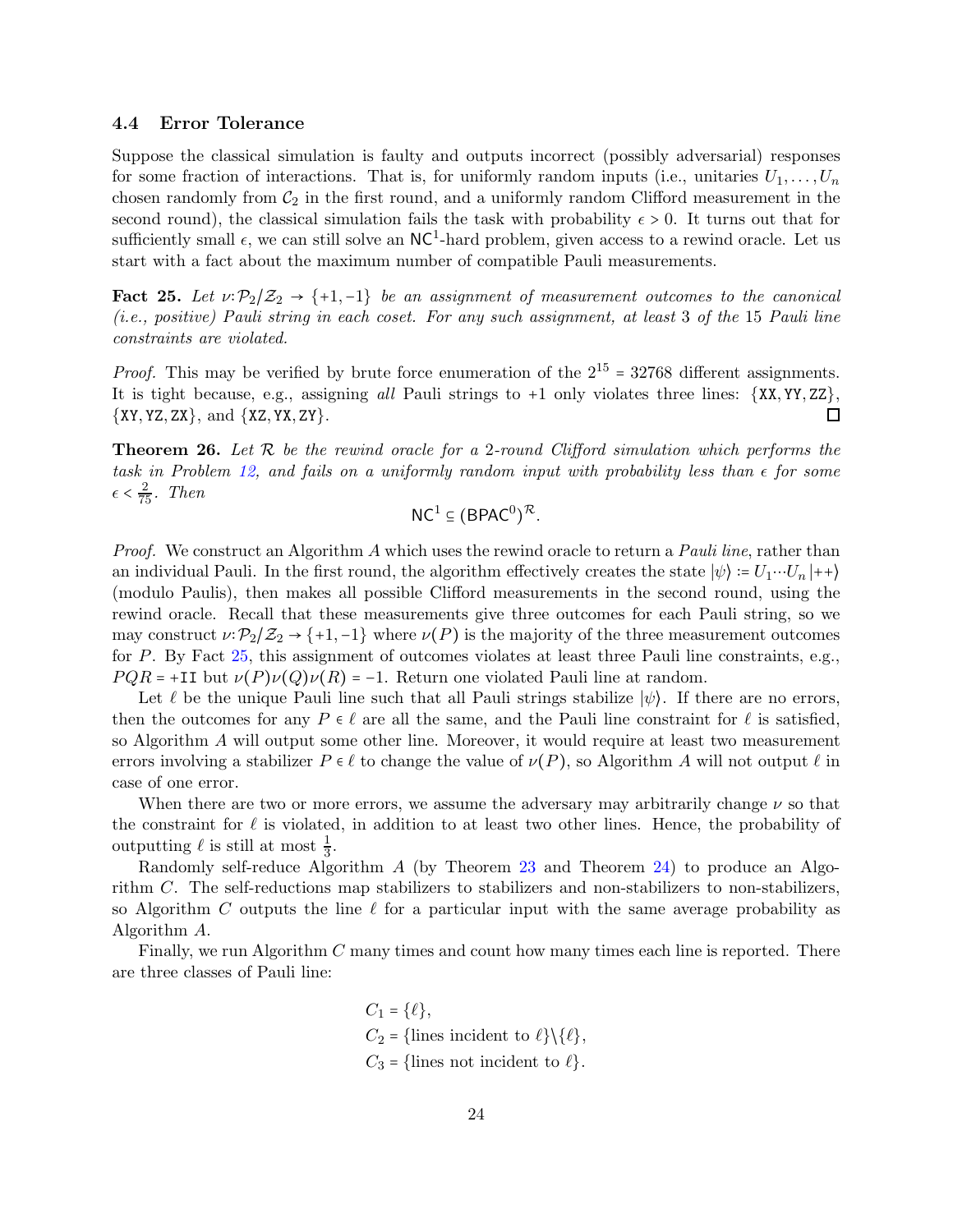### 4.4 Error Tolerance

Suppose the classical simulation is faulty and outputs incorrect (possibly adversarial) responses for some fraction of interactions. That is, for uniformly random inputs (i.e., unitaries $U_1, \ldots, U_n$ chosen randomly from $\mathcal{C}_2$ in the first round, and a uniformly random Clifford measurement in the second round), the classical simulation fails the task with probability $\epsilon > 0$. It turns out that for sufficiently small $\epsilon$, we can still solve an $\mathsf{NC}^1$-hard problem, given access to a rewind oracle. Let us start with a fact about the maximum number of compatible Pauli measurements.

**Fact 25.** *Let $\nu: \mathcal{P}_2/\mathcal{Z}_2 \to \{+1, -1\}$ be an assignment of measurement outcomes to the canonical (i.e., positive) Pauli string in each coset. For any such assignment, at least 3 of the 15 Pauli line constraints are violated.*

*Proof.* This may be verified by brute force enumeration of the $2^{15} = 32768$ different assignments. It is tight because, e.g., assigning *all* Pauli strings to +1 only violates three lines: $\{\mathtt{XX}, \mathtt{YY}, \mathtt{ZZ}\}$, $\{\mathtt{XY}, \mathtt{YZ}, \mathtt{ZX}\}$, and $\{\mathtt{XZ}, \mathtt{YX}, \mathtt{ZY}\}$. □

**Theorem 26.** *Let $\mathcal{R}$ be the rewind oracle for a 2-round Clifford simulation which performs the task in Problem 12, and fails on a uniformly random input with probability less than $\epsilon$ for some $\epsilon < \frac{2}{75}$. Then*

$$\mathsf{NC}^1 \subseteq (\mathsf{BPAC}^0)^{\mathcal{R}}.$$

*Proof.* We construct an Algorithm $A$ which uses the rewind oracle to return a *Pauli line*, rather than an individual Pauli. In the first round, the algorithm effectively creates the state $|\psi\rangle := U_1 \cdots U_n |{++}\rangle$ (modulo Paulis), then makes all possible Clifford measurements in the second round, using the rewind oracle. Recall that these measurements give three outcomes for each Pauli string, so we may construct $\nu: \mathcal{P}_2/\mathcal{Z}_2 \to \{+1, -1\}$ where $\nu(P)$ is the majority of the three measurement outcomes for $P$. By Fact 25, this assignment of outcomes violates at least three Pauli line constraints, e.g., $PQR = +\mathtt{II}$ but $\nu(P)\nu(Q)\nu(R) = -1$. Return one violated Pauli line at random.

Let $\ell$ be the unique Pauli line such that all Pauli strings stabilize $|\psi\rangle$. If there are no errors, then the outcomes for any $P \in \ell$ are all the same, and the Pauli line constraint for $\ell$ is satisfied, so Algorithm $A$ will output some other line. Moreover, it would require at least two measurement errors involving a stabilizer $P \in \ell$ to change the value of $\nu(P)$, so Algorithm $A$ will not output $\ell$ in case of one error.

When there are two or more errors, we assume the adversary may arbitrarily change $\nu$ so that the constraint for $\ell$ is violated, in addition to at least two other lines. Hence, the probability of outputting $\ell$ is still at most $\frac{1}{3}$.

Randomly self-reduce Algorithm $A$ (by Theorem 23 and Theorem 24) to produce an Algorithm $C$. The self-reductions map stabilizers to stabilizers and non-stabilizers to non-stabilizers, so Algorithm $C$ outputs the line $\ell$ for a particular input with the same average probability as Algorithm $A$.

Finally, we run Algorithm $C$ many times and count how many times each line is reported. There are three classes of Pauli line:

$$C_1 = \{\ell\},$$
$$C_2 = \{\text{lines incident to } \ell\} \setminus \{\ell\},$$
$$C_3 = \{\text{lines not incident to } \ell\}.$$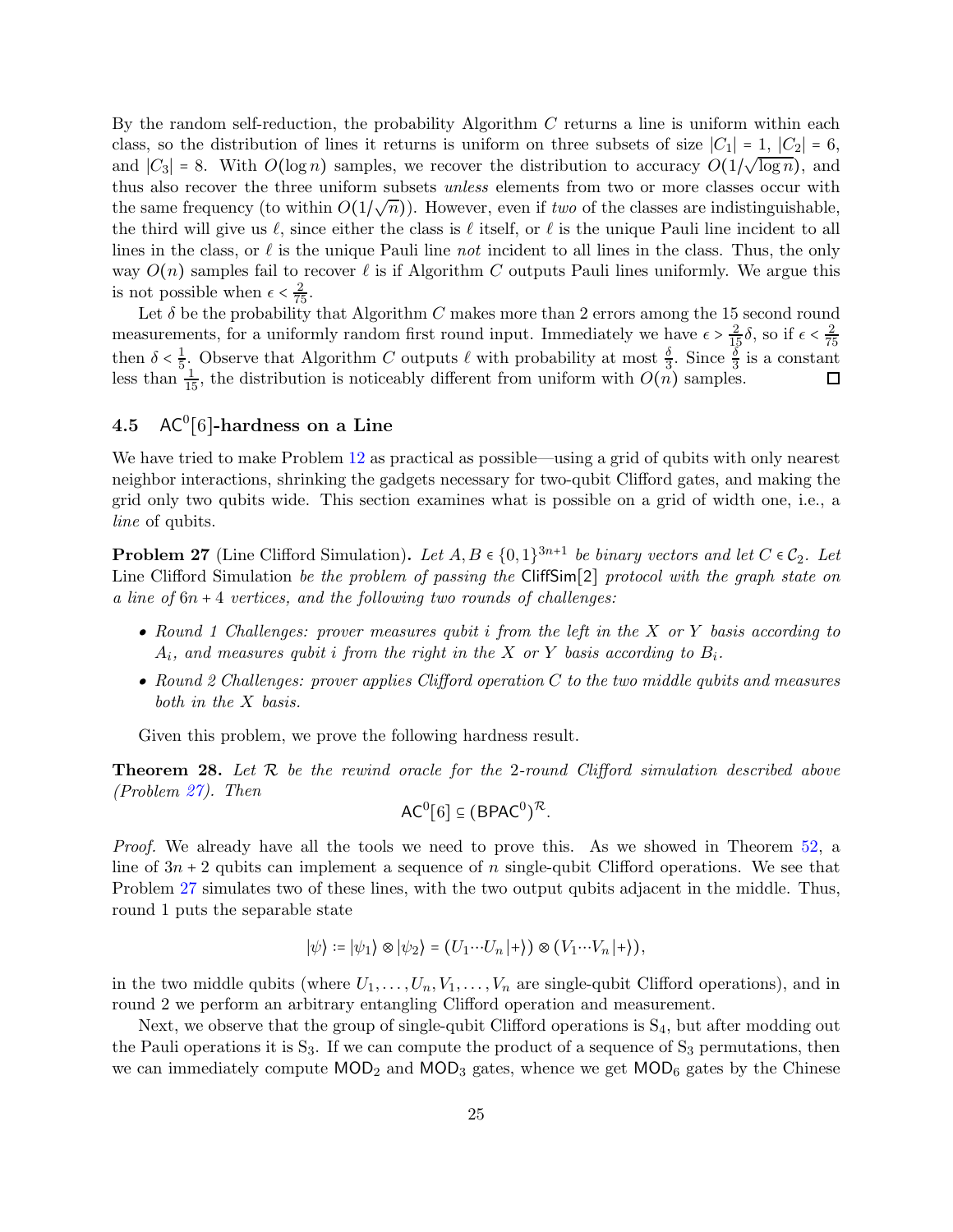By the random self-reduction, the probability Algorithm $C$ returns a line is uniform within each class, so the distribution of lines it returns is uniform on three subsets of size $|C_1| = 1$, $|C_2| = 6$, and $|C_3| = 8$. With $O(\log n)$ samples, we recover the distribution to accuracy $O(1/\sqrt{\log n})$, and thus also recover the three uniform subsets *unless* elements from two or more classes occur with the same frequency (to within $O(1/\sqrt{n})$). However, even if *two* of the classes are indistinguishable, the third will give us $\ell$, since either the class is $\ell$ itself, or $\ell$ is the unique Pauli line incident to all lines in the class, or $\ell$ is the unique Pauli line *not* incident to all lines in the class. Thus, the only way $O(n)$ samples fail to recover $\ell$ is if Algorithm $C$ outputs Pauli lines uniformly. We argue this is not possible when $\epsilon < \frac{2}{75}$.

Let $\delta$ be the probability that Algorithm $C$ makes more than 2 errors among the 15 second round measurements, for a uniformly random first round input. Immediately we have $\epsilon > \frac{2}{15}\delta$, so if $\epsilon < \frac{2}{75}$ then $\delta < \frac{1}{5}$. Observe that Algorithm $C$ outputs $\ell$ with probability at most $\frac{\delta}{3}$. Since $\frac{\delta}{3}$ is a constant less than $\frac{1}{15}$, the distribution is noticeably different from uniform with $O(n)$ samples. ◻

## 4.5 $\mathsf{AC}^0[6]$-hardness on a Line

We have tried to make Problem 12 as practical as possible—using a grid of qubits with only nearest neighbor interactions, shrinking the gadgets necessary for two-qubit Clifford gates, and making the grid only two qubits wide. This section examines what is possible on a grid of width one, i.e., a *line* of qubits.

**Problem 27** (Line Clifford Simulation)**.** *Let $A, B \in \{0,1\}^{3n+1}$ be binary vectors and let $C \in \mathcal{C}_2$. Let* Line Clifford Simulation *be the problem of passing the* $\mathsf{CliffSim}[2]$ *protocol with the graph state on a line of $6n+4$ vertices, and the following two rounds of challenges:*

- *Round 1 Challenges: prover measures qubit $i$ from the left in the $X$ or $Y$ basis according to $A_i$, and measures qubit $i$ from the right in the $X$ or $Y$ basis according to $B_i$.*
- *Round 2 Challenges: prover applies Clifford operation $C$ to the two middle qubits and measures both in the $X$ basis.*

Given this problem, we prove the following hardness result.

**Theorem 28.** *Let $\mathcal{R}$ be the rewind oracle for the 2-round Clifford simulation described above (Problem 27). Then*

$$\mathsf{AC}^0[6] \subseteq (\mathsf{BPAC}^0)^{\mathcal{R}}.$$

*Proof.* We already have all the tools we need to prove this. As we showed in Theorem 52, a line of $3n+2$ qubits can implement a sequence of $n$ single-qubit Clifford operations. We see that Problem 27 simulates two of these lines, with the two output qubits adjacent in the middle. Thus, round 1 puts the separable state

$$|\psi\rangle := |\psi_1\rangle \otimes |\psi_2\rangle = (U_1 \cdots U_n |+\rangle) \otimes (V_1 \cdots V_n |+\rangle),$$

in the two middle qubits (where $U_1, \ldots, U_n, V_1, \ldots, V_n$ are single-qubit Clifford operations), and in round 2 we perform an arbitrary entangling Clifford operation and measurement.

Next, we observe that the group of single-qubit Clifford operations is $S_4$, but after modding out the Pauli operations it is $S_3$. If we can compute the product of a sequence of $S_3$ permutations, then we can immediately compute $\mathsf{MOD}_2$ and $\mathsf{MOD}_3$ gates, whence we get $\mathsf{MOD}_6$ gates by the Chinese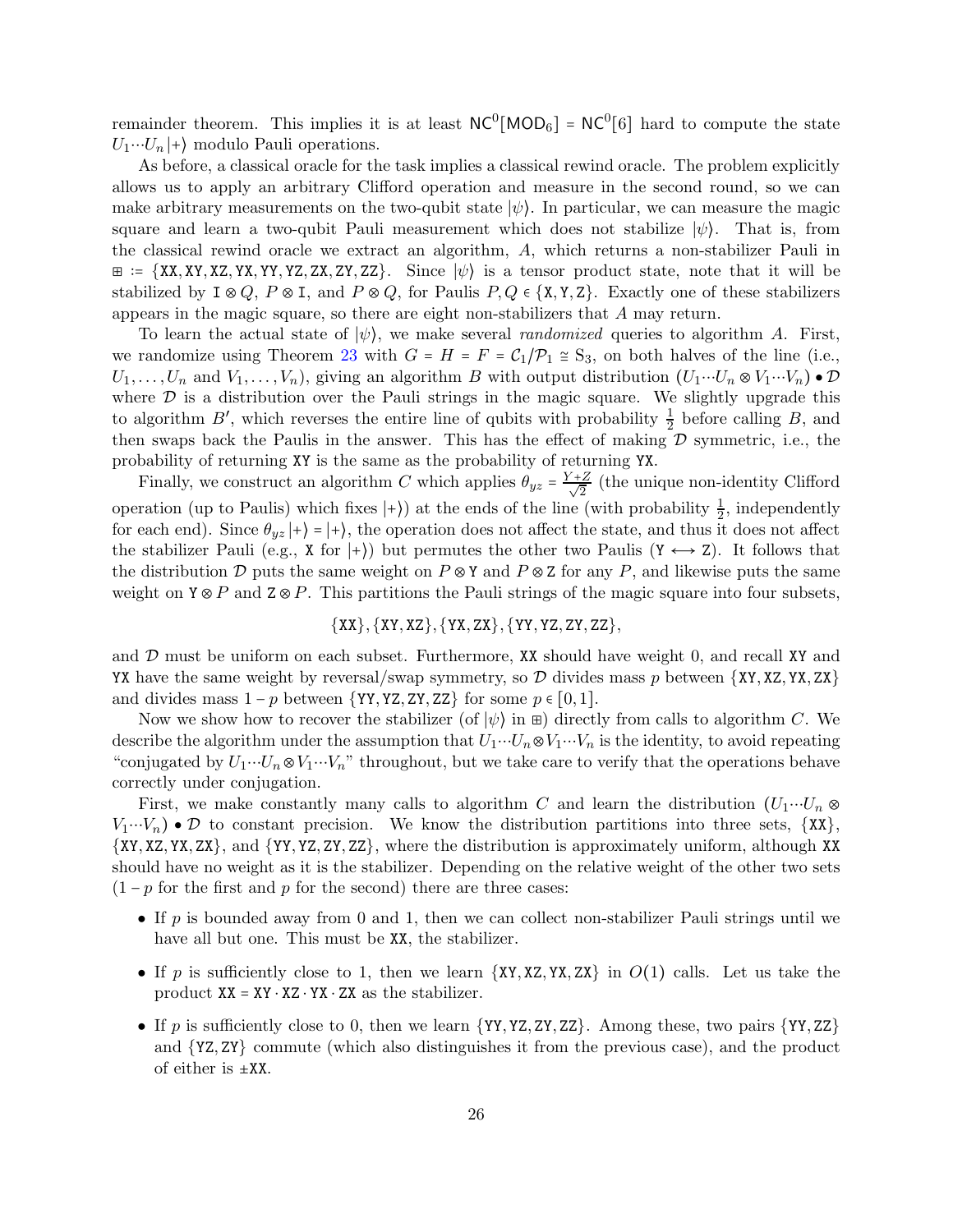remainder theorem. This implies it is at least $\mathsf{NC}^0[\mathsf{MOD}_6] = \mathsf{NC}^0[6]$ hard to compute the state $U_1 \cdots U_n |+\rangle$ modulo Pauli operations.

As before, a classical oracle for the task implies a classical rewind oracle. The problem explicitly allows us to apply an arbitrary Clifford operation and measure in the second round, so we can make arbitrary measurements on the two-qubit state $|\psi\rangle$. In particular, we can measure the magic square and learn a two-qubit Pauli measurement which does not stabilize $|\psi\rangle$. That is, from the classical rewind oracle we extract an algorithm, $A$, which returns a non-stabilizer Pauli in $\boxplus := \{\mathtt{XX}, \mathtt{XY}, \mathtt{XZ}, \mathtt{YX}, \mathtt{YY}, \mathtt{YZ}, \mathtt{ZX}, \mathtt{ZY}, \mathtt{ZZ}\}$. Since $|\psi\rangle$ is a tensor product state, note that it will be stabilized by $\mathtt{I} \otimes Q$, $P \otimes \mathtt{I}$, and $P \otimes Q$, for Paulis $P, Q \in \{\mathtt{X}, \mathtt{Y}, \mathtt{Z}\}$. Exactly one of these stabilizers appears in the magic square, so there are eight non-stabilizers that $A$ may return.

To learn the actual state of $|\psi\rangle$, we make several *randomized* queries to algorithm $A$. First, we randomize using Theorem 23 with $G = H = F = \mathcal{C}_1/\mathcal{P}_1 \cong \mathrm{S}_3$, on both halves of the line (i.e., $U_1, \ldots, U_n$ and $V_1, \ldots, V_n$), giving an algorithm $B$ with output distribution $(U_1 \cdots U_n \otimes V_1 \cdots V_n) \bullet \mathcal{D}$ where $\mathcal{D}$ is a distribution over the Pauli strings in the magic square. We slightly upgrade this to algorithm $B'$, which reverses the entire line of qubits with probability $\frac{1}{2}$ before calling $B$, and then swaps back the Paulis in the answer. This has the effect of making $\mathcal{D}$ symmetric, i.e., the probability of returning $\mathtt{XY}$ is the same as the probability of returning $\mathtt{YX}$.

Finally, we construct an algorithm $C$ which applies $\theta_{yz} = \frac{Y+Z}{\sqrt{2}}$ (the unique non-identity Clifford operation (up to Paulis) which fixes $|+\rangle$) at the ends of the line (with probability $\frac{1}{2}$, independently for each end). Since $\theta_{yz}|+\rangle = |+\rangle$, the operation does not affect the state, and thus it does not affect the stabilizer Pauli (e.g., $\mathtt{X}$ for $|+\rangle$) but permutes the other two Paulis ($\mathtt{Y} \longleftrightarrow \mathtt{Z}$). It follows that the distribution $\mathcal{D}$ puts the same weight on $P \otimes \mathtt{Y}$ and $P \otimes \mathtt{Z}$ for any $P$, and likewise puts the same weight on $\mathtt{Y} \otimes P$ and $\mathtt{Z} \otimes P$. This partitions the Pauli strings of the magic square into four subsets,

$$\{\mathtt{XX}\}, \{\mathtt{XY}, \mathtt{XZ}\}, \{\mathtt{YX}, \mathtt{ZX}\}, \{\mathtt{YY}, \mathtt{YZ}, \mathtt{ZY}, \mathtt{ZZ}\},$$

and $\mathcal{D}$ must be uniform on each subset. Furthermore, $\mathtt{XX}$ should have weight 0, and recall $\mathtt{XY}$ and $\mathtt{YX}$ have the same weight by reversal/swap symmetry, so $\mathcal{D}$ divides mass $p$ between $\{\mathtt{XY}, \mathtt{XZ}, \mathtt{YX}, \mathtt{ZX}\}$ and divides mass $1-p$ between $\{\mathtt{YY}, \mathtt{YZ}, \mathtt{ZY}, \mathtt{ZZ}\}$ for some $p \in [0,1]$.

Now we show how to recover the stabilizer (of $|\psi\rangle$ in $\boxplus$) directly from calls to algorithm $C$. We describe the algorithm under the assumption that $U_1 \cdots U_n \otimes V_1 \cdots V_n$ is the identity, to avoid repeating "conjugated by $U_1 \cdots U_n \otimes V_1 \cdots V_n$" throughout, but we take care to verify that the operations behave correctly under conjugation.

First, we make constantly many calls to algorithm $C$ and learn the distribution $(U_1 \cdots U_n \otimes V_1 \cdots V_n) \bullet \mathcal{D}$ to constant precision. We know the distribution partitions into three sets, $\{\mathtt{XX}\}$, $\{\mathtt{XY}, \mathtt{XZ}, \mathtt{YX}, \mathtt{ZX}\}$, and $\{\mathtt{YY}, \mathtt{YZ}, \mathtt{ZY}, \mathtt{ZZ}\}$, where the distribution is approximately uniform, although $\mathtt{XX}$ should have no weight as it is the stabilizer. Depending on the relative weight of the other two sets ($1-p$ for the first and $p$ for the second) there are three cases:

- If $p$ is bounded away from 0 and 1, then we can collect non-stabilizer Pauli strings until we have all but one. This must be $\mathtt{XX}$, the stabilizer.
- If $p$ is sufficiently close to 1, then we learn $\{\mathtt{XY}, \mathtt{XZ}, \mathtt{YX}, \mathtt{ZX}\}$ in $O(1)$ calls. Let us take the product $\mathtt{XX} = \mathtt{XY} \cdot \mathtt{XZ} \cdot \mathtt{YX} \cdot \mathtt{ZX}$ as the stabilizer.
- If $p$ is sufficiently close to 0, then we learn $\{\mathtt{YY}, \mathtt{YZ}, \mathtt{ZY}, \mathtt{ZZ}\}$. Among these, two pairs $\{\mathtt{YY}, \mathtt{ZZ}\}$ and $\{\mathtt{YZ}, \mathtt{ZY}\}$ commute (which also distinguishes it from the previous case), and the product of either is $\pm\mathtt{XX}$.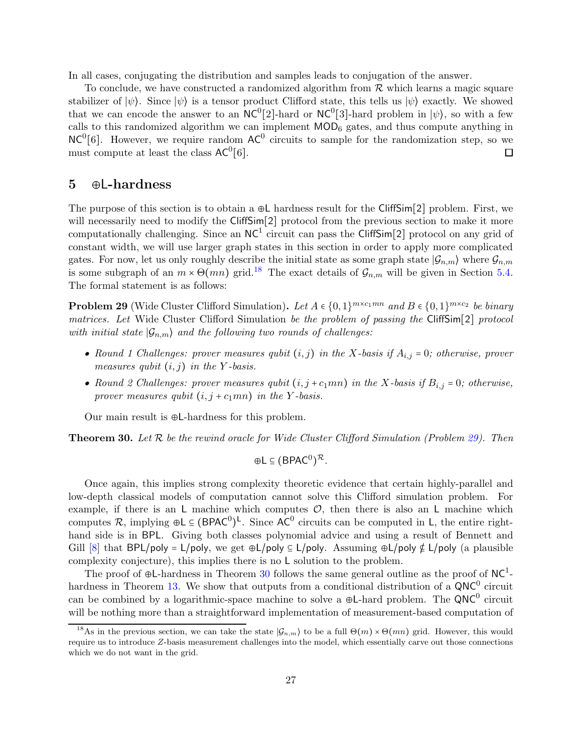In all cases, conjugating the distribution and samples leads to conjugation of the answer.

To conclude, we have constructed a randomized algorithm from $\mathcal{R}$ which learns a magic square stabilizer of $|\psi\rangle$. Since $|\psi\rangle$ is a tensor product Clifford state, this tells us $|\psi\rangle$ exactly. We showed that we can encode the answer to an $\mathsf{NC}^0[2]$-hard or $\mathsf{NC}^0[3]$-hard problem in $|\psi\rangle$, so with a few calls to this randomized algorithm we can implement $\mathsf{MOD}_6$ gates, and thus compute anything in $\mathsf{NC}^0[6]$. However, we require random $\mathsf{AC}^0$ circuits to sample for the randomization step, so we must compute at least the class $\mathsf{AC}^0[6]$. □

## 5 ⊕L-hardness

The purpose of this section is to obtain a $\oplus\mathsf{L}$ hardness result for the $\mathsf{CliffSim}[2]$ problem. First, we will necessarily need to modify the $\mathsf{CliffSim}[2]$ protocol from the previous section to make it more computationally challenging. Since an $\mathsf{NC}^1$ circuit can pass the $\mathsf{CliffSim}[2]$ protocol on any grid of constant width, we will use larger graph states in this section in order to apply more complicated gates. For now, let us only roughly describe the initial state as some graph state $|\mathcal{G}_{n,m}\rangle$ where $\mathcal{G}_{n,m}$ is some subgraph of an $m \times \Theta(mn)$ grid.[18] The exact details of $\mathcal{G}_{n,m}$ will be given in Section 5.4. The formal statement is as follows:

**Problem 29** (Wide Cluster Clifford Simulation). *Let $A \in \{0,1\}^{m \times c_1 mn}$ and $B \in \{0,1\}^{m \times c_2}$ be binary matrices. Let* Wide Cluster Clifford Simulation *be the problem of passing the* $\mathsf{CliffSim}[2]$ *protocol with initial state $|\mathcal{G}_{n,m}\rangle$ and the following two rounds of challenges:*

- *Round 1 Challenges: prover measures qubit $(i,j)$ in the $X$-basis if $A_{i,j} = 0$; otherwise, prover measures qubit $(i,j)$ in the $Y$-basis.*
- *Round 2 Challenges: prover measures qubit $(i, j + c_1 mn)$ in the $X$-basis if $B_{i,j} = 0$; otherwise, prover measures qubit $(i, j + c_1 mn)$ in the $Y$-basis.*

Our main result is $\oplus\mathsf{L}$-hardness for this problem.

**Theorem 30.** *Let $\mathcal{R}$ be the rewind oracle for Wide Cluster Clifford Simulation (Problem 29). Then*

$$\oplus\mathsf{L} \subseteq (\mathsf{BPAC}^0)^{\mathcal{R}}.$$

Once again, this implies strong complexity theoretic evidence that certain highly-parallel and low-depth classical models of computation cannot solve this Clifford simulation problem. For example, if there is an $\mathsf{L}$ machine which computes $\mathcal{O}$, then there is also an $\mathsf{L}$ machine which computes $\mathcal{R}$, implying $\oplus\mathsf{L} \subseteq (\mathsf{BPAC}^0)^{\mathsf{L}}$. Since $\mathsf{AC}^0$ circuits can be computed in $\mathsf{L}$, the entire right-hand side is in $\mathsf{BPL}$. Giving both classes polynomial advice and using a result of Bennett and Gill [8] that $\mathsf{BPL/poly} = \mathsf{L/poly}$, we get $\oplus\mathsf{L/poly} \subseteq \mathsf{L/poly}$. Assuming $\oplus\mathsf{L/poly} \notin \mathsf{L/poly}$ (a plausible complexity conjecture), this implies there is no $\mathsf{L}$ solution to the problem.

The proof of $\oplus\mathsf{L}$-hardness in Theorem 30 follows the same general outline as the proof of $\mathsf{NC}^1$-hardness in Theorem 13. We show that outputs from a conditional distribution of a $\mathsf{QNC}^0$ circuit can be combined by a logarithmic-space machine to solve a $\oplus\mathsf{L}$-hard problem. The $\mathsf{QNC}^0$ circuit will be nothing more than a straightforward implementation of measurement-based computation of

[18] As in the previous section, we can take the state $|\mathcal{G}_{n,m}\rangle$ to be a full $\Theta(m) \times \Theta(mn)$ grid. However, this would require us to introduce $Z$-basis measurement challenges into the model, which essentially carve out those connections which we do not want in the grid.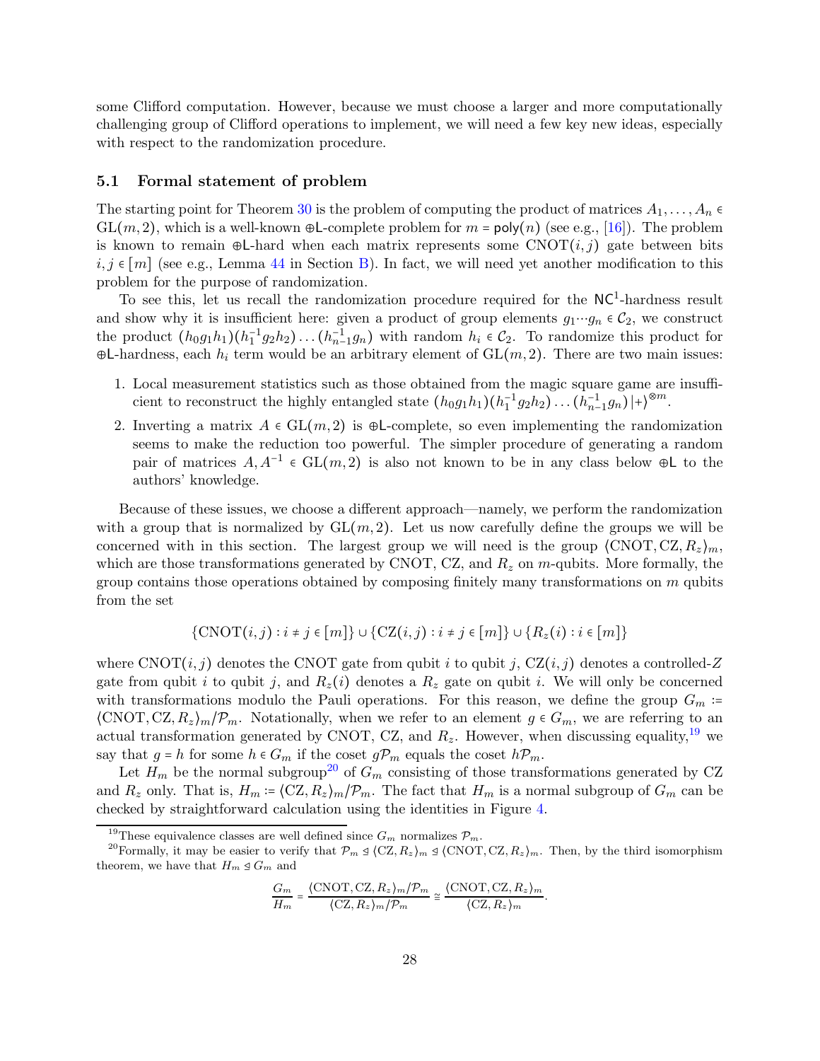some Clifford computation. However, because we must choose a larger and more computationally challenging group of Clifford operations to implement, we will need a few key new ideas, especially with respect to the randomization procedure.

### 5.1 Formal statement of problem

The starting point for Theorem 30 is the problem of computing the product of matrices $A_1, \dots, A_n \in \mathrm{GL}(m, 2)$, which is a well-known $\oplus\mathsf{L}$-complete problem for $m = \mathsf{poly}(n)$ (see e.g., [16]). The problem is known to remain $\oplus\mathsf{L}$-hard when each matrix represents some $\mathrm{CNOT}(i, j)$ gate between bits $i, j \in [m]$ (see e.g., Lemma 44 in Section B). In fact, we will need yet another modification to this problem for the purpose of randomization.

To see this, let us recall the randomization procedure required for the $\mathsf{NC}^1$-hardness result and show why it is insufficient here: given a product of group elements $g_1 \cdots g_n \in \mathcal{C}_2$, we construct the product $(h_0 g_1 h_1)(h_1^{-1} g_2 h_2) \dots (h_{n-1}^{-1} g_n)$ with random $h_i \in \mathcal{C}_2$. To randomize this product for $\oplus\mathsf{L}$-hardness, each $h_i$ term would be an arbitrary element of $\mathrm{GL}(m, 2)$. There are two main issues:

1. Local measurement statistics such as those obtained from the magic square game are insufficient to reconstruct the highly entangled state $(h_0 g_1 h_1)(h_1^{-1} g_2 h_2) \dots (h_{n-1}^{-1} g_n) \left|+\right\rangle^{\otimes m}$.
2. Inverting a matrix $A \in \mathrm{GL}(m, 2)$ is $\oplus\mathsf{L}$-complete, so even implementing the randomization seems to make the reduction too powerful. The simpler procedure of generating a random pair of matrices $A, A^{-1} \in \mathrm{GL}(m, 2)$ is also not known to be in any class below $\oplus\mathsf{L}$ to the authors' knowledge.

Because of these issues, we choose a different approach—namely, we perform the randomization with a group that is normalized by $\mathrm{GL}(m, 2)$. Let us now carefully define the groups we will be concerned with in this section. The largest group we will need is the group $\langle \mathrm{CNOT}, \mathrm{CZ}, R_z \rangle_m$, which are those transformations generated by CNOT, CZ, and $R_z$ on $m$-qubits. More formally, the group contains those operations obtained by composing finitely many transformations on $m$ qubits from the set

$$\{\mathrm{CNOT}(i, j) : i \neq j \in [m]\} \cup \{\mathrm{CZ}(i, j) : i \neq j \in [m]\} \cup \{R_z(i) : i \in [m]\}$$

where $\mathrm{CNOT}(i, j)$ denotes the CNOT gate from qubit $i$ to qubit $j$, $\mathrm{CZ}(i, j)$ denotes a controlled-$Z$ gate from qubit $i$ to qubit $j$, and $R_z(i)$ denotes a $R_z$ gate on qubit $i$. We will only be concerned with transformations modulo the Pauli operations. For this reason, we define the group $G_m := \langle \mathrm{CNOT}, \mathrm{CZ}, R_z \rangle_m / \mathcal{P}_m$. Notationally, when we refer to an element $g \in G_m$, we are referring to an actual transformation generated by CNOT, CZ, and $R_z$. However, when discussing equality,[19] we say that $g = h$ for some $h \in G_m$ if the coset $g\mathcal{P}_m$ equals the coset $h\mathcal{P}_m$.

Let $H_m$ be the normal subgroup[20] of $G_m$ consisting of those transformations generated by CZ and $R_z$ only. That is, $H_m := \langle \mathrm{CZ}, R_z \rangle_m / \mathcal{P}_m$. The fact that $H_m$ is a normal subgroup of $G_m$ can be checked by straightforward calculation using the identities in Figure 4.

[19] These equivalence classes are well defined since $G_m$ normalizes $\mathcal{P}_m$.

[20] Formally, it may be easier to verify that $\mathcal{P}_m \trianglelefteq \langle \mathrm{CZ}, R_z \rangle_m \trianglelefteq \langle \mathrm{CNOT}, \mathrm{CZ}, R_z \rangle_m$. Then, by the third isomorphism theorem, we have that $H_m \trianglelefteq G_m$ and

$$\frac{G_m}{H_m} = \frac{\langle \mathrm{CNOT}, \mathrm{CZ}, R_z \rangle_m / \mathcal{P}_m}{\langle \mathrm{CZ}, R_z \rangle_m / \mathcal{P}_m} \cong \frac{\langle \mathrm{CNOT}, \mathrm{CZ}, R_z \rangle_m}{\langle \mathrm{CZ}, R_z \rangle_m}.$$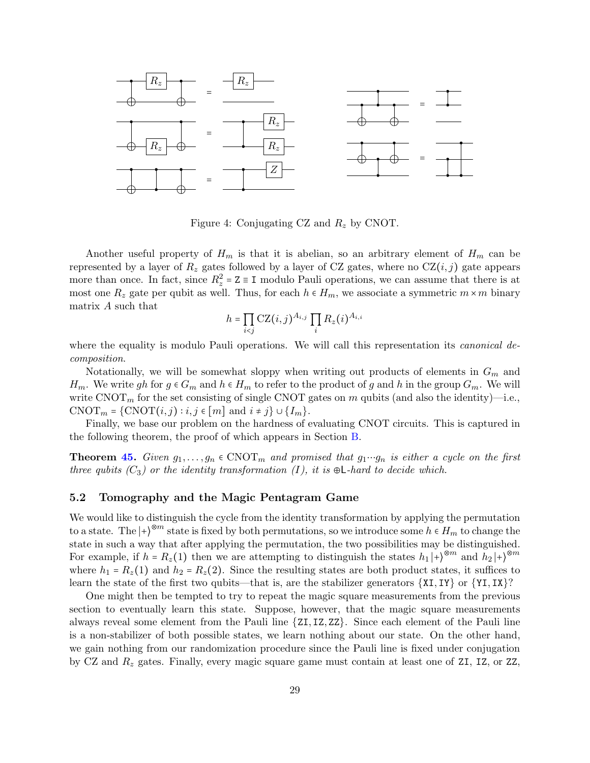Figure 4: Conjugating CZ and $R_z$ by CNOT.

Another useful property of $H_m$ is that it is abelian, so an arbitrary element of $H_m$ can be represented by a layer of $R_z$ gates followed by a layer of CZ gates, where no $\mathrm{CZ}(i,j)$ gate appears more than once. In fact, since $R_z^2 = \mathtt{Z} \equiv \mathtt{I}$ modulo Pauli operations, we can assume that there is at most one $R_z$ gate per qubit as well. Thus, for each $h \in H_m$, we associate a symmetric $m \times m$ binary matrix $A$ such that

$$h = \prod_{i<j} \mathrm{CZ}(i,j)^{A_{i,j}} \prod_i R_z(i)^{A_{i,i}}$$

where the equality is modulo Pauli operations. We will call this representation its *canonical decomposition*.

Notationally, we will be somewhat sloppy when writing out products of elements in $G_m$ and $H_m$. We write $gh$ for $g \in G_m$ and $h \in H_m$ to refer to the product of $g$ and $h$ in the group $G_m$. We will write $\mathrm{CNOT}_m$ for the set consisting of single CNOT gates on $m$ qubits (and also the identity)—i.e., $\mathrm{CNOT}_m = \{\mathrm{CNOT}(i,j) : i,j \in [m] \text{ and } i \neq j\} \cup \{I_m\}$.

Finally, we base our problem on the hardness of evaluating CNOT circuits. This is captured in the following theorem, the proof of which appears in Section B.

**Theorem 45.** *Given $g_1, \ldots, g_n \in \mathrm{CNOT}_m$ and promised that $g_1 \cdots g_n$ is either a cycle on the first three qubits ($C_3$) or the identity transformation ($I$), it is $\oplus\mathsf{L}$-hard to decide which.*

### 5.2 Tomography and the Magic Pentagram Game

We would like to distinguish the cycle from the identity transformation by applying the permutation to a state. The $|+\rangle^{\otimes m}$ state is fixed by both permutations, so we introduce some $h \in H_m$ to change the state in such a way that after applying the permutation, the two possibilities may be distinguished. For example, if $h = R_z(1)$ then we are attempting to distinguish the states $h_1 |+\rangle^{\otimes m}$ and $h_2 |+\rangle^{\otimes m}$ where $h_1 = R_z(1)$ and $h_2 = R_z(2)$. Since the resulting states are both product states, it suffices to learn the state of the first two qubits—that is, are the stabilizer generators $\{\mathtt{XI}, \mathtt{IY}\}$ or $\{\mathtt{YI}, \mathtt{IX}\}$?

One might then be tempted to try to repeat the magic square measurements from the previous section to eventually learn this state. Suppose, however, that the magic square measurements always reveal some element from the Pauli line $\{\mathtt{ZI}, \mathtt{IZ}, \mathtt{ZZ}\}$. Since each element of the Pauli line is a non-stabilizer of both possible states, we learn nothing about our state. On the other hand, we gain nothing from our randomization procedure since the Pauli line is fixed under conjugation by CZ and $R_z$ gates. Finally, every magic square game must contain at least one of $\mathtt{ZI}$, $\mathtt{IZ}$, or $\mathtt{ZZ}$,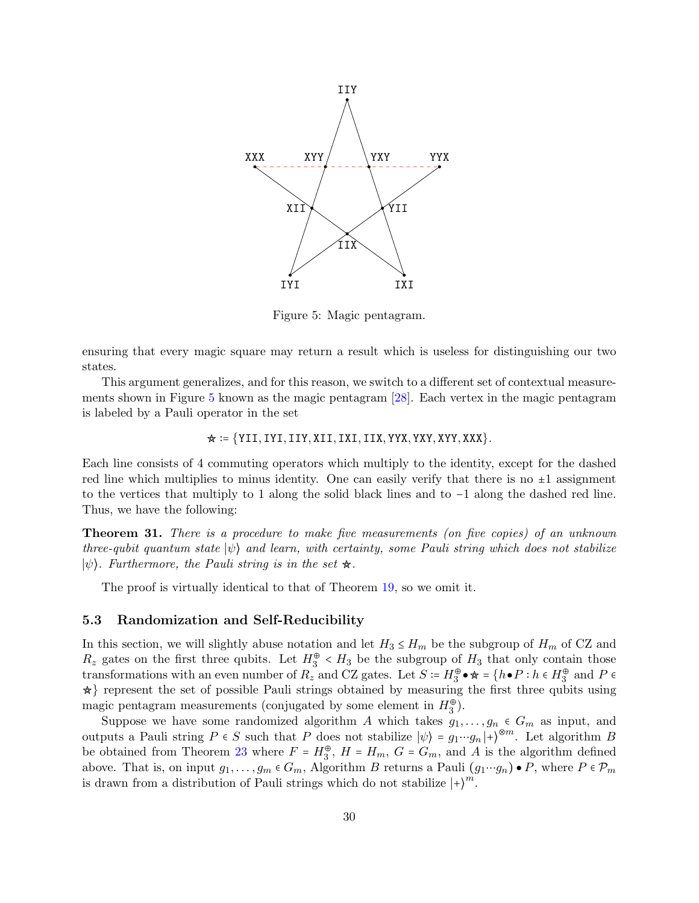Figure 5: Magic pentagram.

ensuring that every magic square may return a result which is useless for distinguishing our two states.

This argument generalizes, and for this reason, we switch to a different set of contextual measurements shown in Figure 5 known as the magic pentagram [28]. Each vertex in the magic pentagram is labeled by a Pauli operator in the set

$$\star := \{\texttt{YII}, \texttt{IYI}, \texttt{IIY}, \texttt{XII}, \texttt{IXI}, \texttt{IIX}, \texttt{YYX}, \texttt{YXY}, \texttt{XYY}, \texttt{XXX}\}.$$

Each line consists of 4 commuting operators which multiply to the identity, except for the dashed red line which multiplies to minus identity. One can easily verify that there is no $\pm 1$ assignment to the vertices that multiply to 1 along the solid black lines and to $-1$ along the dashed red line. Thus, we have the following:

**Theorem 31.** *There is a procedure to make five measurements (on five copies) of an unknown three-qubit quantum state $|\psi\rangle$ and learn, with certainty, some Pauli string which does not stabilize $|\psi\rangle$. Furthermore, the Pauli string is in the set $\star$.*

The proof is virtually identical to that of Theorem 19, so we omit it.

### 5.3 Randomization and Self-Reducibility

In this section, we will slightly abuse notation and let $H_3 \leq H_m$ be the subgroup of $H_m$ of CZ and $R_z$ gates on the first three qubits. Let $H_3^{\oplus} < H_3$ be the subgroup of $H_3$ that only contain those transformations with an even number of $R_z$ and CZ gates. Let $S := H_3^{\oplus} \bullet \star = \{h \bullet P : h \in H_3^{\oplus} \text{ and } P \in \star\}$ represent the set of possible Pauli strings obtained by measuring the first three qubits using magic pentagram measurements (conjugated by some element in $H_3^{\oplus}$).

Suppose we have some randomized algorithm $A$ which takes $g_1, \ldots, g_n \in G_m$ as input, and outputs a Pauli string $P \in S$ such that $P$ does not stabilize $|\psi\rangle = g_1 \cdots g_n |+\rangle^{\otimes m}$. Let algorithm $B$ be obtained from Theorem 23 where $F = H_3^{\oplus}$, $H = H_m$, $G = G_m$, and $A$ is the algorithm defined above. That is, on input $g_1, \ldots, g_m \in G_m$, Algorithm $B$ returns a Pauli $(g_1 \cdots g_n) \bullet P$, where $P \in \mathcal{P}_m$ is drawn from a distribution of Pauli strings which do not stabilize $|+\rangle^m$.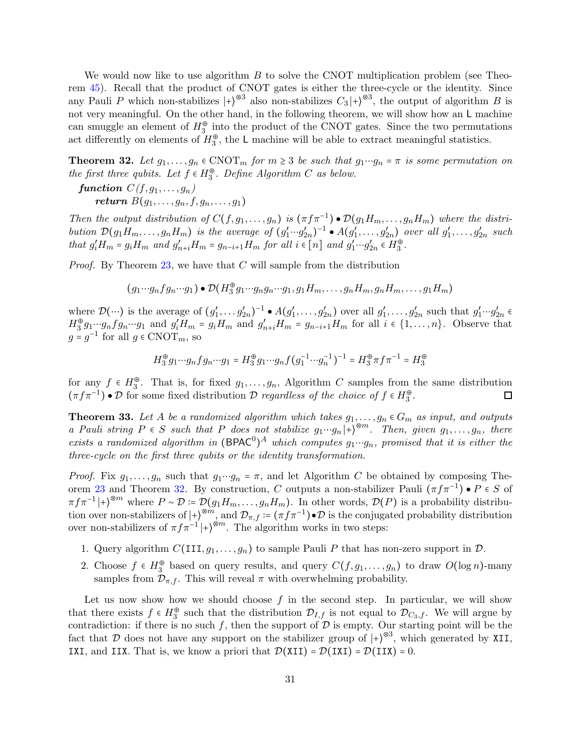We would now like to use algorithm $B$ to solve the CNOT multiplication problem (see Theorem 45). Recall that the product of CNOT gates is either the three-cycle or the identity. Since any Pauli $P$ which non-stabilizes $|+\rangle^{\otimes 3}$ also non-stabilizes $C_3|+\rangle^{\otimes 3}$, the output of algorithm $B$ is not very meaningful. On the other hand, in the following theorem, we will show how an $\mathsf{L}$ machine can smuggle an element of $H_3^{\oplus}$ into the product of the CNOT gates. Since the two permutations act differently on elements of $H_3^{\oplus}$, the $\mathsf{L}$ machine will be able to extract meaningful statistics.

**Theorem 32.** *Let $g_1, \ldots, g_n \in \mathrm{CNOT}_m$ for $m \geq 3$ be such that $g_1 \cdots g_n = \pi$ is some permutation on the first three qubits. Let $f \in H_3^{\oplus}$. Define Algorithm $C$ as below.*

***function*** $C(f, g_1, \ldots, g_n)$
  ***return*** $B(g_1, \ldots, g_n, f, g_n, \ldots, g_1)$

*Then the output distribution of $C(f, g_1, \ldots, g_n)$ is $(\pi f \pi^{-1}) \bullet \mathcal{D}(g_1 H_m, \ldots, g_n H_m)$ where the distribution $\mathcal{D}(g_1 H_m, \ldots, g_n H_m)$ is the average of $(g_1' \cdots g_{2n}')^{-1} \bullet A(g_1', \ldots, g_{2n}')$ over all $g_1', \ldots, g_{2n}'$ such that $g_i' H_m = g_i H_m$ and $g_{n+i}' H_m = g_{n-i+1} H_m$ for all $i \in [n]$ and $g_1' \cdots g_{2n}' \in H_3^{\oplus}$.*

*Proof.* By Theorem 23, we have that $C$ will sample from the distribution

$$(g_1 \cdots g_n f g_n \cdots g_1) \bullet \mathcal{D}(H_3^{\oplus} g_1 \cdots g_n g_n \cdots g_1, g_1 H_m, \ldots, g_n H_m, g_n H_m, \ldots, g_1 H_m)$$

where $\mathcal{D}(\cdots)$ is the average of $(g_1', \ldots g_{2n}')^{-1} \bullet A(g_1', \ldots, g_{2n}')$ over all $g_1', \ldots, g_{2n}'$ such that $g_1' \cdots g_{2n}' \in H_3^{\oplus} g_1 \cdots g_n f g_n \cdots g_1$ and $g_i' H_m = g_i H_m$ and $g_{n+i}' H_m = g_{n-i+1} H_m$ for all $i \in \{1, \ldots, n\}$. Observe that $g = g^{-1}$ for all $g \in \mathrm{CNOT}_m$, so

$$H_3^{\oplus} g_1 \cdots g_n f g_n \cdots g_1 = H_3^{\oplus} g_1 \cdots g_n f (g_1^{-1} \cdots g_n^{-1})^{-1} = H_3^{\oplus} \pi f \pi^{-1} = H_3^{\oplus}$$

for any $f \in H_3^{\oplus}$. That is, for fixed $g_1, \ldots, g_n$, Algorithm $C$ samples from the same distribution $(\pi f \pi^{-1}) \bullet \mathcal{D}$ for some fixed distribution $\mathcal{D}$ *regardless of the choice of $f \in H_3^{\oplus}$*. ∎

**Theorem 33.** *Let $A$ be a randomized algorithm which takes $g_1, \ldots, g_n \in G_m$ as input, and outputs a Pauli string $P \in S$ such that $P$ does not stabilize $g_1 \cdots g_n |+\rangle^{\otimes m}$. Then, given $g_1, \ldots, g_n$, there exists a randomized algorithm in $(\mathsf{BPAC}^0)^A$ which computes $g_1 \cdots g_n$, promised that it is either the three-cycle on the first three qubits or the identity transformation.*

*Proof.* Fix $g_1, \ldots, g_n$ such that $g_1 \cdots g_n = \pi$, and let Algorithm $C$ be obtained by composing Theorem 23 and Theorem 32. By construction, $C$ outputs a non-stabilizer Pauli $(\pi f \pi^{-1}) \bullet P \in S$ of $\pi f \pi^{-1} |+\rangle^{\otimes m}$ where $P \sim \mathcal{D} \coloneqq \mathcal{D}(g_1 H_m, \ldots, g_n H_m)$. In other words, $\mathcal{D}(P)$ is a probability distribution over non-stabilizers of $|+\rangle^{\otimes m}$, and $\mathcal{D}_{\pi,f} \coloneqq (\pi f \pi^{-1}) \bullet \mathcal{D}$ is the conjugated probability distribution over non-stabilizers of $\pi f \pi^{-1} |+\rangle^{\otimes m}$. The algorithm works in two steps:

1. Query algorithm $C(\texttt{III}, g_1, \ldots, g_n)$ to sample Pauli $P$ that has non-zero support in $\mathcal{D}$.
2. Choose $f \in H_3^{\oplus}$ based on query results, and query $C(f, g_1, \ldots, g_n)$ to draw $O(\log n)$-many samples from $\mathcal{D}_{\pi,f}$. This will reveal $\pi$ with overwhelming probability.

Let us now show how we should choose $f$ in the second step. In particular, we will show that there exists $f \in H_3^{\oplus}$ such that the distribution $\mathcal{D}_{I,f}$ is not equal to $\mathcal{D}_{C_3,f}$. We will argue by contradiction: if there is no such $f$, then the support of $\mathcal{D}$ is empty. Our starting point will be the fact that $\mathcal{D}$ does not have any support on the stabilizer group of $|+\rangle^{\otimes 3}$, which generated by $\texttt{XII}$, $\texttt{IXI}$, and $\texttt{IIX}$. That is, we know a priori that $\mathcal{D}(\texttt{XII}) = \mathcal{D}(\texttt{IXI}) = \mathcal{D}(\texttt{IIX}) = 0$.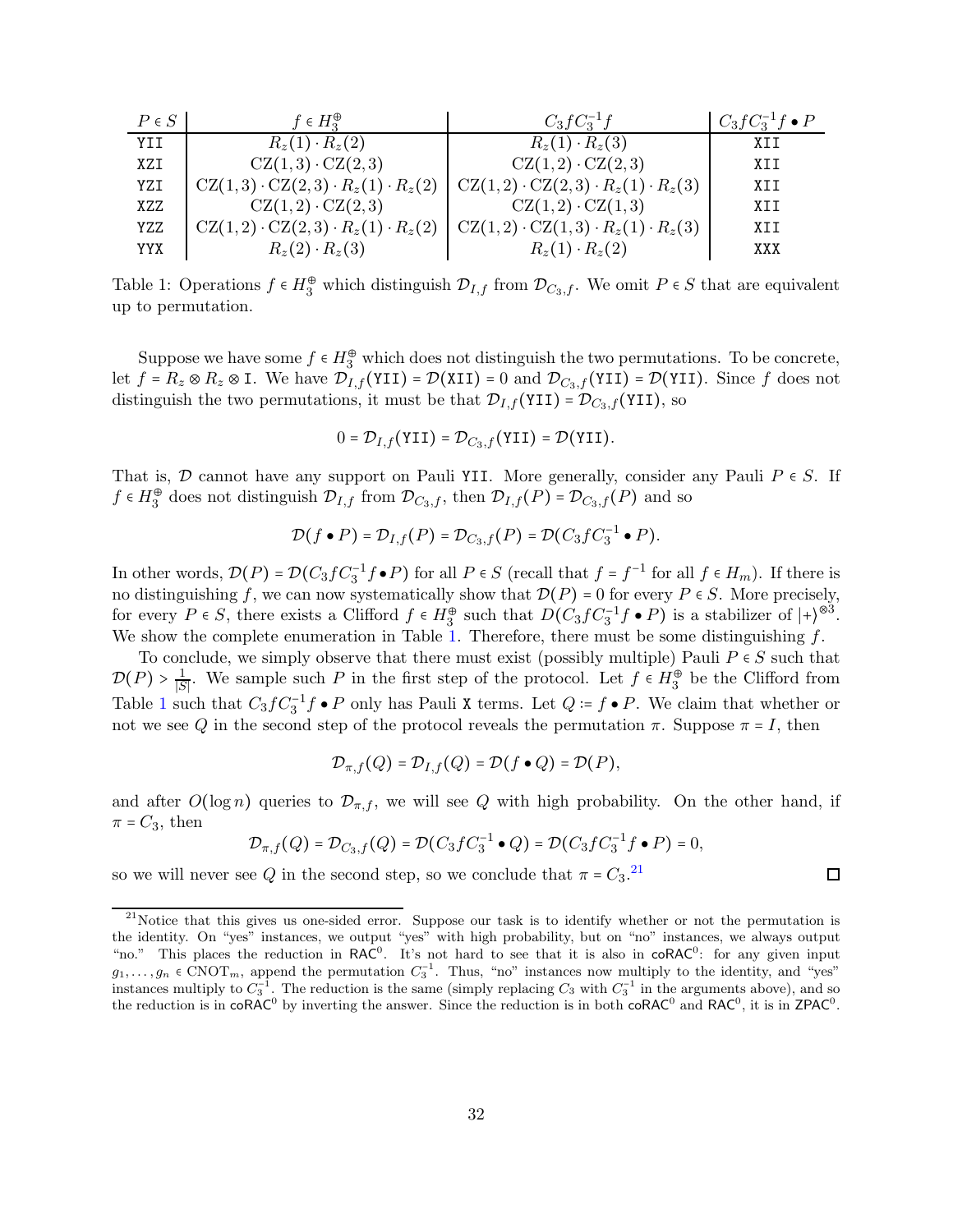| $P \in S$ | $f \in H_3^{\oplus}$ | $C_3 f C_3^{-1} f$ | $C_3 f C_3^{-1} f \bullet P$ |
|---|---|---|---|
| YII | $R_z(1) \cdot R_z(2)$ | $R_z(1) \cdot R_z(3)$ | XII |
| XZI | $\mathrm{CZ}(1,3) \cdot \mathrm{CZ}(2,3)$ | $\mathrm{CZ}(1,2) \cdot \mathrm{CZ}(2,3)$ | XII |
| YZI | $\mathrm{CZ}(1,3) \cdot \mathrm{CZ}(2,3) \cdot R_z(1) \cdot R_z(2)$ | $\mathrm{CZ}(1,2) \cdot \mathrm{CZ}(2,3) \cdot R_z(1) \cdot R_z(3)$ | XII |
| XZZ | $\mathrm{CZ}(1,2) \cdot \mathrm{CZ}(2,3)$ | $\mathrm{CZ}(1,2) \cdot \mathrm{CZ}(1,3)$ | XII |
| YZZ | $\mathrm{CZ}(1,2) \cdot \mathrm{CZ}(2,3) \cdot R_z(1) \cdot R_z(2)$ | $\mathrm{CZ}(1,2) \cdot \mathrm{CZ}(1,3) \cdot R_z(1) \cdot R_z(3)$ | XII |
| YYX | $R_z(2) \cdot R_z(3)$ | $R_z(1) \cdot R_z(2)$ | XXX |

Table 1: Operations $f \in H_3^{\oplus}$ which distinguish $\mathcal{D}_{I,f}$ from $\mathcal{D}_{C_3,f}$. We omit $P \in S$ that are equivalent up to permutation.

Suppose we have some $f \in H_3^{\oplus}$ which does not distinguish the two permutations. To be concrete, let $f = R_z \otimes R_z \otimes \mathtt{I}$. We have $\mathcal{D}_{I,f}(\mathtt{YII}) = \mathcal{D}(\mathtt{XII}) = 0$ and $\mathcal{D}_{C_3,f}(\mathtt{YII}) = \mathcal{D}(\mathtt{YII})$. Since $f$ does not distinguish the two permutations, it must be that $\mathcal{D}_{I,f}(\mathtt{YII}) = \mathcal{D}_{C_3,f}(\mathtt{YII})$, so

$$0 = \mathcal{D}_{I,f}(\mathtt{YII}) = \mathcal{D}_{C_3,f}(\mathtt{YII}) = \mathcal{D}(\mathtt{YII}).$$

That is, $\mathcal{D}$ cannot have any support on Pauli YII. More generally, consider any Pauli $P \in S$. If $f \in H_3^{\oplus}$ does not distinguish $\mathcal{D}_{I,f}$ from $\mathcal{D}_{C_3,f}$, then $\mathcal{D}_{I,f}(P) = \mathcal{D}_{C_3,f}(P)$ and so

$$\mathcal{D}(f \bullet P) = \mathcal{D}_{I,f}(P) = \mathcal{D}_{C_3,f}(P) = \mathcal{D}(C_3 f C_3^{-1} \bullet P).$$

In other words, $\mathcal{D}(P) = \mathcal{D}(C_3 f C_3^{-1} f \bullet P)$ for all $P \in S$ (recall that $f = f^{-1}$ for all $f \in H_m$). If there is no distinguishing $f$, we can now systematically show that $\mathcal{D}(P) = 0$ for every $P \in S$. More precisely, for every $P \in S$, there exists a Clifford $f \in H_3^{\oplus}$ such that $D(C_3 f C_3^{-1} f \bullet P)$ is a stabilizer of $|+\rangle^{\otimes 3}$. We show the complete enumeration in Table 1. Therefore, there must be some distinguishing $f$.

To conclude, we simply observe that there must exist (possibly multiple) Pauli $P \in S$ such that $\mathcal{D}(P) > \frac{1}{|S|}$. We sample such $P$ in the first step of the protocol. Let $f \in H_3^{\oplus}$ be the Clifford from Table 1 such that $C_3 f C_3^{-1} f \bullet P$ only has Pauli X terms. Let $Q := f \bullet P$. We claim that whether or not we see $Q$ in the second step of the protocol reveals the permutation $\pi$. Suppose $\pi = I$, then

$$\mathcal{D}_{\pi,f}(Q) = \mathcal{D}_{I,f}(Q) = \mathcal{D}(f \bullet Q) = \mathcal{D}(P),$$

and after $O(\log n)$ queries to $\mathcal{D}_{\pi,f}$, we will see $Q$ with high probability. On the other hand, if $\pi = C_3$, then

$$\mathcal{D}_{\pi,f}(Q) = \mathcal{D}_{C_3,f}(Q) = \mathcal{D}(C_3 f C_3^{-1} \bullet Q) = \mathcal{D}(C_3 f C_3^{-1} f \bullet P) = 0,$$

so we will never see $Q$ in the second step, so we conclude that $\pi = C_3$.[21] □

[21] Notice that this gives us one-sided error. Suppose our task is to identify whether or not the permutation is the identity. On "yes" instances, we output "yes" with high probability, but on "no" instances, we always output "no." This places the reduction in $\mathsf{RAC}^0$. It's not hard to see that it is also in $\mathsf{coRAC}^0$: for any given input $g_1, \ldots, g_n \in \mathrm{CNOT}_m$, append the permutation $C_3^{-1}$. Thus, "no" instances now multiply to the identity, and "yes" instances multiply to $C_3^{-1}$. The reduction is the same (simply replacing $C_3$ with $C_3^{-1}$ in the arguments above), and so the reduction is in $\mathsf{coRAC}^0$ by inverting the answer. Since the reduction is in both $\mathsf{coRAC}^0$ and $\mathsf{RAC}^0$, it is in $\mathsf{ZPAC}^0$.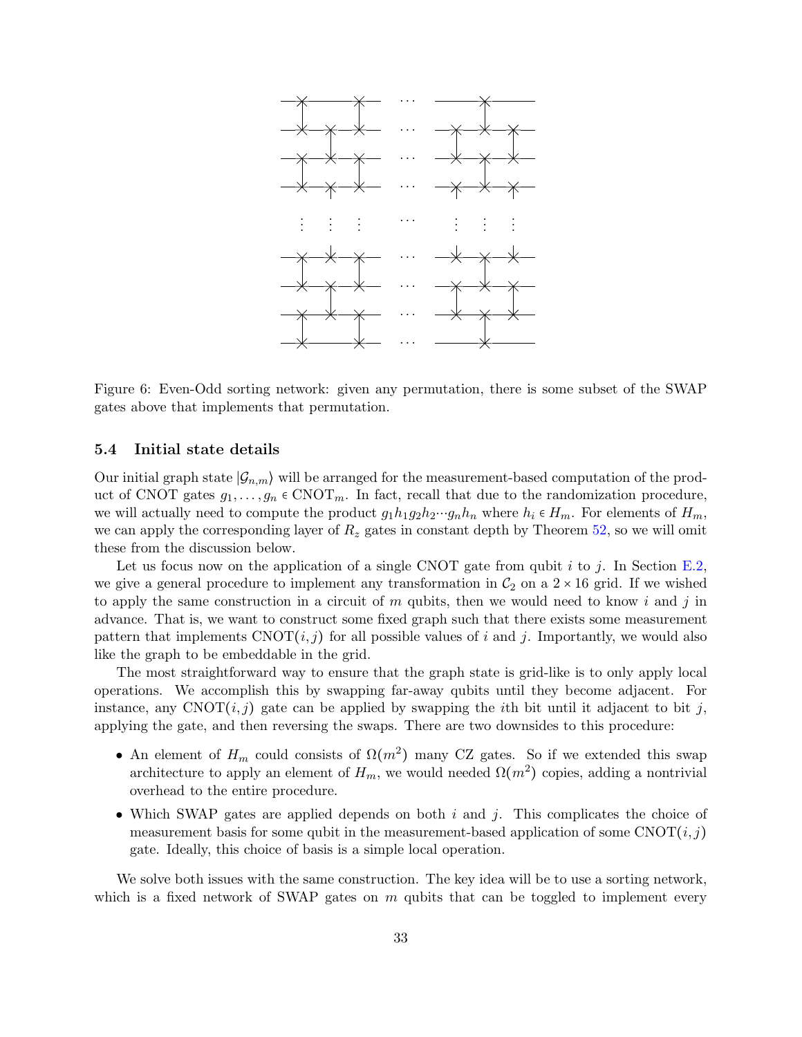Figure 6: Even-Odd sorting network: given any permutation, there is some subset of the SWAP gates above that implements that permutation.

### 5.4 Initial state details

Our initial graph state $|\mathcal{G}_{n,m}\rangle$ will be arranged for the measurement-based computation of the product of CNOT gates $g_1, \dots, g_n \in \mathrm{CNOT}_m$. In fact, recall that due to the randomization procedure, we will actually need to compute the product $g_1 h_1 g_2 h_2 \cdots g_n h_n$ where $h_i \in H_m$. For elements of $H_m$, we can apply the corresponding layer of $R_z$ gates in constant depth by Theorem 52, so we will omit these from the discussion below.

Let us focus now on the application of a single CNOT gate from qubit $i$ to $j$. In Section E.2, we give a general procedure to implement any transformation in $\mathcal{C}_2$ on a $2 \times 16$ grid. If we wished to apply the same construction in a circuit of $m$ qubits, then we would need to know $i$ and $j$ in advance. That is, we want to construct some fixed graph such that there exists some measurement pattern that implements $\mathrm{CNOT}(i,j)$ for all possible values of $i$ and $j$. Importantly, we would also like the graph to be embeddable in the grid.

The most straightforward way to ensure that the graph state is grid-like is to only apply local operations. We accomplish this by swapping far-away qubits until they become adjacent. For instance, any $\mathrm{CNOT}(i,j)$ gate can be applied by swapping the $i$th bit until it adjacent to bit $j$, applying the gate, and then reversing the swaps. There are two downsides to this procedure:

- An element of $H_m$ could consists of $\Omega(m^2)$ many CZ gates. So if we extended this swap architecture to apply an element of $H_m$, we would needed $\Omega(m^2)$ copies, adding a nontrivial overhead to the entire procedure.
- Which SWAP gates are applied depends on both $i$ and $j$. This complicates the choice of measurement basis for some qubit in the measurement-based application of some $\mathrm{CNOT}(i,j)$ gate. Ideally, this choice of basis is a simple local operation.

We solve both issues with the same construction. The key idea will be to use a sorting network, which is a fixed network of SWAP gates on $m$ qubits that can be toggled to implement every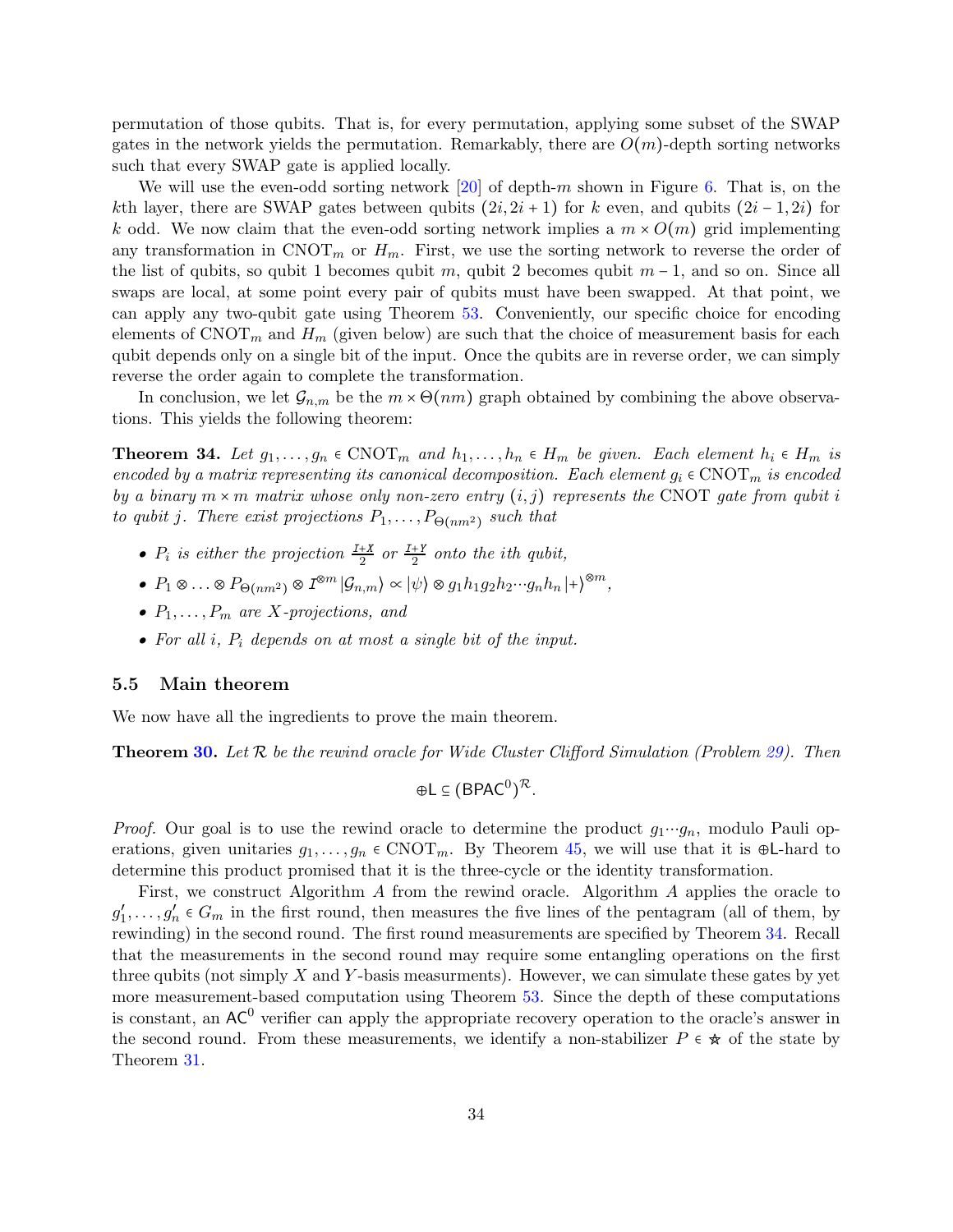permutation of those qubits. That is, for every permutation, applying some subset of the SWAP gates in the network yields the permutation. Remarkably, there are $O(m)$-depth sorting networks such that every SWAP gate is applied locally.

We will use the even-odd sorting network [20] of depth-$m$ shown in Figure 6. That is, on the $k$th layer, there are SWAP gates between qubits $(2i, 2i+1)$ for $k$ even, and qubits $(2i-1, 2i)$ for $k$ odd. We now claim that the even-odd sorting network implies a $m \times O(m)$ grid implementing any transformation in $\mathrm{CNOT}_m$ or $H_m$. First, we use the sorting network to reverse the order of the list of qubits, so qubit 1 becomes qubit $m$, qubit 2 becomes qubit $m-1$, and so on. Since all swaps are local, at some point every pair of qubits must have been swapped. At that point, we can apply any two-qubit gate using Theorem 53. Conveniently, our specific choice for encoding elements of $\mathrm{CNOT}_m$ and $H_m$ (given below) are such that the choice of measurement basis for each qubit depends only on a single bit of the input. Once the qubits are in reverse order, we can simply reverse the order again to complete the transformation.

In conclusion, we let $\mathcal{G}_{n,m}$ be the $m \times \Theta(nm)$ graph obtained by combining the above observations. This yields the following theorem:

**Theorem 34.** *Let $g_1, \ldots, g_n \in \mathrm{CNOT}_m$ and $h_1, \ldots, h_n \in H_m$ be given. Each element $h_i \in H_m$ is encoded by a matrix representing its canonical decomposition. Each element $g_i \in \mathrm{CNOT}_m$ is encoded by a binary $m \times m$ matrix whose only non-zero entry $(i,j)$ represents the* CNOT *gate from qubit $i$ to qubit $j$. There exist projections $P_1, \ldots, P_{\Theta(nm^2)}$ such that*

- *$P_i$ is either the projection $\frac{I+X}{2}$ or $\frac{I+Y}{2}$ onto the $i$th qubit,*
- *$P_1 \otimes \ldots \otimes P_{\Theta(nm^2)} \otimes I^{\otimes m} |\mathcal{G}_{n,m}\rangle \propto |\psi\rangle \otimes g_1 h_1 g_2 h_2 \cdots g_n h_n |+\rangle^{\otimes m}$,*
- *$P_1, \ldots, P_m$ are $X$-projections, and*
- *For all $i$, $P_i$ depends on at most a single bit of the input.*

### 5.5 Main theorem

We now have all the ingredients to prove the main theorem.

**Theorem 30.** *Let $\mathcal{R}$ be the rewind oracle for Wide Cluster Clifford Simulation (Problem 29). Then*

$$\oplus\mathsf{L} \subseteq (\mathsf{BPAC}^0)^{\mathcal{R}}.$$

*Proof.* Our goal is to use the rewind oracle to determine the product $g_1 \cdots g_n$, modulo Pauli operations, given unitaries $g_1, \ldots, g_n \in \mathrm{CNOT}_m$. By Theorem 45, we will use that it is $\oplus\mathsf{L}$-hard to determine this product promised that it is the three-cycle or the identity transformation.

First, we construct Algorithm $A$ from the rewind oracle. Algorithm $A$ applies the oracle to $g_1', \ldots, g_n' \in G_m$ in the first round, then measures the five lines of the pentagram (all of them, by rewinding) in the second round. The first round measurements are specified by Theorem 34. Recall that the measurements in the second round may require some entangling operations on the first three qubits (not simply $X$ and $Y$-basis measurments). However, we can simulate these gates by yet more measurement-based computation using Theorem 53. Since the depth of these computations is constant, an $\mathsf{AC}^0$ verifier can apply the appropriate recovery operation to the oracle's answer in the second round. From these measurements, we identify a non-stabilizer $P \in \star$ of the state by Theorem 31.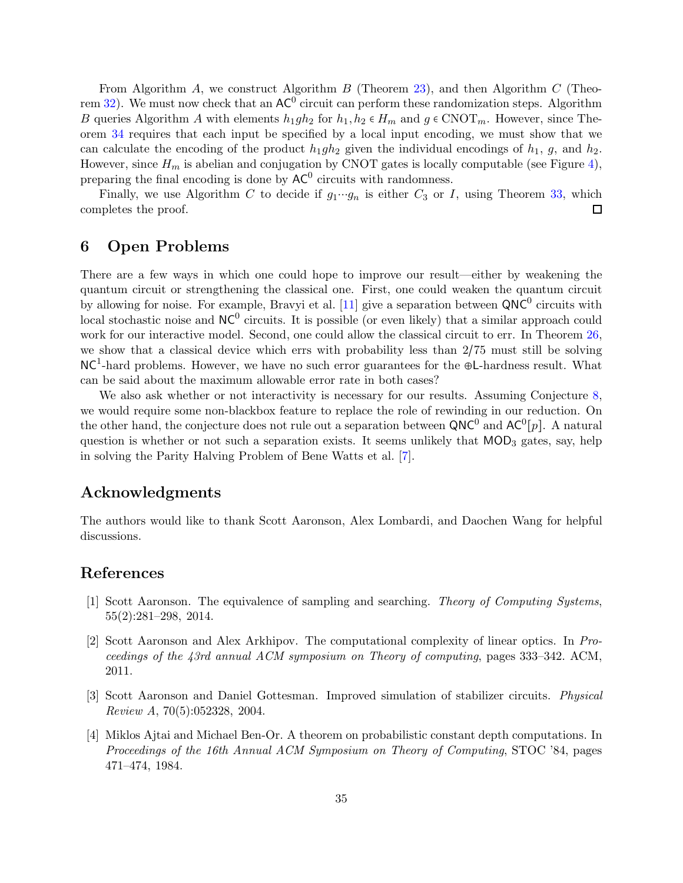From Algorithm $A$, we construct Algorithm $B$ (Theorem 23), and then Algorithm $C$ (Theorem 32). We must now check that an $\mathsf{AC}^0$ circuit can perform these randomization steps. Algorithm $B$ queries Algorithm $A$ with elements $h_1 g h_2$ for $h_1, h_2 \in H_m$ and $g \in \mathrm{CNOT}_m$. However, since Theorem 34 requires that each input be specified by a local input encoding, we must show that we can calculate the encoding of the product $h_1 g h_2$ given the individual encodings of $h_1$, $g$, and $h_2$. However, since $H_m$ is abelian and conjugation by CNOT gates is locally computable (see Figure 4), preparing the final encoding is done by $\mathsf{AC}^0$ circuits with randomness.

Finally, we use Algorithm $C$ to decide if $g_1 \cdots g_n$ is either $C_3$ or $I$, using Theorem 33, which completes the proof. ◻

# 6 Open Problems

There are a few ways in which one could hope to improve our result—either by weakening the quantum circuit or strengthening the classical one. First, one could weaken the quantum circuit by allowing for noise. For example, Bravyi et al. [11] give a separation between $\mathsf{QNC}^0$ circuits with local stochastic noise and $\mathsf{NC}^0$ circuits. It is possible (or even likely) that a similar approach could work for our interactive model. Second, one could allow the classical circuit to err. In Theorem 26, we show that a classical device which errs with probability less than $2/75$ must still be solving $\mathsf{NC}^1$-hard problems. However, we have no such error guarantees for the $\oplus\mathsf{L}$-hardness result. What can be said about the maximum allowable error rate in both cases?

We also ask whether or not interactivity is necessary for our results. Assuming Conjecture 8, we would require some non-blackbox feature to replace the role of rewinding in our reduction. On the other hand, the conjecture does not rule out a separation between $\mathsf{QNC}^0$ and $\mathsf{AC}^0[p]$. A natural question is whether or not such a separation exists. It seems unlikely that $\mathsf{MOD}_3$ gates, say, help in solving the Parity Halving Problem of Bene Watts et al. [7].

## Acknowledgments

The authors would like to thank Scott Aaronson, Alex Lombardi, and Daochen Wang for helpful discussions.

## References

[1] Scott Aaronson. The equivalence of sampling and searching. *Theory of Computing Systems*, 55(2):281–298, 2014.

[2] Scott Aaronson and Alex Arkhipov. The computational complexity of linear optics. In *Proceedings of the 43rd annual ACM symposium on Theory of computing*, pages 333–342. ACM, 2011.

[3] Scott Aaronson and Daniel Gottesman. Improved simulation of stabilizer circuits. *Physical Review A*, 70(5):052328, 2004.

[4] Miklos Ajtai and Michael Ben-Or. A theorem on probabilistic constant depth computations. In *Proceedings of the 16th Annual ACM Symposium on Theory of Computing*, STOC '84, pages 471–474, 1984.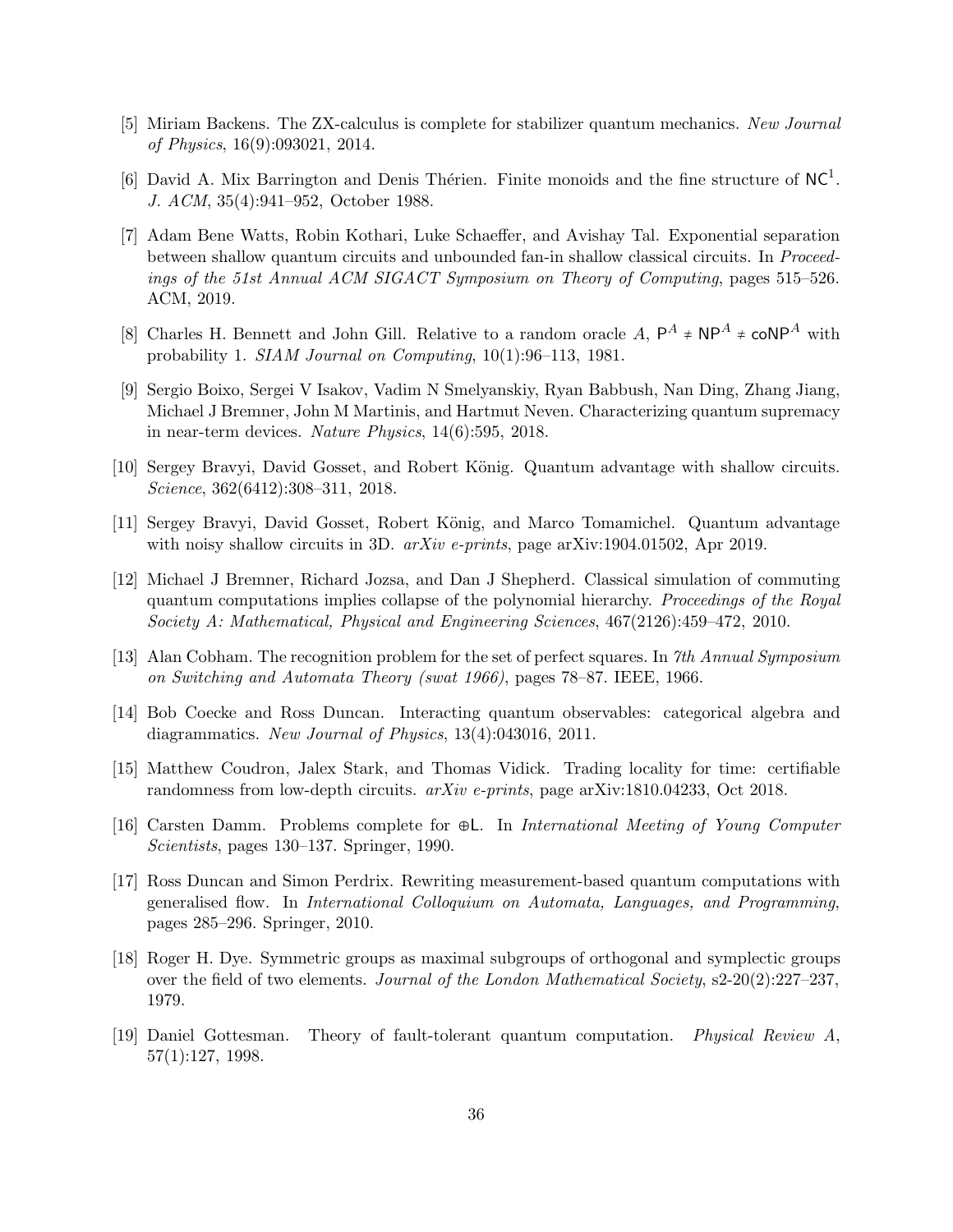[5] Miriam Backens. The ZX-calculus is complete for stabilizer quantum mechanics. *New Journal of Physics*, 16(9):093021, 2014.

[6] David A. Mix Barrington and Denis Thérien. Finite monoids and the fine structure of $\mathsf{NC}^1$. *J. ACM*, 35(4):941–952, October 1988.

[7] Adam Bene Watts, Robin Kothari, Luke Schaeffer, and Avishay Tal. Exponential separation between shallow quantum circuits and unbounded fan-in shallow classical circuits. In *Proceedings of the 51st Annual ACM SIGACT Symposium on Theory of Computing*, pages 515–526. ACM, 2019.

[8] Charles H. Bennett and John Gill. Relative to a random oracle $A$, $\mathsf{P}^A \neq \mathsf{NP}^A \neq \mathsf{coNP}^A$ with probability 1. *SIAM Journal on Computing*, 10(1):96–113, 1981.

[9] Sergio Boixo, Sergei V Isakov, Vadim N Smelyanskiy, Ryan Babbush, Nan Ding, Zhang Jiang, Michael J Bremner, John M Martinis, and Hartmut Neven. Characterizing quantum supremacy in near-term devices. *Nature Physics*, 14(6):595, 2018.

[10] Sergey Bravyi, David Gosset, and Robert König. Quantum advantage with shallow circuits. *Science*, 362(6412):308–311, 2018.

[11] Sergey Bravyi, David Gosset, Robert König, and Marco Tomamichel. Quantum advantage with noisy shallow circuits in 3D. *arXiv e-prints*, page arXiv:1904.01502, Apr 2019.

[12] Michael J Bremner, Richard Jozsa, and Dan J Shepherd. Classical simulation of commuting quantum computations implies collapse of the polynomial hierarchy. *Proceedings of the Royal Society A: Mathematical, Physical and Engineering Sciences*, 467(2126):459–472, 2010.

[13] Alan Cobham. The recognition problem for the set of perfect squares. In *7th Annual Symposium on Switching and Automata Theory (swat 1966)*, pages 78–87. IEEE, 1966.

[14] Bob Coecke and Ross Duncan. Interacting quantum observables: categorical algebra and diagrammatics. *New Journal of Physics*, 13(4):043016, 2011.

[15] Matthew Coudron, Jalex Stark, and Thomas Vidick. Trading locality for time: certifiable randomness from low-depth circuits. *arXiv e-prints*, page arXiv:1810.04233, Oct 2018.

[16] Carsten Damm. Problems complete for $\oplus\mathsf{L}$. In *International Meeting of Young Computer Scientists*, pages 130–137. Springer, 1990.

[17] Ross Duncan and Simon Perdrix. Rewriting measurement-based quantum computations with generalised flow. In *International Colloquium on Automata, Languages, and Programming*, pages 285–296. Springer, 2010.

[18] Roger H. Dye. Symmetric groups as maximal subgroups of orthogonal and symplectic groups over the field of two elements. *Journal of the London Mathematical Society*, s2-20(2):227–237, 1979.

[19] Daniel Gottesman. Theory of fault-tolerant quantum computation. *Physical Review A*, 57(1):127, 1998.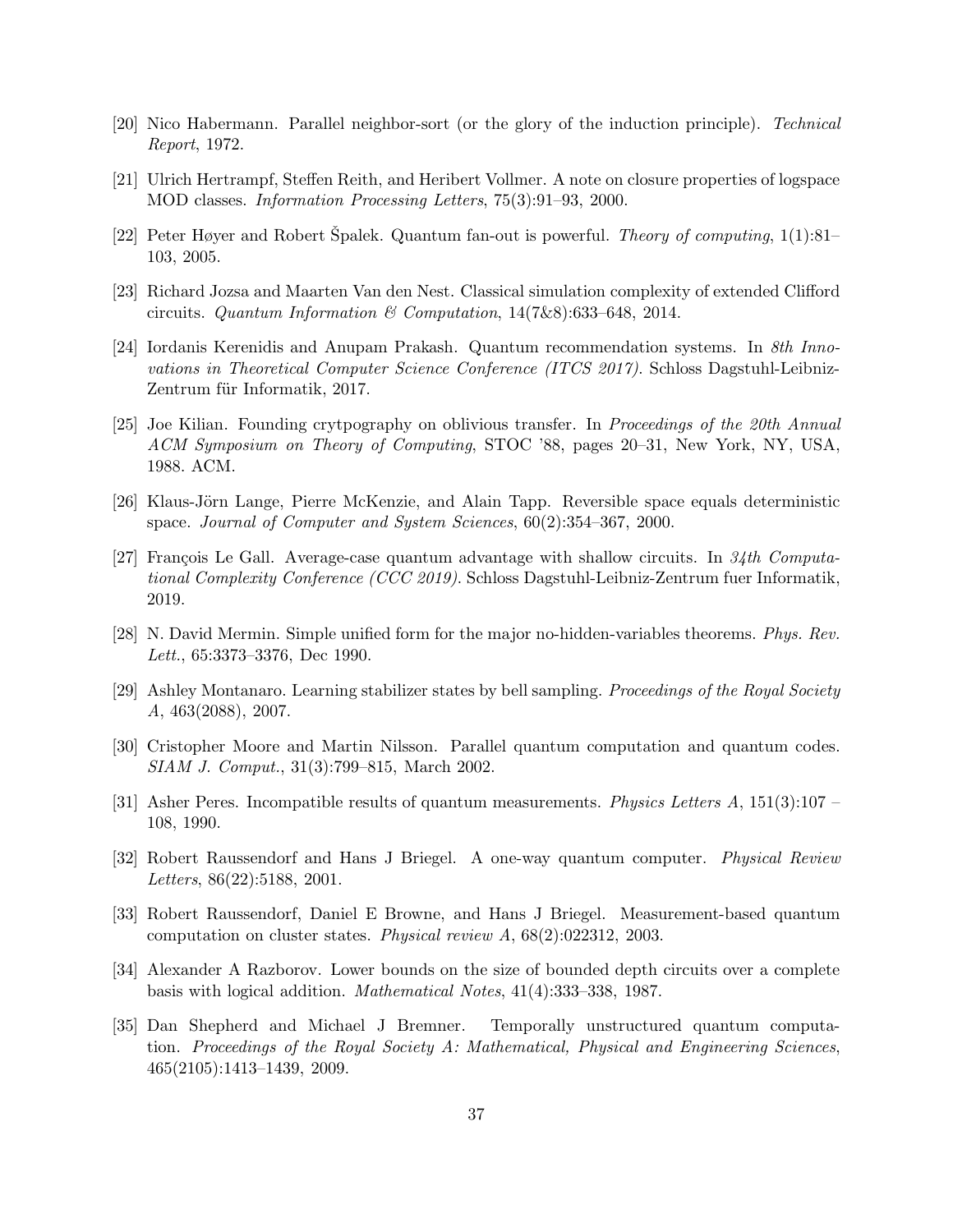[20] Nico Habermann. Parallel neighbor-sort (or the glory of the induction principle). *Technical Report*, 1972.

[21] Ulrich Hertrampf, Steffen Reith, and Heribert Vollmer. A note on closure properties of logspace MOD classes. *Information Processing Letters*, 75(3):91–93, 2000.

[22] Peter Høyer and Robert Špalek. Quantum fan-out is powerful. *Theory of computing*, 1(1):81–103, 2005.

[23] Richard Jozsa and Maarten Van den Nest. Classical simulation complexity of extended Clifford circuits. *Quantum Information & Computation*, 14(7&8):633–648, 2014.

[24] Iordanis Kerenidis and Anupam Prakash. Quantum recommendation systems. In *8th Innovations in Theoretical Computer Science Conference (ITCS 2017)*. Schloss Dagstuhl-Leibniz-Zentrum für Informatik, 2017.

[25] Joe Kilian. Founding crytpography on oblivious transfer. In *Proceedings of the 20th Annual ACM Symposium on Theory of Computing*, STOC '88, pages 20–31, New York, NY, USA, 1988. ACM.

[26] Klaus-Jörn Lange, Pierre McKenzie, and Alain Tapp. Reversible space equals deterministic space. *Journal of Computer and System Sciences*, 60(2):354–367, 2000.

[27] François Le Gall. Average-case quantum advantage with shallow circuits. In *34th Computational Complexity Conference (CCC 2019)*. Schloss Dagstuhl-Leibniz-Zentrum fuer Informatik, 2019.

[28] N. David Mermin. Simple unified form for the major no-hidden-variables theorems. *Phys. Rev. Lett.*, 65:3373–3376, Dec 1990.

[29] Ashley Montanaro. Learning stabilizer states by bell sampling. *Proceedings of the Royal Society A*, 463(2088), 2007.

[30] Cristopher Moore and Martin Nilsson. Parallel quantum computation and quantum codes. *SIAM J. Comput.*, 31(3):799–815, March 2002.

[31] Asher Peres. Incompatible results of quantum measurements. *Physics Letters A*, 151(3):107 – 108, 1990.

[32] Robert Raussendorf and Hans J Briegel. A one-way quantum computer. *Physical Review Letters*, 86(22):5188, 2001.

[33] Robert Raussendorf, Daniel E Browne, and Hans J Briegel. Measurement-based quantum computation on cluster states. *Physical review A*, 68(2):022312, 2003.

[34] Alexander A Razborov. Lower bounds on the size of bounded depth circuits over a complete basis with logical addition. *Mathematical Notes*, 41(4):333–338, 1987.

[35] Dan Shepherd and Michael J Bremner. Temporally unstructured quantum computation. *Proceedings of the Royal Society A: Mathematical, Physical and Engineering Sciences*, 465(2105):1413–1439, 2009.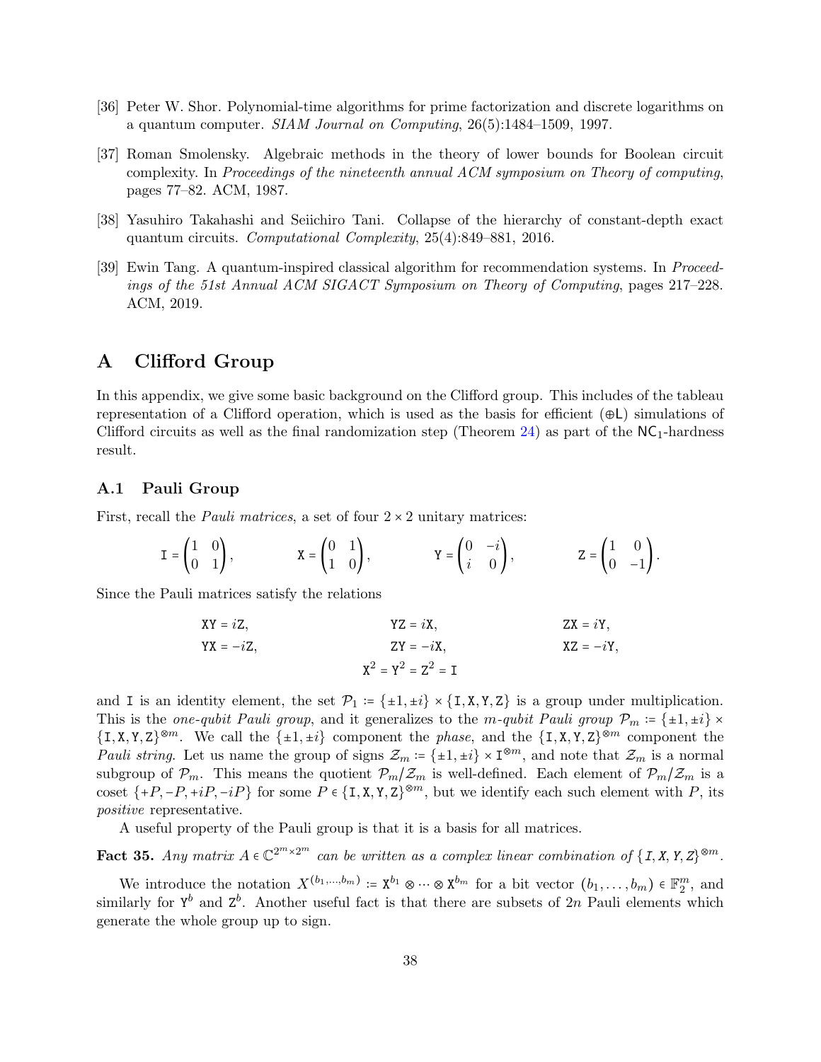[36] Peter W. Shor. Polynomial-time algorithms for prime factorization and discrete logarithms on a quantum computer. *SIAM Journal on Computing*, 26(5):1484–1509, 1997.

[37] Roman Smolensky. Algebraic methods in the theory of lower bounds for Boolean circuit complexity. In *Proceedings of the nineteenth annual ACM symposium on Theory of computing*, pages 77–82. ACM, 1987.

[38] Yasuhiro Takahashi and Seiichiro Tani. Collapse of the hierarchy of constant-depth exact quantum circuits. *Computational Complexity*, 25(4):849–881, 2016.

[39] Ewin Tang. A quantum-inspired classical algorithm for recommendation systems. In *Proceedings of the 51st Annual ACM SIGACT Symposium on Theory of Computing*, pages 217–228. ACM, 2019.

# A Clifford Group

In this appendix, we give some basic background on the Clifford group. This includes of the tableau representation of a Clifford operation, which is used as the basis for efficient ($\oplus\mathsf{L}$) simulations of Clifford circuits as well as the final randomization step (Theorem 24) as part of the $\mathsf{NC}_1$-hardness result.

## A.1 Pauli Group

First, recall the *Pauli matrices*, a set of four $2 \times 2$ unitary matrices:

$$\mathtt{I} = \begin{pmatrix} 1 & 0 \\ 0 & 1 \end{pmatrix}, \qquad \mathtt{X} = \begin{pmatrix} 0 & 1 \\ 1 & 0 \end{pmatrix}, \qquad \mathtt{Y} = \begin{pmatrix} 0 & -i \\ i & 0 \end{pmatrix}, \qquad \mathtt{Z} = \begin{pmatrix} 1 & 0 \\ 0 & -1 \end{pmatrix}.$$

Since the Pauli matrices satisfy the relations

$$\mathtt{XY} = i\mathtt{Z}, \qquad \mathtt{YZ} = i\mathtt{X}, \qquad \mathtt{ZX} = i\mathtt{Y},$$
$$\mathtt{YX} = -i\mathtt{Z}, \qquad \mathtt{ZY} = -i\mathtt{X}, \qquad \mathtt{XZ} = -i\mathtt{Y},$$
$$\mathtt{X}^2 = \mathtt{Y}^2 = \mathtt{Z}^2 = \mathtt{I}$$

and $\mathtt{I}$ is an identity element, the set $\mathcal{P}_1 := \{\pm 1, \pm i\} \times \{\mathtt{I}, \mathtt{X}, \mathtt{Y}, \mathtt{Z}\}$ is a group under multiplication. This is the *one-qubit Pauli group*, and it generalizes to the *m-qubit Pauli group* $\mathcal{P}_m := \{\pm 1, \pm i\} \times \{\mathtt{I}, \mathtt{X}, \mathtt{Y}, \mathtt{Z}\}^{\otimes m}$. We call the $\{\pm 1, \pm i\}$ component the *phase*, and the $\{\mathtt{I}, \mathtt{X}, \mathtt{Y}, \mathtt{Z}\}^{\otimes m}$ component the *Pauli string*. Let us name the group of signs $\mathcal{Z}_m := \{\pm 1, \pm i\} \times \mathtt{I}^{\otimes m}$, and note that $\mathcal{Z}_m$ is a normal subgroup of $\mathcal{P}_m$. This means the quotient $\mathcal{P}_m / \mathcal{Z}_m$ is well-defined. Each element of $\mathcal{P}_m / \mathcal{Z}_m$ is a coset $\{+P, -P, +iP, -iP\}$ for some $P \in \{\mathtt{I}, \mathtt{X}, \mathtt{Y}, \mathtt{Z}\}^{\otimes m}$, but we identify each such element with $P$, its *positive* representative.

A useful property of the Pauli group is that it is a basis for all matrices.

**Fact 35.** *Any matrix $A \in \mathbb{C}^{2^m \times 2^m}$ can be written as a complex linear combination of $\{\mathtt{I}, \mathtt{X}, \mathtt{Y}, \mathtt{Z}\}^{\otimes m}$.*

We introduce the notation $X^{(b_1, \ldots, b_m)} := \mathtt{X}^{b_1} \otimes \cdots \otimes \mathtt{X}^{b_m}$ for a bit vector $(b_1, \ldots, b_m) \in \mathbb{F}_2^m$, and similarly for $\mathtt{Y}^b$ and $\mathtt{Z}^b$. Another useful fact is that there are subsets of $2n$ Pauli elements which generate the whole group up to sign.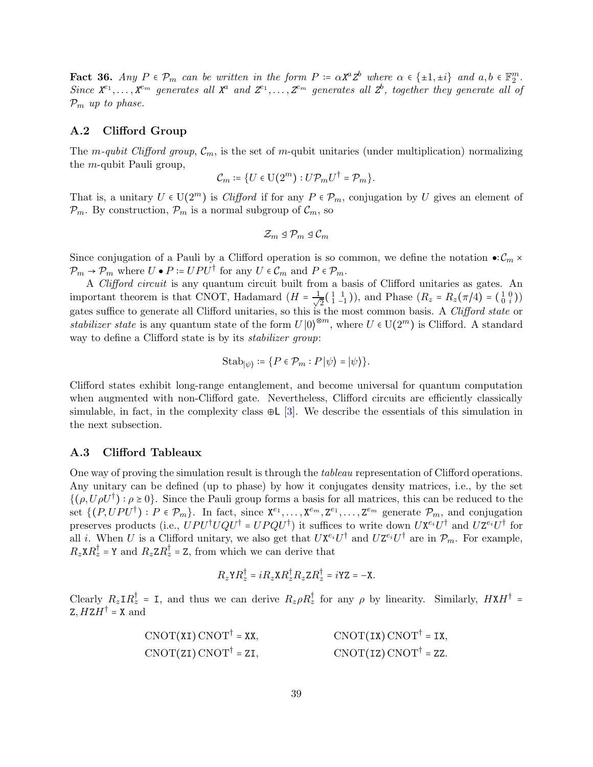**Fact 36.** *Any $P \in \mathcal{P}_m$ can be written in the form $P := \alpha \mathtt{X}^a \mathtt{Z}^b$ where $\alpha \in \{\pm 1, \pm i\}$ and $a, b \in \mathbb{F}_2^m$. Since $\mathtt{X}^{e_1}, \ldots, \mathtt{X}^{e_m}$ generates all $\mathtt{X}^a$ and $\mathtt{Z}^{e_1}, \ldots, \mathtt{Z}^{e_m}$ generates all $\mathtt{Z}^b$, together they generate all of $\mathcal{P}_m$ up to phase.*

## A.2 Clifford Group

The *m-qubit Clifford group*, $\mathcal{C}_m$, is the set of $m$-qubit unitaries (under multiplication) normalizing the $m$-qubit Pauli group,

$$\mathcal{C}_m := \{U \in \mathrm{U}(2^m) : U\mathcal{P}_m U^\dagger = \mathcal{P}_m\}.$$

That is, a unitary $U \in \mathrm{U}(2^m)$ is *Clifford* if for any $P \in \mathcal{P}_m$, conjugation by $U$ gives an element of $\mathcal{P}_m$. By construction, $\mathcal{P}_m$ is a normal subgroup of $\mathcal{C}_m$, so

$$\mathcal{Z}_m \trianglelefteq \mathcal{P}_m \trianglelefteq \mathcal{C}_m$$

Since conjugation of a Pauli by a Clifford operation is so common, we define the notation $\bullet : \mathcal{C}_m \times \mathcal{P}_m \to \mathcal{P}_m$ where $U \bullet P := UPU^\dagger$ for any $U \in \mathcal{C}_m$ and $P \in \mathcal{P}_m$.

A *Clifford circuit* is any quantum circuit built from a basis of Clifford unitaries as gates. An important theorem is that CNOT, Hadamard ($H = \frac{1}{\sqrt{2}}\left(\begin{smallmatrix} 1 & 1 \\ 1 & -1 \end{smallmatrix}\right)$), and Phase ($R_z = R_z(\pi/4) = \left(\begin{smallmatrix} 1 & 0 \\ 0 & i \end{smallmatrix}\right)$) gates suffice to generate all Clifford unitaries, so this is the most common basis. A *Clifford state* or *stabilizer state* is any quantum state of the form $U|0\rangle^{\otimes m}$, where $U \in \mathrm{U}(2^m)$ is Clifford. A standard way to define a Clifford state is by its *stabilizer group*:

$$\mathrm{Stab}_{|\psi\rangle} := \{P \in \mathcal{P}_m : P|\psi\rangle = |\psi\rangle\}.$$

Clifford states exhibit long-range entanglement, and become universal for quantum computation when augmented with non-Clifford gate. Nevertheless, Clifford circuits are efficiently classically simulable, in fact, in the complexity class $\oplus\mathsf{L}$ [3]. We describe the essentials of this simulation in the next subsection.

## A.3 Clifford Tableaux

One way of proving the simulation result is through the *tableau* representation of Clifford operations. Any unitary can be defined (up to phase) by how it conjugates density matrices, i.e., by the set $\{(\rho, U\rho U^\dagger) : \rho \succeq 0\}$. Since the Pauli group forms a basis for all matrices, this can be reduced to the set $\{(P, UPU^\dagger) : P \in \mathcal{P}_m\}$. In fact, since $\mathtt{X}^{e_1}, \ldots, \mathtt{X}^{e_m}, \mathtt{Z}^{e_1}, \ldots, \mathtt{Z}^{e_m}$ generate $\mathcal{P}_m$, and conjugation preserves products (i.e., $UPU^\dagger UQU^\dagger = UPQU^\dagger$) it suffices to write down $U\mathtt{X}^{e_i}U^\dagger$ and $U\mathtt{Z}^{e_i}U^\dagger$ for all $i$. When $U$ is a Clifford unitary, we also get that $U\mathtt{X}^{e_i}U^\dagger$ and $U\mathtt{Z}^{e_i}U^\dagger$ are in $\mathcal{P}_m$. For example, $R_z \mathtt{X} R_z^\dagger = \mathtt{Y}$ and $R_z \mathtt{Z} R_z^\dagger = \mathtt{Z}$, from which we can derive that

$$R_z \mathtt{Y} R_z^\dagger = iR_z \mathtt{X} R_z^\dagger R_z \mathtt{Z} R_z^\dagger = i\mathtt{Y}\mathtt{Z} = -\mathtt{X}.$$

Clearly $R_z \mathtt{I} R_z^\dagger = \mathtt{I}$, and thus we can derive $R_z \rho R_z^\dagger$ for any $\rho$ by linearity. Similarly, $H\mathtt{X}H^\dagger = \mathtt{Z}, H\mathtt{Z}H^\dagger = \mathtt{X}$ and

$$\mathrm{CNOT}(\mathtt{XI})\,\mathrm{CNOT}^\dagger = \mathtt{XX}, \qquad \mathrm{CNOT}(\mathtt{IX})\,\mathrm{CNOT}^\dagger = \mathtt{IX},$$
$$\mathrm{CNOT}(\mathtt{ZI})\,\mathrm{CNOT}^\dagger = \mathtt{ZI}, \qquad \mathrm{CNOT}(\mathtt{IZ})\,\mathrm{CNOT}^\dagger = \mathtt{ZZ}.$$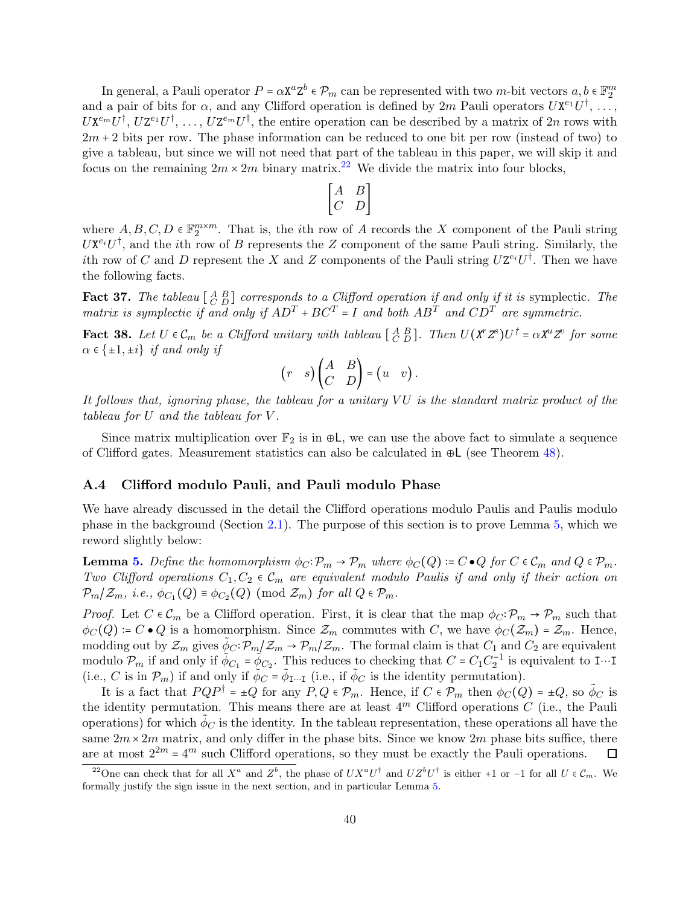In general, a Pauli operator $P = \alpha \mathtt{X}^a \mathtt{Z}^b \in \mathcal{P}_m$ can be represented with two $m$-bit vectors $a, b \in \mathbb{F}_2^m$ and a pair of bits for $\alpha$, and any Clifford operation is defined by $2m$ Pauli operators $U\mathtt{X}^{e_1}U^\dagger, \ldots, U\mathtt{X}^{e_m}U^\dagger, U\mathtt{Z}^{e_1}U^\dagger, \ldots, U\mathtt{Z}^{e_m}U^\dagger$, the entire operation can be described by a matrix of $2n$ rows with $2m+2$ bits per row. The phase information can be reduced to one bit per row (instead of two) to give a tableau, but since we will not need that part of the tableau in this paper, we will skip it and focus on the remaining $2m \times 2m$ binary matrix.[22] We divide the matrix into four blocks,

$$\begin{bmatrix} A & B \\ C & D \end{bmatrix}$$

where $A, B, C, D \in \mathbb{F}_2^{m \times m}$. That is, the $i$th row of $A$ records the $X$ component of the Pauli string $U\mathtt{X}^{e_i}U^\dagger$, and the $i$th row of $B$ represents the $Z$ component of the same Pauli string. Similarly, the $i$th row of $C$ and $D$ represent the $X$ and $Z$ components of the Pauli string $U\mathtt{Z}^{e_i}U^\dagger$. Then we have the following facts.

**Fact 37.** *The tableau* $\left[\begin{smallmatrix} A & B \\ C & D \end{smallmatrix}\right]$ *corresponds to a Clifford operation if and only if it is* symplectic*. The matrix is symplectic if and only if $AD^T + BC^T = I$ and both $AB^T$ and $CD^T$ are symmetric.*

**Fact 38.** *Let $U \in \mathcal{C}_m$ be a Clifford unitary with tableau* $\left[\begin{smallmatrix} A & B \\ C & D \end{smallmatrix}\right]$*. Then $U(\mathtt{X}^r\mathtt{Z}^s)U^\dagger = \alpha \mathtt{X}^u\mathtt{Z}^v$ for some $\alpha \in \{\pm 1, \pm i\}$ if and only if*

$$\begin{pmatrix} r & s \end{pmatrix} \begin{pmatrix} A & B \\ C & D \end{pmatrix} = \begin{pmatrix} u & v \end{pmatrix}.$$

*It follows that, ignoring phase, the tableau for a unitary $VU$ is the standard matrix product of the tableau for $U$ and the tableau for $V$.*

Since matrix multiplication over $\mathbb{F}_2$ is in $\oplus\mathsf{L}$, we can use the above fact to simulate a sequence of Clifford gates. Measurement statistics can also be calculated in $\oplus\mathsf{L}$ (see Theorem 48).

### A.4 Clifford modulo Pauli, and Pauli modulo Phase

We have already discussed in the detail the Clifford operations modulo Paulis and Paulis modulo phase in the background (Section 2.1). The purpose of this section is to prove Lemma 5, which we reword slightly below:

**Lemma 5.** *Define the homomorphism $\phi_C : \mathcal{P}_m \to \mathcal{P}_m$ where $\phi_C(Q) := C \bullet Q$ for $C \in \mathcal{C}_m$ and $Q \in \mathcal{P}_m$. Two Clifford operations $C_1, C_2 \in \mathcal{C}_m$ are equivalent modulo Paulis if and only if their action on $\mathcal{P}_m / \mathcal{Z}_m$, i.e., $\phi_{C_1}(Q) \equiv \phi_{C_2}(Q) \pmod{\mathcal{Z}_m}$ for all $Q \in \mathcal{P}_m$.*

*Proof.* Let $C \in \mathcal{C}_m$ be a Clifford operation. First, it is clear that the map $\phi_C : \mathcal{P}_m \to \mathcal{P}_m$ such that $\phi_C(Q) := C \bullet Q$ is a homomorphism. Since $\mathcal{Z}_m$ commutes with $C$, we have $\phi_C(\mathcal{Z}_m) = \mathcal{Z}_m$. Hence, modding out by $\mathcal{Z}_m$ gives $\tilde{\phi}_C : \mathcal{P}_m / \mathcal{Z}_m \to \mathcal{P}_m / \mathcal{Z}_m$. The formal claim is that $C_1$ and $C_2$ are equivalent modulo $\mathcal{P}_m$ if and only if $\tilde{\phi}_{C_1} = \tilde{\phi}_{C_2}$. This reduces to checking that $C = C_1 C_2^{-1}$ is equivalent to $\mathtt{I} \cdots \mathtt{I}$ (i.e., $C$ is in $\mathcal{P}_m$) if and only if $\tilde{\phi}_C = \tilde{\phi}_{\mathtt{I} \cdots \mathtt{I}}$ (i.e., if $\tilde{\phi}_C$ is the identity permutation).

It is a fact that $PQP^\dagger = \pm Q$ for any $P, Q \in \mathcal{P}_m$. Hence, if $C \in \mathcal{P}_m$ then $\phi_C(Q) = \pm Q$, so $\tilde{\phi}_C$ is the identity permutation. This means there are at least $4^m$ Clifford operations $C$ (i.e., the Pauli operations) for which $\tilde{\phi}_C$ is the identity. In the tableau representation, these operations all have the same $2m \times 2m$ matrix, and only differ in the phase bits. Since we know $2m$ phase bits suffice, there are at most $2^{2m} = 4^m$ such Clifford operations, so they must be exactly the Pauli operations. ∎

[22] One can check that for all $X^a$ and $Z^b$, the phase of $UX^aU^\dagger$ and $UZ^bU^\dagger$ is either $+1$ or $-1$ for all $U \in \mathcal{C}_m$. We formally justify the sign issue in the next section, and in particular Lemma 5.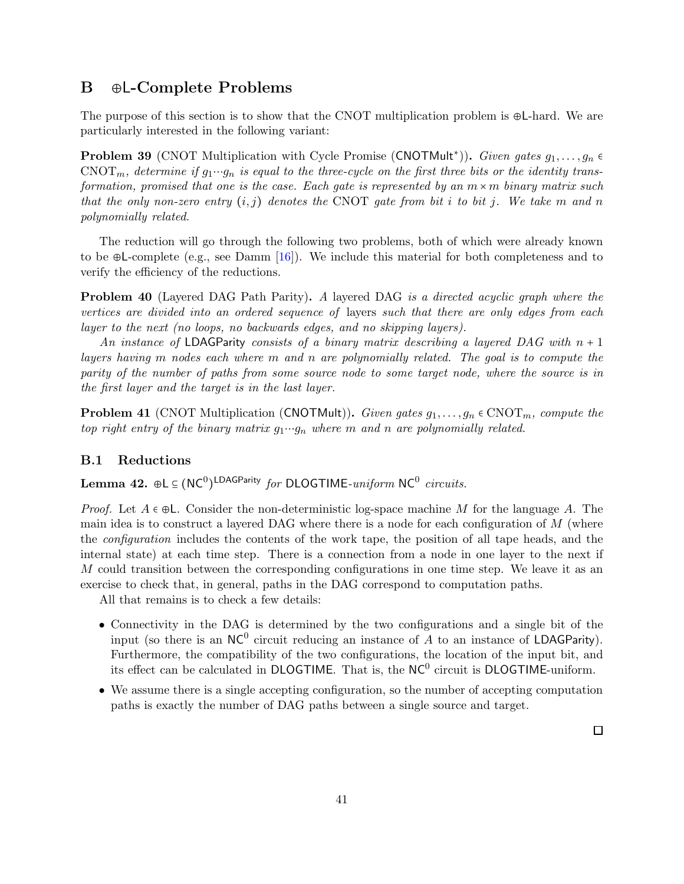## B ⊕L-Complete Problems

The purpose of this section is to show that the CNOT multiplication problem is ⊕L-hard. We are particularly interested in the following variant:

**Problem 39** (CNOT Multiplication with Cycle Promise ($\mathsf{CNOTMult}^*$))**.** *Given gates $g_1, \ldots, g_n \in \mathrm{CNOT}_m$, determine if $g_1 \cdots g_n$ is equal to the three-cycle on the first three bits or the identity transformation, promised that one is the case. Each gate is represented by an $m \times m$ binary matrix such that the only non-zero entry $(i, j)$ denotes the CNOT gate from bit $i$ to bit $j$. We take $m$ and $n$ polynomially related.*

The reduction will go through the following two problems, both of which were already known to be ⊕L-complete (e.g., see Damm [16]). We include this material for both completeness and to verify the efficiency of the reductions.

**Problem 40** (Layered DAG Path Parity)**.** *A* layered DAG *is a directed acyclic graph where the vertices are divided into an ordered sequence of* layers *such that there are only edges from each layer to the next (no loops, no backwards edges, and no skipping layers).*

*An instance of* LDAGParity *consists of a binary matrix describing a layered DAG with $n + 1$ layers having $m$ nodes each where $m$ and $n$ are polynomially related. The goal is to compute the parity of the number of paths from some source node to some target node, where the source is in the first layer and the target is in the last layer.*

**Problem 41** (CNOT Multiplication ($\mathsf{CNOTMult}$))**.** *Given gates $g_1, \ldots, g_n \in \mathrm{CNOT}_m$, compute the top right entry of the binary matrix $g_1 \cdots g_n$ where $m$ and $n$ are polynomially related.*

### B.1 Reductions

**Lemma 42.** $\oplus\mathsf{L} \subseteq (\mathsf{NC}^0)^{\mathsf{LDAGParity}}$ *for* DLOGTIME*-uniform* $\mathsf{NC}^0$ *circuits.*

*Proof.* Let $A \in \oplus\mathsf{L}$. Consider the non-deterministic log-space machine $M$ for the language $A$. The main idea is to construct a layered DAG where there is a node for each configuration of $M$ (where the *configuration* includes the contents of the work tape, the position of all tape heads, and the internal state) at each time step. There is a connection from a node in one layer to the next if $M$ could transition between the corresponding configurations in one time step. We leave it as an exercise to check that, in general, paths in the DAG correspond to computation paths.

All that remains is to check a few details:

- Connectivity in the DAG is determined by the two configurations and a single bit of the input (so there is an $\mathsf{NC}^0$ circuit reducing an instance of $A$ to an instance of LDAGParity). Furthermore, the compatibility of the two configurations, the location of the input bit, and its effect can be calculated in DLOGTIME. That is, the $\mathsf{NC}^0$ circuit is DLOGTIME-uniform.
- We assume there is a single accepting configuration, so the number of accepting computation paths is exactly the number of DAG paths between a single source and target.

□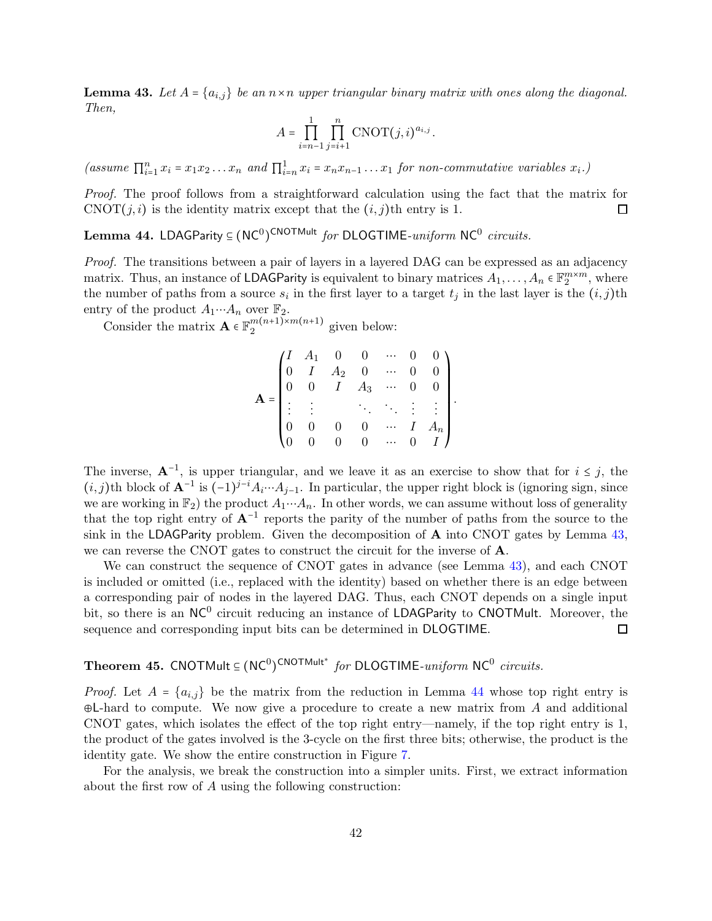**Lemma 43.** *Let $A = \{a_{i,j}\}$ be an $n \times n$ upper triangular binary matrix with ones along the diagonal. Then,*

$$A = \prod_{i=n-1}^{1} \prod_{j=i+1}^{n} \text{CNOT}(j,i)^{a_{i,j}}.$$

*(assume $\prod_{i=1}^{n} x_i = x_1 x_2 \ldots x_n$ and $\prod_{i=n}^{1} x_i = x_n x_{n-1} \ldots x_1$ for non-commutative variables $x_i$.)*

*Proof.* The proof follows from a straightforward calculation using the fact that the matrix for $\text{CNOT}(j,i)$ is the identity matrix except that the $(i,j)$th entry is 1. ◻

**Lemma 44.** $\mathsf{LDAGParity} \subseteq (\mathsf{NC}^0)^{\mathsf{CNOTMult}}$ *for* $\mathsf{DLOGTIME}$*-uniform* $\mathsf{NC}^0$ *circuits.*

*Proof.* The transitions between a pair of layers in a layered DAG can be expressed as an adjacency matrix. Thus, an instance of $\mathsf{LDAGParity}$ is equivalent to binary matrices $A_1, \ldots, A_n \in \mathbb{F}_2^{m \times m}$, where the number of paths from a source $s_i$ in the first layer to a target $t_j$ in the last layer is the $(i,j)$th entry of the product $A_1 \cdots A_n$ over $\mathbb{F}_2$.

Consider the matrix $\mathbf{A} \in \mathbb{F}_2^{m(n+1) \times m(n+1)}$ given below:

$$\mathbf{A} = \begin{pmatrix} I & A_1 & 0 & 0 & \cdots & 0 & 0 \\ 0 & I & A_2 & 0 & \cdots & 0 & 0 \\ 0 & 0 & I & A_3 & \cdots & 0 & 0 \\ \vdots & \vdots & & \ddots & \ddots & \vdots & \vdots \\ 0 & 0 & 0 & 0 & \cdots & I & A_n \\ 0 & 0 & 0 & 0 & \cdots & 0 & I \end{pmatrix}.$$

The inverse, $\mathbf{A}^{-1}$, is upper triangular, and we leave it as an exercise to show that for $i \leq j$, the $(i,j)$th block of $\mathbf{A}^{-1}$ is $(-1)^{j-i} A_i \cdots A_{j-1}$. In particular, the upper right block is (ignoring sign, since we are working in $\mathbb{F}_2$) the product $A_1 \cdots A_n$. In other words, we can assume without loss of generality that the top right entry of $\mathbf{A}^{-1}$ reports the parity of the number of paths from the source to the sink in the $\mathsf{LDAGParity}$ problem. Given the decomposition of $\mathbf{A}$ into CNOT gates by Lemma 43, we can reverse the CNOT gates to construct the circuit for the inverse of $\mathbf{A}$.

We can construct the sequence of CNOT gates in advance (see Lemma 43), and each CNOT is included or omitted (i.e., replaced with the identity) based on whether there is an edge between a corresponding pair of nodes in the layered DAG. Thus, each CNOT depends on a single input bit, so there is an $\mathsf{NC}^0$ circuit reducing an instance of $\mathsf{LDAGParity}$ to $\mathsf{CNOTMult}$. Moreover, the sequence and corresponding input bits can be determined in $\mathsf{DLOGTIME}$. ◻

**Theorem 45.** $\mathsf{CNOTMult} \subseteq (\mathsf{NC}^0)^{\mathsf{CNOTMult}^*}$ *for* $\mathsf{DLOGTIME}$*-uniform* $\mathsf{NC}^0$ *circuits.*

*Proof.* Let $A = \{a_{i,j}\}$ be the matrix from the reduction in Lemma 44 whose top right entry is $\oplus\mathsf{L}$-hard to compute. We now give a procedure to create a new matrix from $A$ and additional CNOT gates, which isolates the effect of the top right entry—namely, if the top right entry is 1, the product of the gates involved is the 3-cycle on the first three bits; otherwise, the product is the identity gate. We show the entire construction in Figure 7.

For the analysis, we break the construction into a simpler units. First, we extract information about the first row of $A$ using the following construction: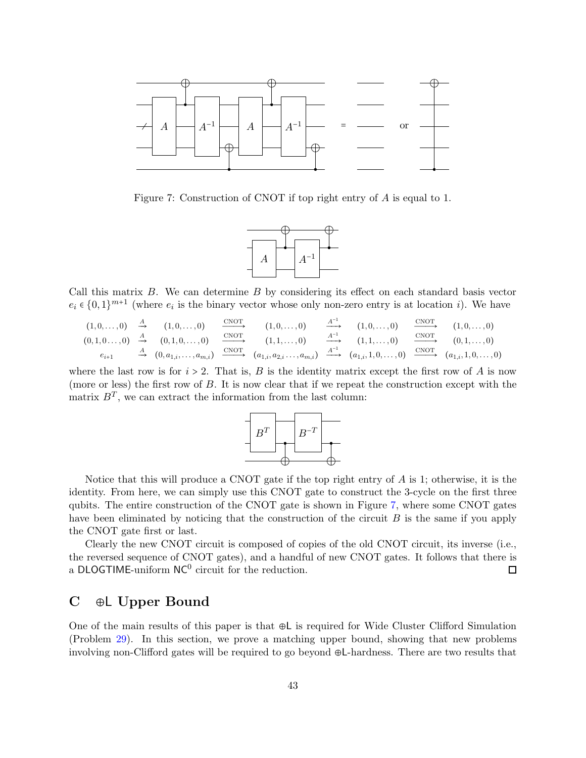Figure 7: Construction of CNOT if top right entry of $A$ is equal to 1.

Call this matrix $B$. We can determine $B$ by considering its effect on each standard basis vector $e_i \in \{0,1\}^{m+1}$ (where $e_i$ is the binary vector whose only non-zero entry is at location $i$). We have

$$
\begin{array}{ccccccccc}
(1,0,\ldots,0) & \xrightarrow{A} & (1,0,\ldots,0) & \xrightarrow{\text{CNOT}} & (1,0,\ldots,0) & \xrightarrow{A^{-1}} & (1,0,\ldots,0) & \xrightarrow{\text{CNOT}} & (1,0,\ldots,0) \\
(0,1,0\ldots,0) & \xrightarrow{A} & (0,1,0,\ldots,0) & \xrightarrow{\text{CNOT}} & (1,1,\ldots,0) & \xrightarrow{A^{-1}} & (1,1,\ldots,0) & \xrightarrow{\text{CNOT}} & (0,1,\ldots,0) \\
e_{i+1} & \xrightarrow{A} & (0,a_{1,i},\ldots,a_{m,i}) & \xrightarrow{\text{CNOT}} & (a_{1,i},a_{2,i}\ldots,a_{m,i}) & \xrightarrow{A^{-1}} & (a_{1,i},1,0,\ldots,0) & \xrightarrow{\text{CNOT}} & (a_{1,i},1,0,\ldots,0)
\end{array}
$$

where the last row is for $i > 2$. That is, $B$ is the identity matrix except the first row of $A$ is now (more or less) the first row of $B$. It is now clear that if we repeat the construction except with the matrix $B^T$, we can extract the information from the last column:

Notice that this will produce a CNOT gate if the top right entry of $A$ is 1; otherwise, it is the identity. From here, we can simply use this CNOT gate to construct the 3-cycle on the first three qubits. The entire construction of the CNOT gate is shown in Figure 7, where some CNOT gates have been eliminated by noticing that the construction of the circuit $B$ is the same if you apply the CNOT gate first or last.

Clearly the new CNOT circuit is composed of copies of the old CNOT circuit, its inverse (i.e., the reversed sequence of CNOT gates), and a handful of new CNOT gates. It follows that there is a DLOGTIME-uniform $\mathsf{NC}^0$ circuit for the reduction. ◻

## C ⊕L Upper Bound

One of the main results of this paper is that ⊕L is required for Wide Cluster Clifford Simulation (Problem 29). In this section, we prove a matching upper bound, showing that new problems involving non-Clifford gates will be required to go beyond ⊕L-hardness. There are two results that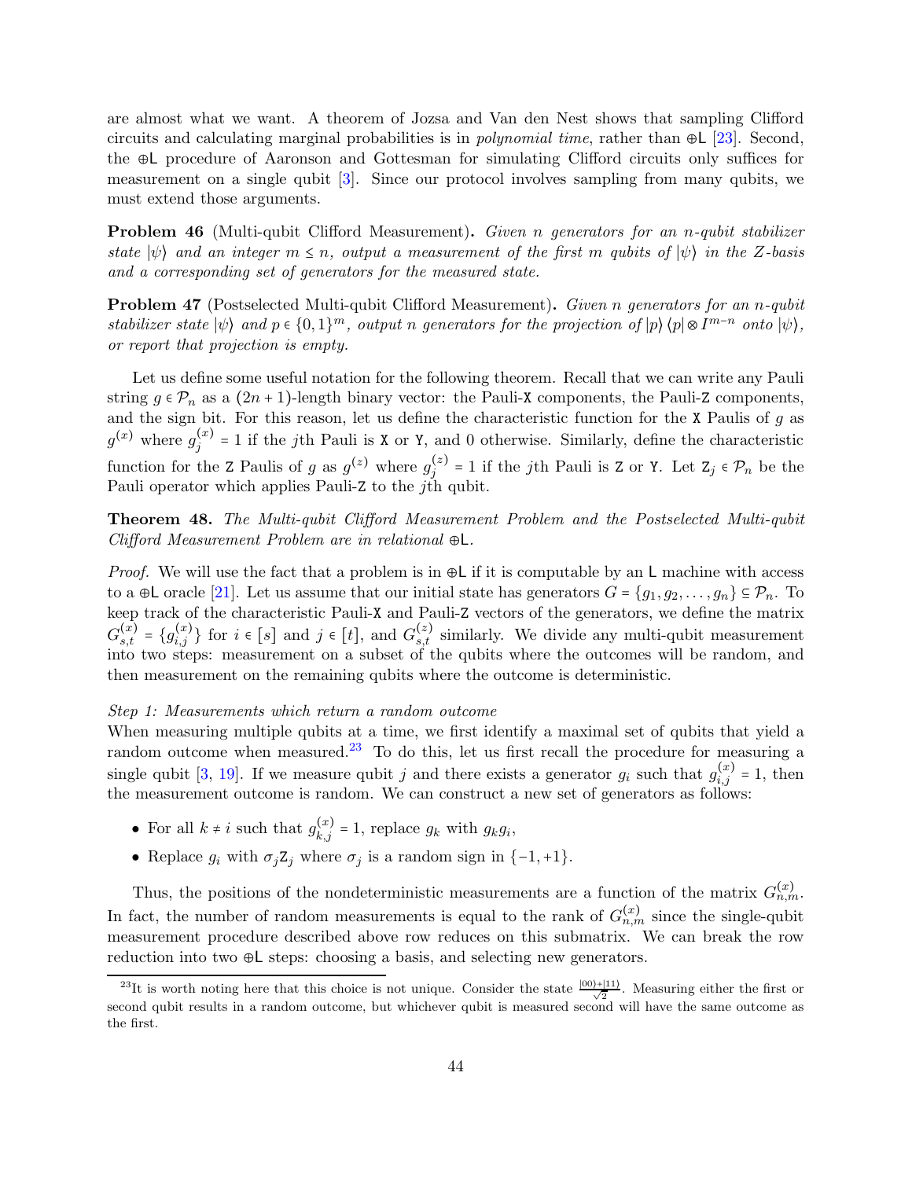are almost what we want. A theorem of Jozsa and Van den Nest shows that sampling Clifford circuits and calculating marginal probabilities is in *polynomial time*, rather than $\oplus\mathsf{L}$ [23]. Second, the $\oplus\mathsf{L}$ procedure of Aaronson and Gottesman for simulating Clifford circuits only suffices for measurement on a single qubit [3]. Since our protocol involves sampling from many qubits, we must extend those arguments.

**Problem 46** (Multi-qubit Clifford Measurement)**.** *Given $n$ generators for an $n$-qubit stabilizer state $|\psi\rangle$ and an integer $m \leq n$, output a measurement of the first $m$ qubits of $|\psi\rangle$ in the $Z$-basis and a corresponding set of generators for the measured state.*

**Problem 47** (Postselected Multi-qubit Clifford Measurement)**.** *Given $n$ generators for an $n$-qubit stabilizer state $|\psi\rangle$ and $p \in \{0,1\}^m$, output $n$ generators for the projection of $|p\rangle\langle p| \otimes I^{m-n}$ onto $|\psi\rangle$, or report that projection is empty.*

Let us define some useful notation for the following theorem. Recall that we can write any Pauli string $g \in \mathcal{P}_n$ as a $(2n+1)$-length binary vector: the Pauli-X components, the Pauli-Z components, and the sign bit. For this reason, let us define the characteristic function for the X Paulis of $g$ as $g^{(x)}$ where $g^{(x)}_j = 1$ if the $j$th Pauli is X or Y, and 0 otherwise. Similarly, define the characteristic function for the Z Paulis of $g$ as $g^{(z)}$ where $g^{(z)}_j = 1$ if the $j$th Pauli is Z or Y. Let $\mathtt{Z}_j \in \mathcal{P}_n$ be the Pauli operator which applies Pauli-Z to the $j$th qubit.

**Theorem 48.** *The Multi-qubit Clifford Measurement Problem and the Postselected Multi-qubit Clifford Measurement Problem are in relational $\oplus\mathsf{L}$.*

*Proof.* We will use the fact that a problem is in $\oplus\mathsf{L}$ if it is computable by an $\mathsf{L}$ machine with access to a $\oplus\mathsf{L}$ oracle [21]. Let us assume that our initial state has generators $G = \{g_1, g_2, \ldots, g_n\} \subseteq \mathcal{P}_n$. To keep track of the characteristic Pauli-X and Pauli-Z vectors of the generators, we define the matrix $G^{(x)}_{s,t} = \{g^{(x)}_{i,j}\}$ for $i \in [s]$ and $j \in [t]$, and $G^{(z)}_{s,t}$ similarly. We divide any multi-qubit measurement into two steps: measurement on a subset of the qubits where the outcomes will be random, and then measurement on the remaining qubits where the outcome is deterministic.

*Step 1: Measurements which return a random outcome*
When measuring multiple qubits at a time, we first identify a maximal set of qubits that yield a random outcome when measured.[23] To do this, let us first recall the procedure for measuring a single qubit [3, 19]. If we measure qubit $j$ and there exists a generator $g_i$ such that $g^{(x)}_{i,j} = 1$, then the measurement outcome is random. We can construct a new set of generators as follows:

- For all $k \neq i$ such that $g^{(x)}_{k,j} = 1$, replace $g_k$ with $g_k g_i$,
- Replace $g_i$ with $\sigma_j \mathtt{Z}_j$ where $\sigma_j$ is a random sign in $\{-1, +1\}$.

Thus, the positions of the nondeterministic measurements are a function of the matrix $G^{(x)}_{n,m}$. In fact, the number of random measurements is equal to the rank of $G^{(x)}_{n,m}$ since the single-qubit measurement procedure described above row reduces on this submatrix. We can break the row reduction into two $\oplus\mathsf{L}$ steps: choosing a basis, and selecting new generators.

[23] It is worth noting here that this choice is not unique. Consider the state $\frac{|00\rangle+|11\rangle}{\sqrt{2}}$. Measuring either the first or second qubit results in a random outcome, but whichever qubit is measured second will have the same outcome as the first.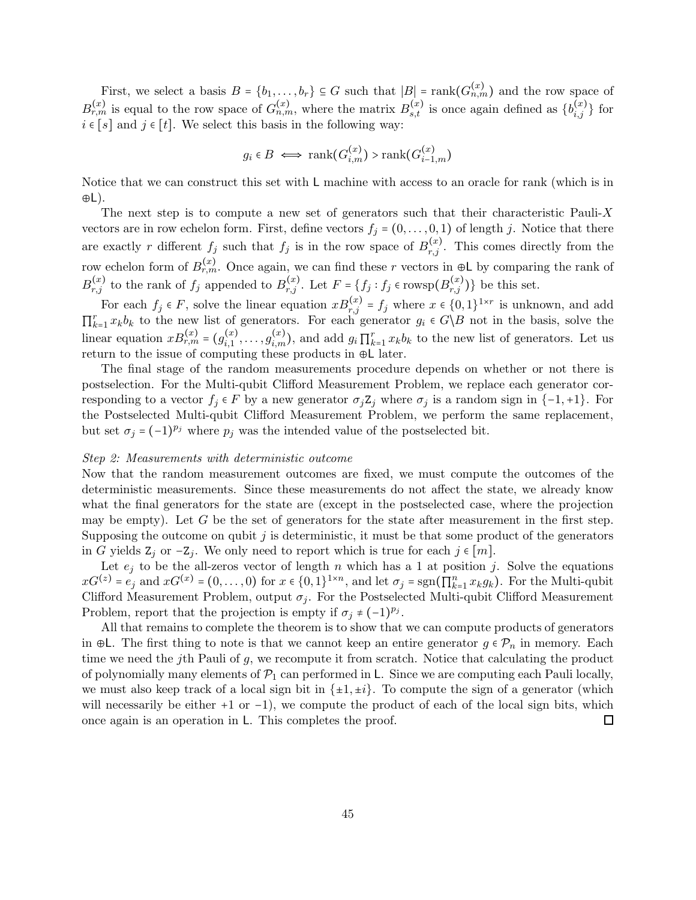First, we select a basis $B = \{b_1, \ldots, b_r\} \subseteq G$ such that $|B| = \text{rank}(G^{(x)}_{n,m})$ and the row space of $B^{(x)}_{r,m}$ is equal to the row space of $G^{(x)}_{n,m}$, where the matrix $B^{(x)}_{s,t}$ is once again defined as $\{b^{(x)}_{i,j}\}$ for $i \in [s]$ and $j \in [t]$. We select this basis in the following way:

$$g_i \in B \iff \text{rank}(G^{(x)}_{i,m}) > \text{rank}(G^{(x)}_{i-1,m})$$

Notice that we can construct this set with $\mathsf{L}$ machine with access to an oracle for rank (which is in $\oplus\mathsf{L}$).

The next step is to compute a new set of generators such that their characteristic Pauli-$X$ vectors are in row echelon form. First, define vectors $f_j = (0, \ldots, 0, 1)$ of length $j$. Notice that there are exactly $r$ different $f_j$ such that $f_j$ is in the row space of $B^{(x)}_{r,j}$. This comes directly from the row echelon form of $B^{(x)}_{r,m}$. Once again, we can find these $r$ vectors in $\oplus\mathsf{L}$ by comparing the rank of $B^{(x)}_{r,j}$ to the rank of $f_j$ appended to $B^{(x)}_{r,j}$. Let $F = \{f_j : f_j \in \text{rowsp}(B^{(x)}_{r,j})\}$ be this set.

For each $f_j \in F$, solve the linear equation $xB^{(x)}_{r,j} = f_j$ where $x \in \{0,1\}^{1\times r}$ is unknown, and add $\prod_{k=1}^{r} x_k b_k$ to the new list of generators. For each generator $g_i \in G \backslash B$ not in the basis, solve the linear equation $xB^{(x)}_{r,m} = (g^{(x)}_{i,1}, \ldots, g^{(x)}_{i,m})$, and add $g_i \prod_{k=1}^{r} x_k b_k$ to the new list of generators. Let us return to the issue of computing these products in $\oplus\mathsf{L}$ later.

The final stage of the random measurements procedure depends on whether or not there is postselection. For the Multi-qubit Clifford Measurement Problem, we replace each generator corresponding to a vector $f_j \in F$ by a new generator $\sigma_j \mathsf{Z}_j$ where $\sigma_j$ is a random sign in $\{-1, +1\}$. For the Postselected Multi-qubit Clifford Measurement Problem, we perform the same replacement, but set $\sigma_j = (-1)^{p_j}$ where $p_j$ was the intended value of the postselected bit.

*Step 2: Measurements with deterministic outcome*
Now that the random measurement outcomes are fixed, we must compute the outcomes of the deterministic measurements. Since these measurements do not affect the state, we already know what the final generators for the state are (except in the postselected case, where the projection may be empty). Let $G$ be the set of generators for the state after measurement in the first step. Supposing the outcome on qubit $j$ is deterministic, it must be that some product of the generators in $G$ yields $\mathsf{Z}_j$ or $-\mathsf{Z}_j$. We only need to report which is true for each $j \in [m]$.

Let $e_j$ to be the all-zeros vector of length $n$ which has a 1 at position $j$. Solve the equations $xG^{(z)} = e_j$ and $xG^{(x)} = (0, \ldots, 0)$ for $x \in \{0,1\}^{1\times n}$, and let $\sigma_j = \text{sgn}(\prod_{k=1}^{n} x_k g_k)$. For the Multi-qubit Clifford Measurement Problem, output $\sigma_j$. For the Postselected Multi-qubit Clifford Measurement Problem, report that the projection is empty if $\sigma_j \neq (-1)^{p_j}$.

All that remains to complete the theorem is to show that we can compute products of generators in $\oplus\mathsf{L}$. The first thing to note is that we cannot keep an entire generator $g \in \mathcal{P}_n$ in memory. Each time we need the $j$th Pauli of $g$, we recompute it from scratch. Notice that calculating the product of polynomially many elements of $\mathcal{P}_1$ can performed in $\mathsf{L}$. Since we are computing each Pauli locally, we must also keep track of a local sign bit in $\{\pm 1, \pm i\}$. To compute the sign of a generator (which will necessarily be either $+1$ or $-1$), we compute the product of each of the local sign bits, which once again is an operation in $\mathsf{L}$. This completes the proof. $\square$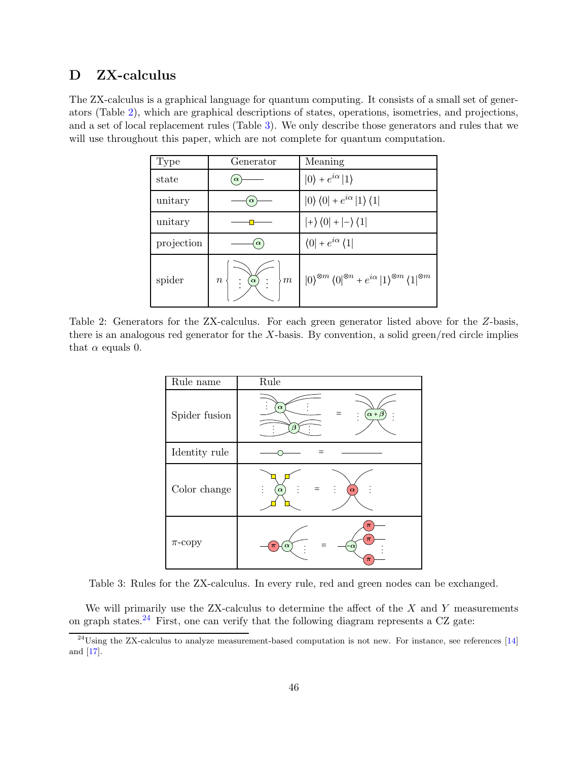## D ZX-calculus

The ZX-calculus is a graphical language for quantum computing. It consists of a small set of generators (Table 2), which are graphical descriptions of states, operations, isometries, and projections, and a set of local replacement rules (Table 3). We only describe those generators and rules that we will use throughout this paper, which are not complete for quantum computation.

| Type | Generator | Meaning |
|---|---|---|
| state | | $\|0\rangle + e^{i\alpha}\|1\rangle$ |
| unitary | | $\|0\rangle\langle 0\| + e^{i\alpha}\|1\rangle\langle 1\|$ |
| unitary | | $\|+\rangle\langle 0\| + \|-\rangle\langle 1\|$ |
| projection | | $\langle 0\| + e^{i\alpha}\langle 1\|$ |
| spider | | $\|0\rangle^{\otimes m}\langle 0\|^{\otimes n} + e^{i\alpha}\|1\rangle^{\otimes m}\langle 1\|^{\otimes m}$ |

Table 2: Generators for the ZX-calculus. For each green generator listed above for the $Z$-basis, there is an analogous red generator for the $X$-basis. By convention, a solid green/red circle implies that $\alpha$ equals 0.

| Rule name | Rule |
|---|---|
| Spider fusion | |
| Identity rule | |
| Color change | |
| $\pi$-copy | |

Table 3: Rules for the ZX-calculus. In every rule, red and green nodes can be exchanged.

We will primarily use the ZX-calculus to determine the affect of the $X$ and $Y$ measurements on graph states.[24] First, one can verify that the following diagram represents a CZ gate:

[24] Using the ZX-calculus to analyze measurement-based computation is not new. For instance, see references [14] and [17].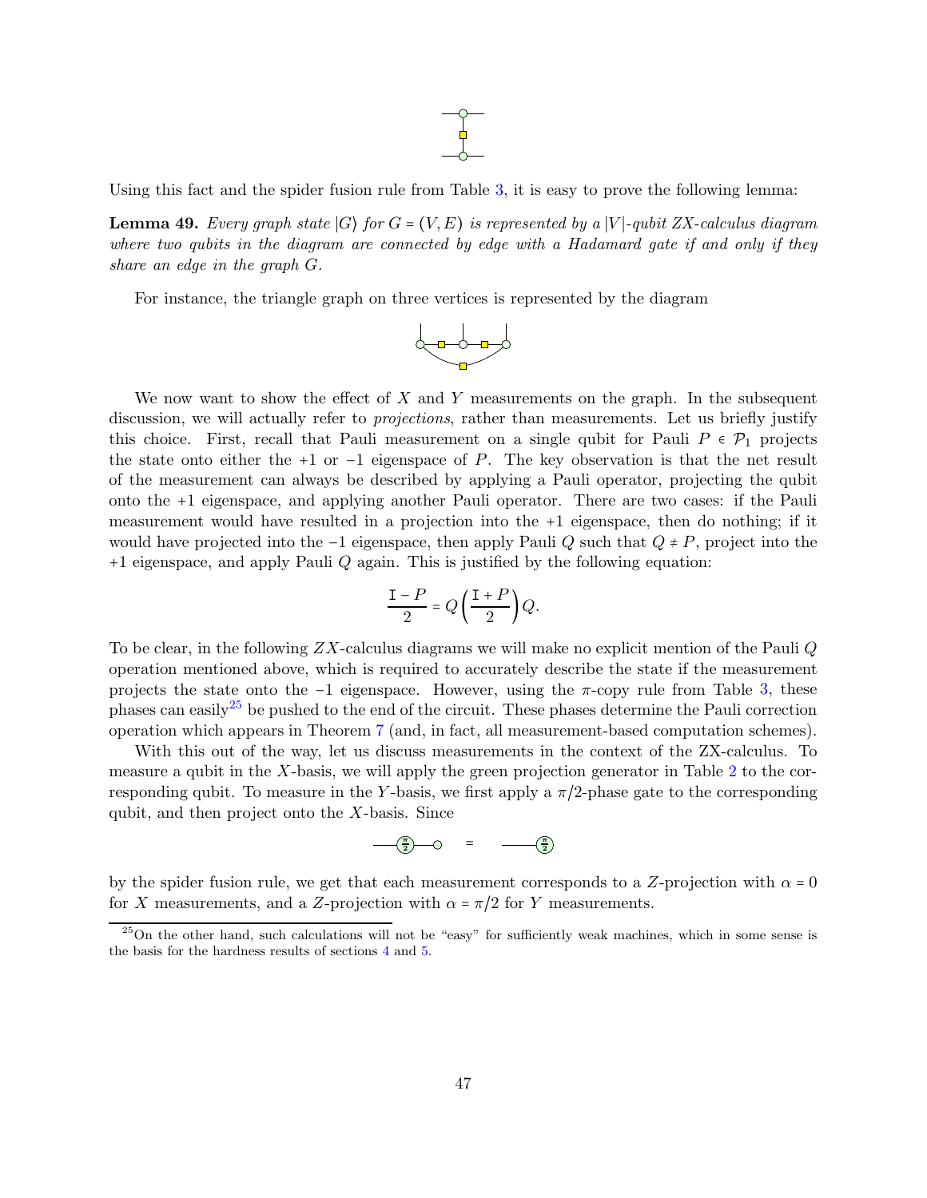Using this fact and the spider fusion rule from Table 3, it is easy to prove the following lemma:

**Lemma 49.** *Every graph state $|G\rangle$ for $G = (V, E)$ is represented by a $|V|$-qubit ZX-calculus diagram where two qubits in the diagram are connected by edge with a Hadamard gate if and only if they share an edge in the graph $G$.*

For instance, the triangle graph on three vertices is represented by the diagram

We now want to show the effect of $X$ and $Y$ measurements on the graph. In the subsequent discussion, we will actually refer to *projections*, rather than measurements. Let us briefly justify this choice. First, recall that Pauli measurement on a single qubit for Pauli $P \in \mathcal{P}_1$ projects the state onto either the $+1$ or $-1$ eigenspace of $P$. The key observation is that the net result of the measurement can always be described by applying a Pauli operator, projecting the qubit onto the $+1$ eigenspace, and applying another Pauli operator. There are two cases: if the Pauli measurement would have resulted in a projection into the $+1$ eigenspace, then do nothing; if it would have projected into the $-1$ eigenspace, then apply Pauli $Q$ such that $Q \neq P$, project into the $+1$ eigenspace, and apply Pauli $Q$ again. This is justified by the following equation:

$$\frac{\mathtt{I} - P}{2} = Q\left(\frac{\mathtt{I} + P}{2}\right)Q.$$

To be clear, in the following $ZX$-calculus diagrams we will make no explicit mention of the Pauli $Q$ operation mentioned above, which is required to accurately describe the state if the measurement projects the state onto the $-1$ eigenspace. However, using the $\pi$-copy rule from Table 3, these phases can easily[25] be pushed to the end of the circuit. These phases determine the Pauli correction operation which appears in Theorem 7 (and, in fact, all measurement-based computation schemes).

With this out of the way, let us discuss measurements in the context of the ZX-calculus. To measure a qubit in the $X$-basis, we will apply the green projection generator in Table 2 to the corresponding qubit. To measure in the $Y$-basis, we first apply a $\pi/2$-phase gate to the corresponding qubit, and then project onto the $X$-basis. Since

by the spider fusion rule, we get that each measurement corresponds to a $Z$-projection with $\alpha = 0$ for $X$ measurements, and a $Z$-projection with $\alpha = \pi/2$ for $Y$ measurements.

[25] On the other hand, such calculations will not be "easy" for sufficiently weak machines, which in some sense is the basis for the hardness results of sections 4 and 5.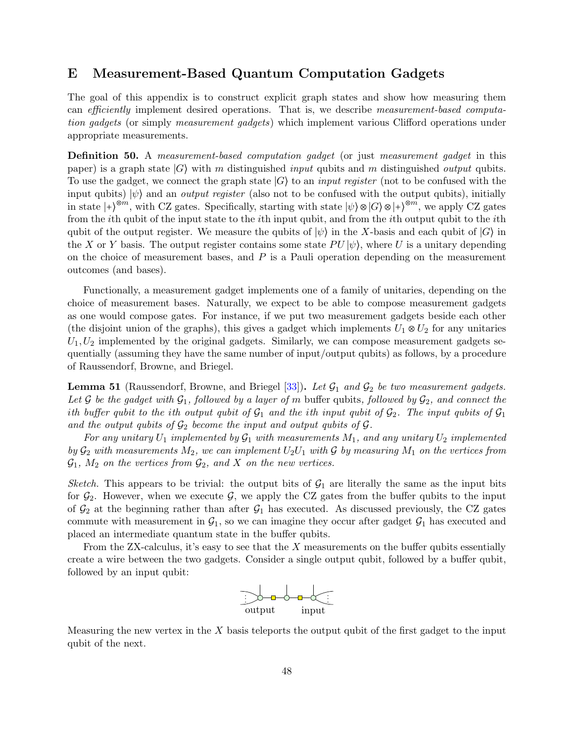## E Measurement-Based Quantum Computation Gadgets

The goal of this appendix is to construct explicit graph states and show how measuring them can *efficiently* implement desired operations. That is, we describe *measurement-based computation gadgets* (or simply *measurement gadgets*) which implement various Clifford operations under appropriate measurements.

**Definition 50.** A *measurement-based computation gadget* (or just *measurement gadget* in this paper) is a graph state $|G\rangle$ with $m$ distinguished *input* qubits and $m$ distinguished *output* qubits. To use the gadget, we connect the graph state $|G\rangle$ to an *input register* (not to be confused with the input qubits) $|\psi\rangle$ and an *output register* (also not to be confused with the output qubits), initially in state $|+\rangle^{\otimes m}$, with CZ gates. Specifically, starting with state $|\psi\rangle \otimes |G\rangle \otimes |+\rangle^{\otimes m}$, we apply CZ gates from the $i$th qubit of the input state to the $i$th input qubit, and from the $i$th output qubit to the $i$th qubit of the output register. We measure the qubits of $|\psi\rangle$ in the $X$-basis and each qubit of $|G\rangle$ in the $X$ or $Y$ basis. The output register contains some state $PU|\psi\rangle$, where $U$ is a unitary depending on the choice of measurement bases, and $P$ is a Pauli operation depending on the measurement outcomes (and bases).

Functionally, a measurement gadget implements one of a family of unitaries, depending on the choice of measurement bases. Naturally, we expect to be able to compose measurement gadgets as one would compose gates. For instance, if we put two measurement gadgets beside each other (the disjoint union of the graphs), this gives a gadget which implements $U_1 \otimes U_2$ for any unitaries $U_1, U_2$ implemented by the original gadgets. Similarly, we can compose measurement gadgets sequentially (assuming they have the same number of input/output qubits) as follows, by a procedure of Raussendorf, Browne, and Briegel.

**Lemma 51** (Raussendorf, Browne, and Briegel [33])**.** *Let $\mathcal{G}_1$ and $\mathcal{G}_2$ be two measurement gadgets. Let $\mathcal{G}$ be the gadget with $\mathcal{G}_1$, followed by a layer of $m$* buffer *qubits, followed by $\mathcal{G}_2$, and connect the $i$th buffer qubit to the $i$th output qubit of $\mathcal{G}_1$ and the $i$th input qubit of $\mathcal{G}_2$. The input qubits of $\mathcal{G}_1$ and the output qubits of $\mathcal{G}_2$ become the input and output qubits of $\mathcal{G}$.*

*For any unitary $U_1$ implemented by $\mathcal{G}_1$ with measurements $M_1$, and any unitary $U_2$ implemented by $\mathcal{G}_2$ with measurements $M_2$, we can implement $U_2U_1$ with $\mathcal{G}$ by measuring $M_1$ on the vertices from $\mathcal{G}_1$, $M_2$ on the vertices from $\mathcal{G}_2$, and $X$ on the new vertices.*

*Sketch.* This appears to be trivial: the output bits of $\mathcal{G}_1$ are literally the same as the input bits for $\mathcal{G}_2$. However, when we execute $\mathcal{G}$, we apply the CZ gates from the buffer qubits to the input of $\mathcal{G}_2$ at the beginning rather than after $\mathcal{G}_1$ has executed. As discussed previously, the CZ gates commute with measurement in $\mathcal{G}_1$, so we can imagine they occur after gadget $\mathcal{G}_1$ has executed and placed an intermediate quantum state in the buffer qubits.

From the ZX-calculus, it's easy to see that the $X$ measurements on the buffer qubits essentially create a wire between the two gadgets. Consider a single output qubit, followed by a buffer qubit, followed by an input qubit:

output input

Measuring the new vertex in the $X$ basis teleports the output qubit of the first gadget to the input qubit of the next.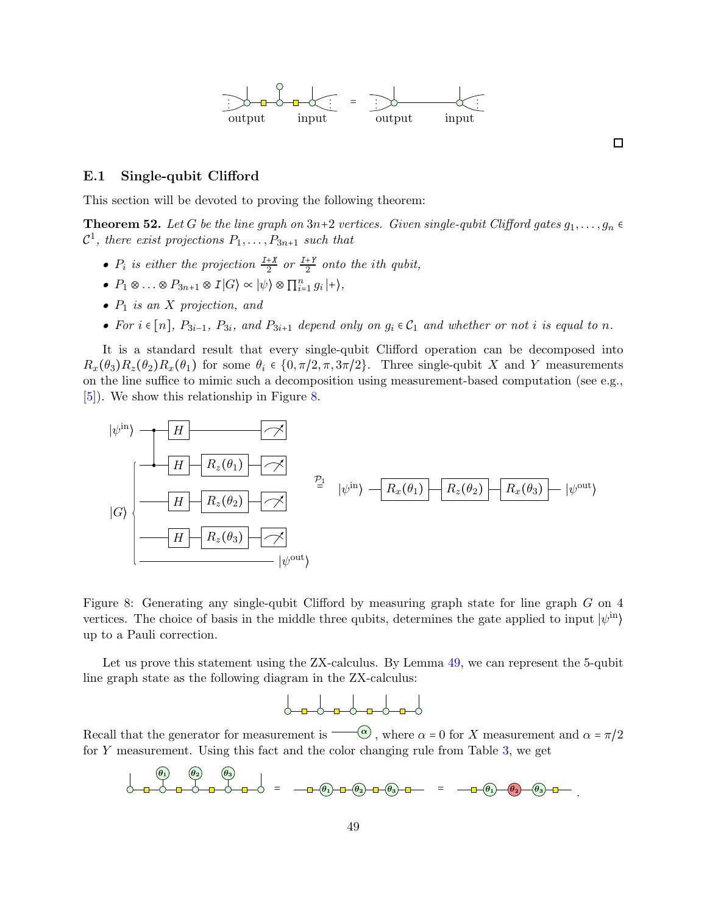output input = output input

□

## E.1 Single-qubit Clifford

This section will be devoted to proving the following theorem:

**Theorem 52.** *Let $G$ be the line graph on $3n+2$ vertices. Given single-qubit Clifford gates $g_1, \ldots, g_n \in \mathcal{C}^1$, there exist projections $P_1, \ldots, P_{3n+1}$ such that*

- *$P_i$ is either the projection $\frac{\mathcal{I}+X}{2}$ or $\frac{\mathcal{I}+Y}{2}$ onto the ith qubit,*
- *$P_1 \otimes \ldots \otimes P_{3n+1} \otimes \mathcal{I}|G\rangle \propto |\psi\rangle \otimes \prod_{i=1}^{n} g_i |+\rangle$,*
- *$P_1$ is an $X$ projection, and*
- *For $i \in [n]$, $P_{3i-1}$, $P_{3i}$, and $P_{3i+1}$ depend only on $g_i \in \mathcal{C}_1$ and whether or not $i$ is equal to $n$.*

It is a standard result that every single-qubit Clifford operation can be decomposed into $R_x(\theta_3)R_z(\theta_2)R_x(\theta_1)$ for some $\theta_i \in \{0, \pi/2, \pi, 3\pi/2\}$. Three single-qubit $X$ and $Y$ measurements on the line suffice to mimic such a decomposition using measurement-based computation (see e.g., [5]). We show this relationship in Figure 8.

Figure 8: Generating any single-qubit Clifford by measuring graph state for line graph $G$ on 4 vertices. The choice of basis in the middle three qubits, determines the gate applied to input $|\psi^{\text{in}}\rangle$ up to a Pauli correction.

Let us prove this statement using the ZX-calculus. By Lemma 49, we can represent the 5-qubit line graph state as the following diagram in the ZX-calculus:

Recall that the generator for measurement is $\alpha$, where $\alpha = 0$ for $X$ measurement and $\alpha = \pi/2$ for $Y$ measurement. Using this fact and the color changing rule from Table 3, we get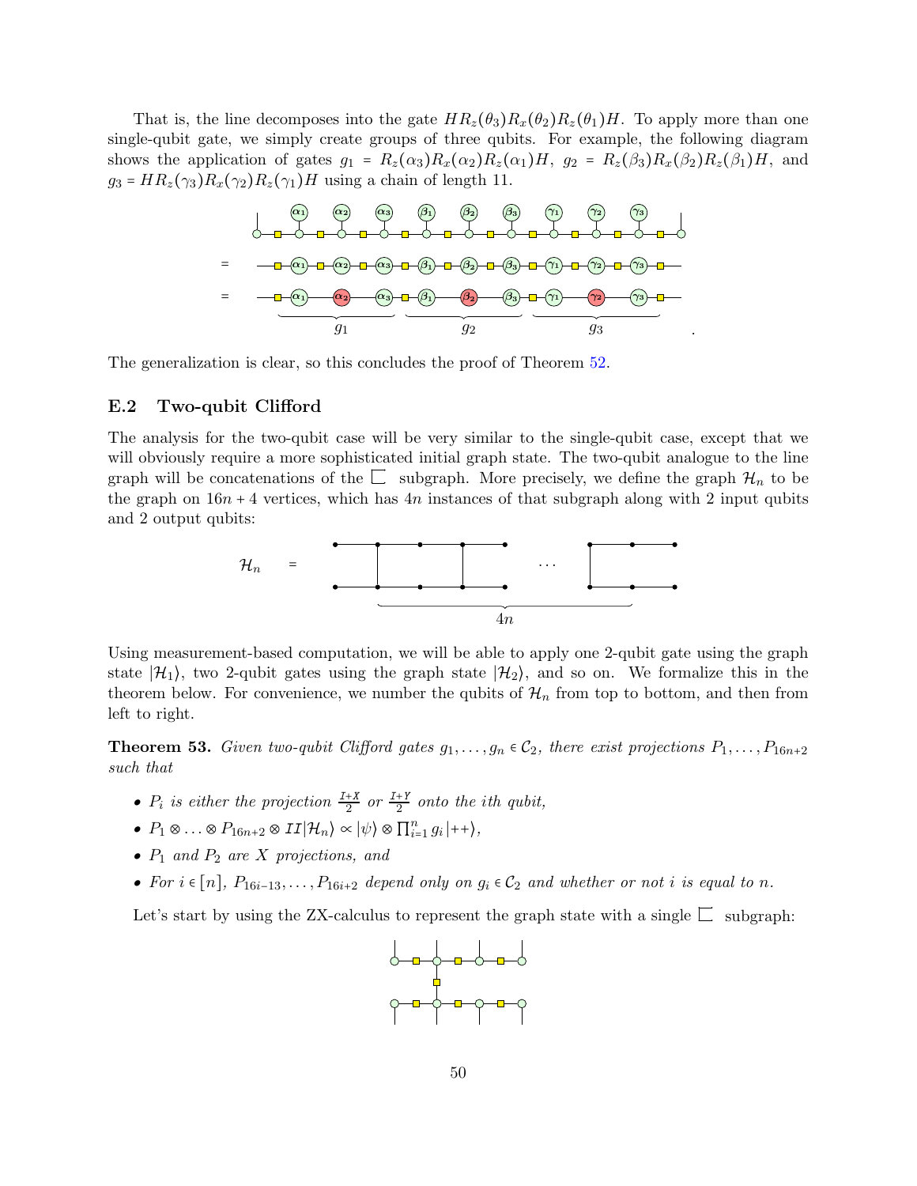That is, the line decomposes into the gate $HR_z(\theta_3)R_x(\theta_2)R_z(\theta_1)H$. To apply more than one single-qubit gate, we simply create groups of three qubits. For example, the following diagram shows the application of gates $g_1 = R_z(\alpha_3)R_x(\alpha_2)R_z(\alpha_1)H$, $g_2 = R_z(\beta_3)R_x(\beta_2)R_z(\beta_1)H$, and $g_3 = HR_z(\gamma_3)R_x(\gamma_2)R_z(\gamma_1)H$ using a chain of length 11.

The generalization is clear, so this concludes the proof of Theorem 52.

## E.2 Two-qubit Clifford

The analysis for the two-qubit case will be very similar to the single-qubit case, except that we will obviously require a more sophisticated initial graph state. The two-qubit analogue to the line graph will be concatenations of the ⊏ subgraph. More precisely, we define the graph $\mathcal{H}_n$ to be the graph on $16n+4$ vertices, which has $4n$ instances of that subgraph along with 2 input qubits and 2 output qubits:

Using measurement-based computation, we will be able to apply one 2-qubit gate using the graph state $|\mathcal{H}_1\rangle$, two 2-qubit gates using the graph state $|\mathcal{H}_2\rangle$, and so on. We formalize this in the theorem below. For convenience, we number the qubits of $\mathcal{H}_n$ from top to bottom, and then from left to right.

**Theorem 53.** *Given two-qubit Clifford gates $g_1, \ldots, g_n \in \mathcal{C}_2$, there exist projections $P_1, \ldots, P_{16n+2}$ such that*

- *$P_i$ is either the projection $\frac{I+X}{2}$ or $\frac{I+Y}{2}$ onto the ith qubit,*
- *$P_1 \otimes \ldots \otimes P_{16n+2} \otimes II|\mathcal{H}_n\rangle \propto |\psi\rangle \otimes \prod_{i=1}^n g_i |{++}\rangle$,*
- *$P_1$ and $P_2$ are $X$ projections, and*
- *For $i \in [n]$, $P_{16i-13}, \ldots, P_{16i+2}$ depend only on $g_i \in \mathcal{C}_2$ and whether or not $i$ is equal to $n$.*

Let's start by using the ZX-calculus to represent the graph state with a single ⊏ subgraph: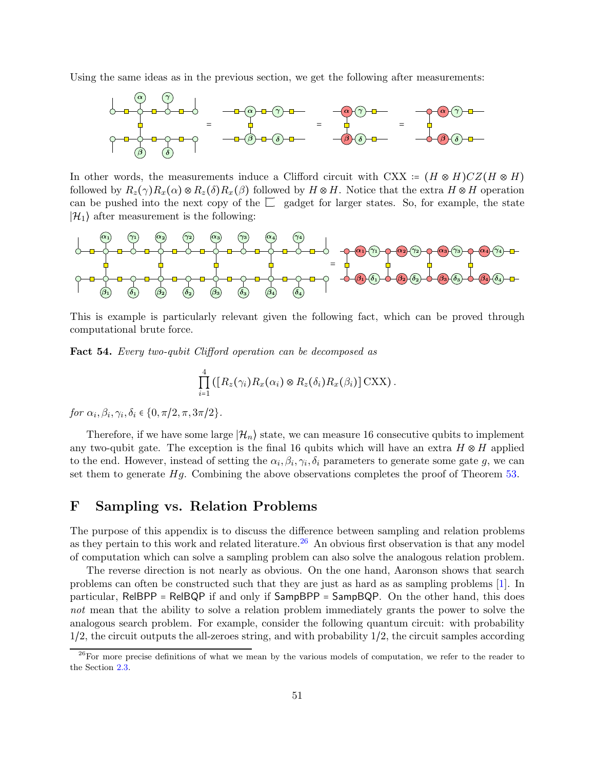Using the same ideas as in the previous section, we get the following after measurements:

In other words, the measurements induce a Clifford circuit with $\mathrm{CXX} := (H \otimes H)CZ(H \otimes H)$ followed by $R_z(\gamma)R_x(\alpha) \otimes R_z(\delta)R_x(\beta)$ followed by $H \otimes H$. Notice that the extra $H \otimes H$ operation can be pushed into the next copy of the gadget for larger states. So, for example, the state $|\mathcal{H}_1\rangle$ after measurement is the following:

This is example is particularly relevant given the following fact, which can be proved through computational brute force.

**Fact 54.** *Every two-qubit Clifford operation can be decomposed as*

$$\prod_{i=1}^{4} \left( \left[ R_z(\gamma_i)R_x(\alpha_i) \otimes R_z(\delta_i)R_x(\beta_i) \right] \mathrm{CXX} \right).$$

*for* $\alpha_i, \beta_i, \gamma_i, \delta_i \in \{0, \pi/2, \pi, 3\pi/2\}$.

Therefore, if we have some large $|\mathcal{H}_n\rangle$ state, we can measure 16 consecutive qubits to implement any two-qubit gate. The exception is the final 16 qubits which will have an extra $H \otimes H$ applied to the end. However, instead of setting the $\alpha_i, \beta_i, \gamma_i, \delta_i$ parameters to generate some gate $g$, we can set them to generate $Hg$. Combining the above observations completes the proof of Theorem 53.

# F Sampling vs. Relation Problems

The purpose of this appendix is to discuss the difference between sampling and relation problems as they pertain to this work and related literature.[26] An obvious first observation is that any model of computation which can solve a sampling problem can also solve the analogous relation problem.

The reverse direction is not nearly as obvious. On the one hand, Aaronson shows that search problems can often be constructed such that they are just as hard as as sampling problems [1]. In particular, RelBPP = RelBQP if and only if SampBPP = SampBQP. On the other hand, this does *not* mean that the ability to solve a relation problem immediately grants the power to solve the analogous search problem. For example, consider the following quantum circuit: with probability 1/2, the circuit outputs the all-zeroes string, and with probability 1/2, the circuit samples according

[26] For more precise definitions of what we mean by the various models of computation, we refer to the reader to the Section 2.3.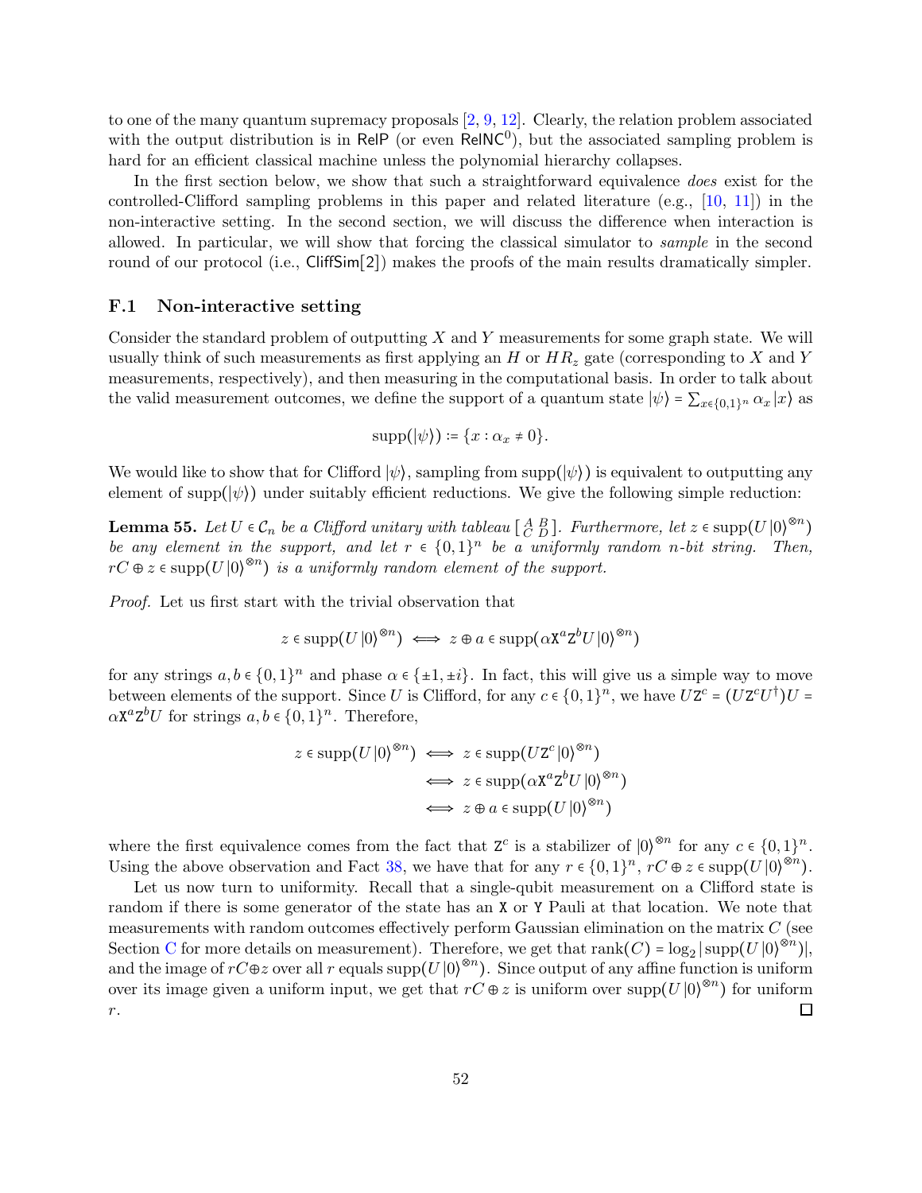to one of the many quantum supremacy proposals [2, 9, 12]. Clearly, the relation problem associated with the output distribution is in RelP (or even $\mathsf{RelNC}^0$), but the associated sampling problem is hard for an efficient classical machine unless the polynomial hierarchy collapses.

In the first section below, we show that such a straightforward equivalence *does* exist for the controlled-Clifford sampling problems in this paper and related literature (e.g., [10, 11]) in the non-interactive setting. In the second section, we will discuss the difference when interaction is allowed. In particular, we will show that forcing the classical simulator to *sample* in the second round of our protocol (i.e., CliffSim[2]) makes the proofs of the main results dramatically simpler.

### F.1 Non-interactive setting

Consider the standard problem of outputting $X$ and $Y$ measurements for some graph state. We will usually think of such measurements as first applying an $H$ or $HR_z$ gate (corresponding to $X$ and $Y$ measurements, respectively), and then measuring in the computational basis. In order to talk about the valid measurement outcomes, we define the support of a quantum state $|\psi\rangle = \sum_{x\in\{0,1\}^n} \alpha_x |x\rangle$ as

$$\mathrm{supp}(|\psi\rangle) := \{x : \alpha_x \neq 0\}.$$

We would like to show that for Clifford $|\psi\rangle$, sampling from $\mathrm{supp}(|\psi\rangle)$ is equivalent to outputting any element of $\mathrm{supp}(|\psi\rangle)$ under suitably efficient reductions. We give the following simple reduction:

**Lemma 55.** *Let $U \in \mathcal{C}_n$ be a Clifford unitary with tableau $\left[\begin{smallmatrix} A & B \\ C & D \end{smallmatrix}\right]$. Furthermore, let $z \in \mathrm{supp}(U|0\rangle^{\otimes n})$ be any element in the support, and let $r \in \{0,1\}^n$ be a uniformly random $n$-bit string. Then, $rC \oplus z \in \mathrm{supp}(U|0\rangle^{\otimes n})$ is a uniformly random element of the support.*

*Proof.* Let us first start with the trivial observation that

$$z \in \mathrm{supp}(U|0\rangle^{\otimes n}) \iff z \oplus a \in \mathrm{supp}(\alpha \mathtt{X}^a \mathtt{Z}^b U |0\rangle^{\otimes n})$$

for any strings $a, b \in \{0,1\}^n$ and phase $\alpha \in \{\pm 1, \pm i\}$. In fact, this will give us a simple way to move between elements of the support. Since $U$ is Clifford, for any $c \in \{0,1\}^n$, we have $U\mathtt{Z}^c = (U\mathtt{Z}^c U^\dagger)U = \alpha \mathtt{X}^a \mathtt{Z}^b U$ for strings $a, b \in \{0,1\}^n$. Therefore,

$$\begin{aligned} z \in \mathrm{supp}(U|0\rangle^{\otimes n}) &\iff z \in \mathrm{supp}(U\mathtt{Z}^c|0\rangle^{\otimes n}) \\ &\iff z \in \mathrm{supp}(\alpha \mathtt{X}^a \mathtt{Z}^b U|0\rangle^{\otimes n}) \\ &\iff z \oplus a \in \mathrm{supp}(U|0\rangle^{\otimes n}) \end{aligned}$$

where the first equivalence comes from the fact that $\mathtt{Z}^c$ is a stabilizer of $|0\rangle^{\otimes n}$ for any $c \in \{0,1\}^n$. Using the above observation and Fact 38, we have that for any $r \in \{0,1\}^n$, $rC \oplus z \in \mathrm{supp}(U|0\rangle^{\otimes n})$.

Let us now turn to uniformity. Recall that a single-qubit measurement on a Clifford state is random if there is some generator of the state has an X or Y Pauli at that location. We note that measurements with random outcomes effectively perform Gaussian elimination on the matrix $C$ (see Section C for more details on measurement). Therefore, we get that $\mathrm{rank}(C) = \log_2 |\mathrm{supp}(U|0\rangle^{\otimes n})|$, and the image of $rC \oplus z$ over all $r$ equals $\mathrm{supp}(U|0\rangle^{\otimes n})$. Since output of any affine function is uniform over its image given a uniform input, we get that $rC \oplus z$ is uniform over $\mathrm{supp}(U|0\rangle^{\otimes n})$ for uniform $r$. □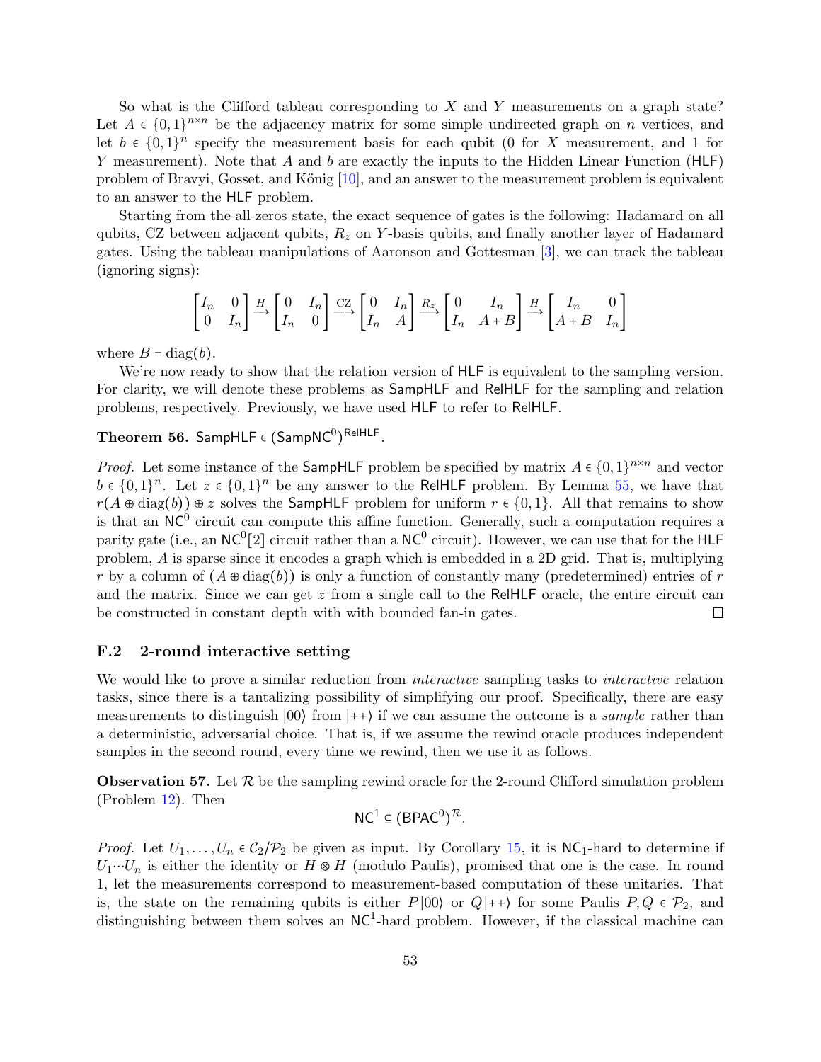So what is the Clifford tableau corresponding to $X$ and $Y$ measurements on a graph state? Let $A \in \{0,1\}^{n\times n}$ be the adjacency matrix for some simple undirected graph on $n$ vertices, and let $b \in \{0,1\}^n$ specify the measurement basis for each qubit (0 for $X$ measurement, and 1 for $Y$ measurement). Note that $A$ and $b$ are exactly the inputs to the Hidden Linear Function (HLF) problem of Bravyi, Gosset, and König [10], and an answer to the measurement problem is equivalent to an answer to the HLF problem.

Starting from the all-zeros state, the exact sequence of gates is the following: Hadamard on all qubits, CZ between adjacent qubits, $R_z$ on $Y$-basis qubits, and finally another layer of Hadamard gates. Using the tableau manipulations of Aaronson and Gottesman [3], we can track the tableau (ignoring signs):

$$\begin{bmatrix} I_n & 0 \\ 0 & I_n \end{bmatrix} \xrightarrow{H} \begin{bmatrix} 0 & I_n \\ I_n & 0 \end{bmatrix} \xrightarrow{\text{CZ}} \begin{bmatrix} 0 & I_n \\ I_n & A \end{bmatrix} \xrightarrow{R_z} \begin{bmatrix} 0 & I_n \\ I_n & A+B \end{bmatrix} \xrightarrow{H} \begin{bmatrix} I_n & 0 \\ A+B & I_n \end{bmatrix}$$

where $B = \operatorname{diag}(b)$.

We're now ready to show that the relation version of HLF is equivalent to the sampling version. For clarity, we will denote these problems as SampHLF and RelHLF for the sampling and relation problems, respectively. Previously, we have used HLF to refer to RelHLF.

**Theorem 56.** $\mathsf{SampHLF} \in (\mathsf{SampNC}^0)^{\mathsf{RelHLF}}$.

*Proof.* Let some instance of the SampHLF problem be specified by matrix $A \in \{0,1\}^{n\times n}$ and vector $b \in \{0,1\}^n$. Let $z \in \{0,1\}^n$ be any answer to the RelHLF problem. By Lemma 55, we have that $r(A \oplus \operatorname{diag}(b)) \oplus z$ solves the SampHLF problem for uniform $r \in \{0,1\}$. All that remains to show is that an $\mathsf{NC}^0$ circuit can compute this affine function. Generally, such a computation requires a parity gate (i.e., an $\mathsf{NC}^0[2]$ circuit rather than a $\mathsf{NC}^0$ circuit). However, we can use that for the HLF problem, $A$ is sparse since it encodes a graph which is embedded in a 2D grid. That is, multiplying $r$ by a column of $(A \oplus \operatorname{diag}(b))$ is only a function of constantly many (predetermined) entries of $r$ and the matrix. Since we can get $z$ from a single call to the RelHLF oracle, the entire circuit can be constructed in constant depth with with bounded fan-in gates. ☐

### F.2 2-round interactive setting

We would like to prove a similar reduction from *interactive* sampling tasks to *interactive* relation tasks, since there is a tantalizing possibility of simplifying our proof. Specifically, there are easy measurements to distinguish $|00\rangle$ from $|{+}{+}\rangle$ if we can assume the outcome is a *sample* rather than a deterministic, adversarial choice. That is, if we assume the rewind oracle produces independent samples in the second round, every time we rewind, then we use it as follows.

**Observation 57.** Let $\mathcal{R}$ be the sampling rewind oracle for the 2-round Clifford simulation problem (Problem 12). Then

$$\mathsf{NC}^1 \subseteq (\mathsf{BPAC}^0)^{\mathcal{R}}.$$

*Proof.* Let $U_1, \ldots, U_n \in \mathcal{C}_2/\mathcal{P}_2$ be given as input. By Corollary 15, it is $\mathsf{NC}_1$-hard to determine if $U_1 \cdots U_n$ is either the identity or $H \otimes H$ (modulo Paulis), promised that one is the case. In round 1, let the measurements correspond to measurement-based computation of these unitaries. That is, the state on the remaining qubits is either $P|00\rangle$ or $Q|{+}{+}\rangle$ for some Paulis $P, Q \in \mathcal{P}_2$, and distinguishing between them solves an $\mathsf{NC}^1$-hard problem. However, if the classical machine can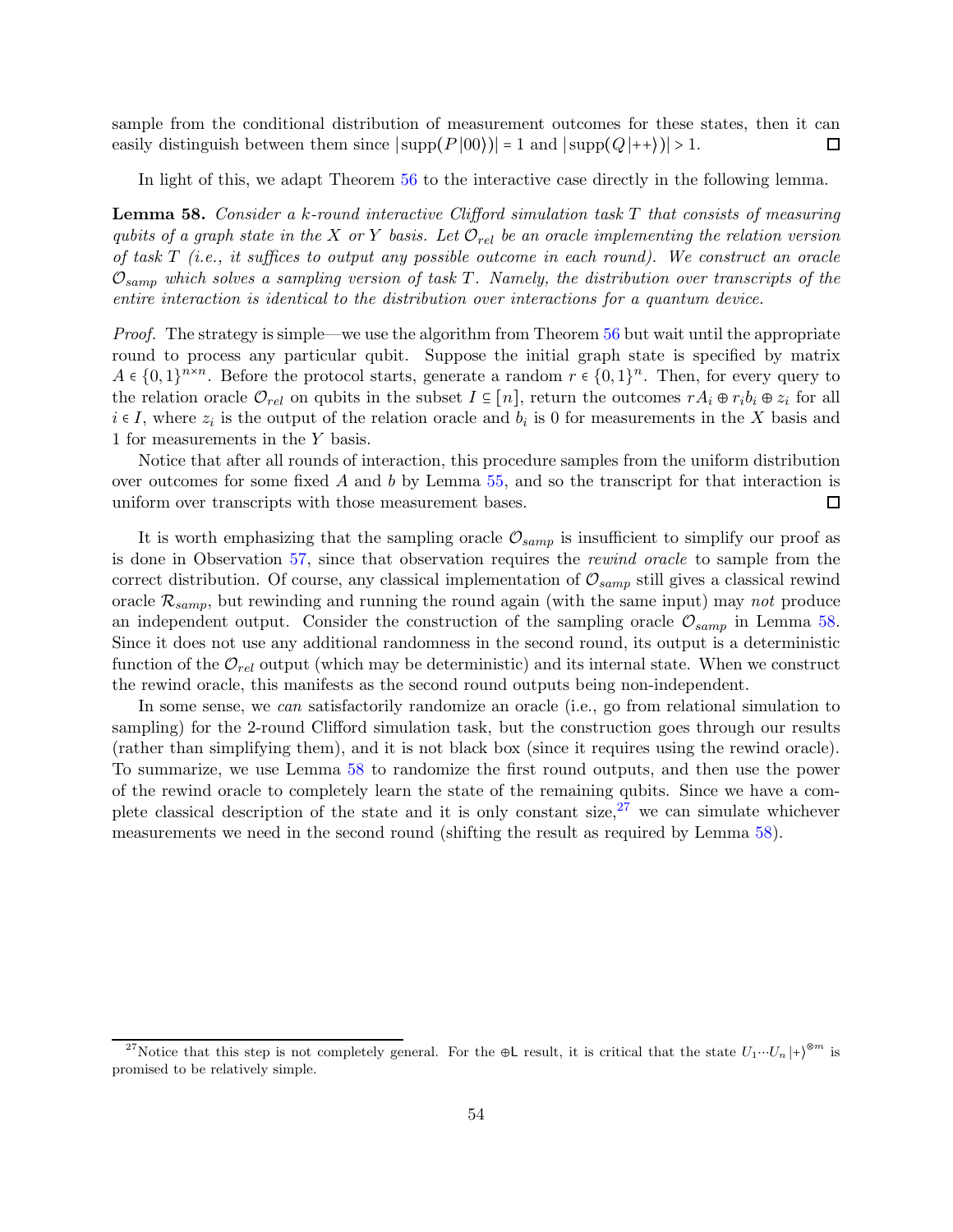sample from the conditional distribution of measurement outcomes for these states, then it can easily distinguish between them since $|\text{supp}(P|00\rangle)| = 1$ and $|\text{supp}(Q|{+}{+}\rangle)| > 1$. ◻

In light of this, we adapt Theorem 56 to the interactive case directly in the following lemma.

**Lemma 58.** *Consider a $k$-round interactive Clifford simulation task $T$ that consists of measuring qubits of a graph state in the $X$ or $Y$ basis. Let $\mathcal{O}_{rel}$ be an oracle implementing the relation version of task $T$ (i.e., it suffices to output any possible outcome in each round). We construct an oracle $\mathcal{O}_{samp}$ which solves a sampling version of task $T$. Namely, the distribution over transcripts of the entire interaction is identical to the distribution over interactions for a quantum device.*

*Proof.* The strategy is simple—we use the algorithm from Theorem 56 but wait until the appropriate round to process any particular qubit. Suppose the initial graph state is specified by matrix $A \in \{0,1\}^{n\times n}$. Before the protocol starts, generate a random $r \in \{0,1\}^n$. Then, for every query to the relation oracle $\mathcal{O}_{rel}$ on qubits in the subset $I \subseteq [n]$, return the outcomes $rA_i \oplus r_i b_i \oplus z_i$ for all $i \in I$, where $z_i$ is the output of the relation oracle and $b_i$ is 0 for measurements in the $X$ basis and 1 for measurements in the $Y$ basis.

Notice that after all rounds of interaction, this procedure samples from the uniform distribution over outcomes for some fixed $A$ and $b$ by Lemma 55, and so the transcript for that interaction is uniform over transcripts with those measurement bases. ◻

It is worth emphasizing that the sampling oracle $\mathcal{O}_{samp}$ is insufficient to simplify our proof as is done in Observation 57, since that observation requires the *rewind oracle* to sample from the correct distribution. Of course, any classical implementation of $\mathcal{O}_{samp}$ still gives a classical rewind oracle $\mathcal{R}_{samp}$, but rewinding and running the round again (with the same input) may *not* produce an independent output. Consider the construction of the sampling oracle $\mathcal{O}_{samp}$ in Lemma 58. Since it does not use any additional randomness in the second round, its output is a deterministic function of the $\mathcal{O}_{rel}$ output (which may be deterministic) and its internal state. When we construct the rewind oracle, this manifests as the second round outputs being non-independent.

In some sense, we *can* satisfactorily randomize an oracle (i.e., go from relational simulation to sampling) for the 2-round Clifford simulation task, but the construction goes through our results (rather than simplifying them), and it is not black box (since it requires using the rewind oracle). To summarize, we use Lemma 58 to randomize the first round outputs, and then use the power of the rewind oracle to completely learn the state of the remaining qubits. Since we have a complete classical description of the state and it is only constant size,[27] we can simulate whichever measurements we need in the second round (shifting the result as required by Lemma 58).

[27]Notice that this step is not completely general. For the $\oplus\mathsf{L}$ result, it is critical that the state $U_1 \cdots U_n |+\rangle^{\otimes m}$ is promised to be relatively simple.